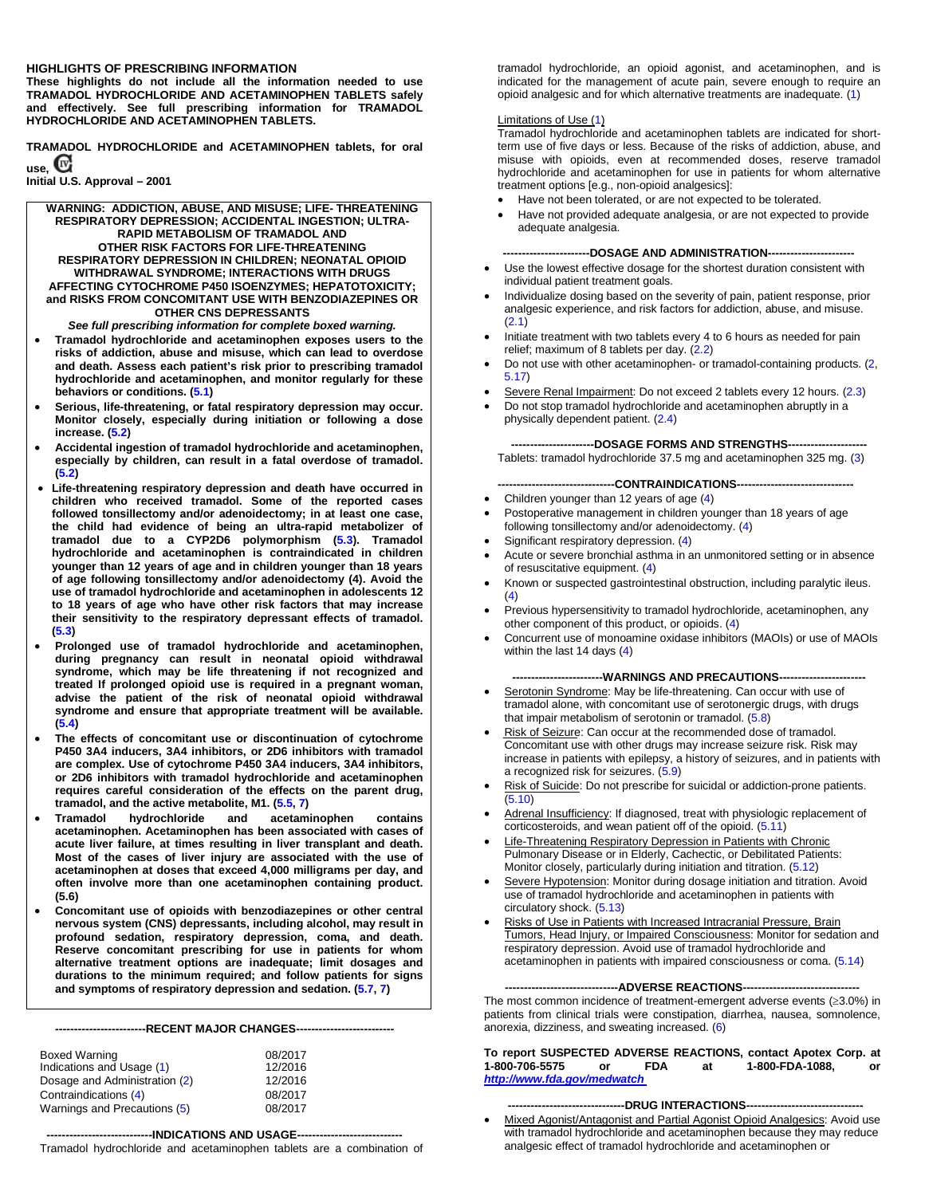**HIGHLIGHTS OF PRESCRIBING INFORMATION**
**These highlights do not include all the information needed to use TRAMADOL HYDROCHLORIDE AND ACETAMINOPHEN TABLETS safely and effectively. See full prescribing information for TRAMADOL HYDROCHLORIDE AND ACETAMINOPHEN TABLETS.**

**TRAMADOL HYDROCHLORIDE and ACETAMINOPHEN tablets, for oral use, CIV**
**Initial U.S. Approval – 2001**

**WARNING: ADDICTION, ABUSE, AND MISUSE; LIFE- THREATENING RESPIRATORY DEPRESSION; ACCIDENTAL INGESTION; ULTRA-RAPID METABOLISM OF TRAMADOL AND OTHER RISK FACTORS FOR LIFE-THREATENING RESPIRATORY DEPRESSION IN CHILDREN; NEONATAL OPIOID WITHDRAWAL SYNDROME; INTERACTIONS WITH DRUGS AFFECTING CYTOCHROME P450 ISOENZYMES; HEPATOTOXICITY; and RISKS FROM CONCOMITANT USE WITH BENZODIAZEPINES OR OTHER CNS DEPRESSANTS**

***See full prescribing information for complete boxed warning.***

- **Tramadol hydrochloride and acetaminophen exposes users to the risks of addiction, abuse and misuse, which can lead to overdose and death. Assess each patient's risk prior to prescribing tramadol hydrochloride and acetaminophen, and monitor regularly for these behaviors or conditions. (5.1)**
- **Serious, life-threatening, or fatal respiratory depression may occur. Monitor closely, especially during initiation or following a dose increase. (5.2)**
- **Accidental ingestion of tramadol hydrochloride and acetaminophen, especially by children, can result in a fatal overdose of tramadol. (5.2)**
- **Life-threatening respiratory depression and death have occurred in children who received tramadol. Some of the reported cases followed tonsillectomy and/or adenoidectomy; in at least one case, the child had evidence of being an ultra-rapid metabolizer of tramadol due to a CYP2D6 polymorphism (5.3). Tramadol hydrochloride and acetaminophen is contraindicated in children younger than 12 years of age and in children younger than 18 years of age following tonsillectomy and/or adenoidectomy (4). Avoid the use of tramadol hydrochloride and acetaminophen in adolescents 12 to 18 years of age who have other risk factors that may increase their sensitivity to the respiratory depressant effects of tramadol. (5.3)**
- **Prolonged use of tramadol hydrochloride and acetaminophen, during pregnancy can result in neonatal opioid withdrawal syndrome, which may be life threatening if not recognized and treated If prolonged opioid use is required in a pregnant woman, advise the patient of the risk of neonatal opioid withdrawal syndrome and ensure that appropriate treatment will be available. (5.4)**
- **The effects of concomitant use or discontinuation of cytochrome P450 3A4 inducers, 3A4 inhibitors, or 2D6 inhibitors with tramadol are complex. Use of cytochrome P450 3A4 inducers, 3A4 inhibitors, or 2D6 inhibitors with tramadol hydrochloride and acetaminophen requires careful consideration of the effects on the parent drug, tramadol, and the active metabolite, M1. (5.5, 7)**
- **Tramadol hydrochloride and acetaminophen contains acetaminophen. Acetaminophen has been associated with cases of acute liver failure, at times resulting in liver transplant and death. Most of the cases of liver injury are associated with the use of acetaminophen at doses that exceed 4,000 milligrams per day, and often involve more than one acetaminophen containing product. (5.6)**
- **Concomitant use of opioids with benzodiazepines or other central nervous system (CNS) depressants, including alcohol, may result in profound sedation, respiratory depression, coma, and death. Reserve concomitant prescribing for use in patients for whom alternative treatment options are inadequate; limit dosages and durations to the minimum required; and follow patients for signs and symptoms of respiratory depression and sedation. (5.7, 7)**

**----------------------RECENT MAJOR CHANGES----------------------**

| | |
|---|---|
| Boxed Warning | 08/2017 |
| Indications and Usage (1) | 12/2016 |
| Dosage and Administration (2) | 12/2016 |
| Contraindications (4) | 08/2017 |
| Warnings and Precautions (5) | 08/2017 |

**----------------------INDICATIONS AND USAGE----------------------**

Tramadol hydrochloride and acetaminophen tablets are a combination of tramadol hydrochloride, an opioid agonist, and acetaminophen, and is indicated for the management of acute pain, severe enough to require an opioid analgesic and for which alternative treatments are inadequate. (1)

Limitations of Use (1)
Tramadol hydrochloride and acetaminophen tablets are indicated for short-term use of five days or less. Because of the risks of addiction, abuse, and misuse with opioids, even at recommended doses, reserve tramadol hydrochloride and acetaminophen for use in patients for whom alternative treatment options [e.g., non-opioid analgesics]:

- Have not been tolerated, or are not expected to be tolerated.
- Have not provided adequate analgesia, or are not expected to provide adequate analgesia.

**----------------------DOSAGE AND ADMINISTRATION----------------------**

- Use the lowest effective dosage for the shortest duration consistent with individual patient treatment goals.
- Individualize dosing based on the severity of pain, patient response, prior analgesic experience, and risk factors for addiction, abuse, and misuse. (2.1)
- Initiate treatment with two tablets every 4 to 6 hours as needed for pain relief; maximum of 8 tablets per day. (2.2)
- Do not use with other acetaminophen- or tramadol-containing products. (2, 5.17)
- Severe Renal Impairment: Do not exceed 2 tablets every 12 hours. (2.3)
- Do not stop tramadol hydrochloride and acetaminophen abruptly in a physically dependent patient. (2.4)

**----------------------DOSAGE FORMS AND STRENGTHS----------------------**

Tablets: tramadol hydrochloride 37.5 mg and acetaminophen 325 mg. (3)

**----------------------CONTRAINDICATIONS----------------------**

- Children younger than 12 years of age (4)
- Postoperative management in children younger than 18 years of age following tonsillectomy and/or adenoidectomy. (4)
- Significant respiratory depression. (4)
- Acute or severe bronchial asthma in an unmonitored setting or in absence of resuscitative equipment. (4)
- Known or suspected gastrointestinal obstruction, including paralytic ileus. (4)
- Previous hypersensitivity to tramadol hydrochloride, acetaminophen, any other component of this product, or opioids. (4)
- Concurrent use of monoamine oxidase inhibitors (MAOIs) or use of MAOIs within the last 14 days (4)

**----------------------WARNINGS AND PRECAUTIONS----------------------**

- Serotonin Syndrome: May be life-threatening. Can occur with use of tramadol alone, with concomitant use of serotonergic drugs, with drugs that impair metabolism of serotonin or tramadol. (5.8)
- Risk of Seizure: Can occur at the recommended dose of tramadol. Concomitant use with other drugs may increase seizure risk. Risk may increase in patients with epilepsy, a history of seizures, and in patients with a recognized risk for seizures. (5.9)
- Risk of Suicide: Do not prescribe for suicidal or addiction-prone patients. (5.10)
- Adrenal Insufficiency: If diagnosed, treat with physiologic replacement of corticosteroids, and wean patient off of the opioid. (5.11)
- Life-Threatening Respiratory Depression in Patients with Chronic Pulmonary Disease or in Elderly, Cachectic, or Debilitated Patients: Monitor closely, particularly during initiation and titration. (5.12)
- Severe Hypotension: Monitor during dosage initiation and titration. Avoid use of tramadol hydrochloride and acetaminophen in patients with circulatory shock. (5.13)
- Risks of Use in Patients with Increased Intracranial Pressure, Brain Tumors, Head Injury, or Impaired Consciousness: Monitor for sedation and respiratory depression. Avoid use of tramadol hydrochloride and acetaminophen in patients with impaired consciousness or coma. (5.14)

**----------------------ADVERSE REACTIONS----------------------**

The most common incidence of treatment-emergent adverse events (≥3.0%) in patients from clinical trials were constipation, diarrhea, nausea, somnolence, anorexia, dizziness, and sweating increased. (6)

**To report SUSPECTED ADVERSE REACTIONS, contact Apotex Corp. at 1-800-706-5575 or FDA at 1-800-FDA-1088, or *http://www.fda.gov/medwatch***

**----------------------DRUG INTERACTIONS----------------------**

- Mixed Agonist/Antagonist and Partial Agonist Opioid Analgesics: Avoid use with tramadol hydrochloride and acetaminophen because they may reduce analgesic effect of tramadol hydrochloride and acetaminophen or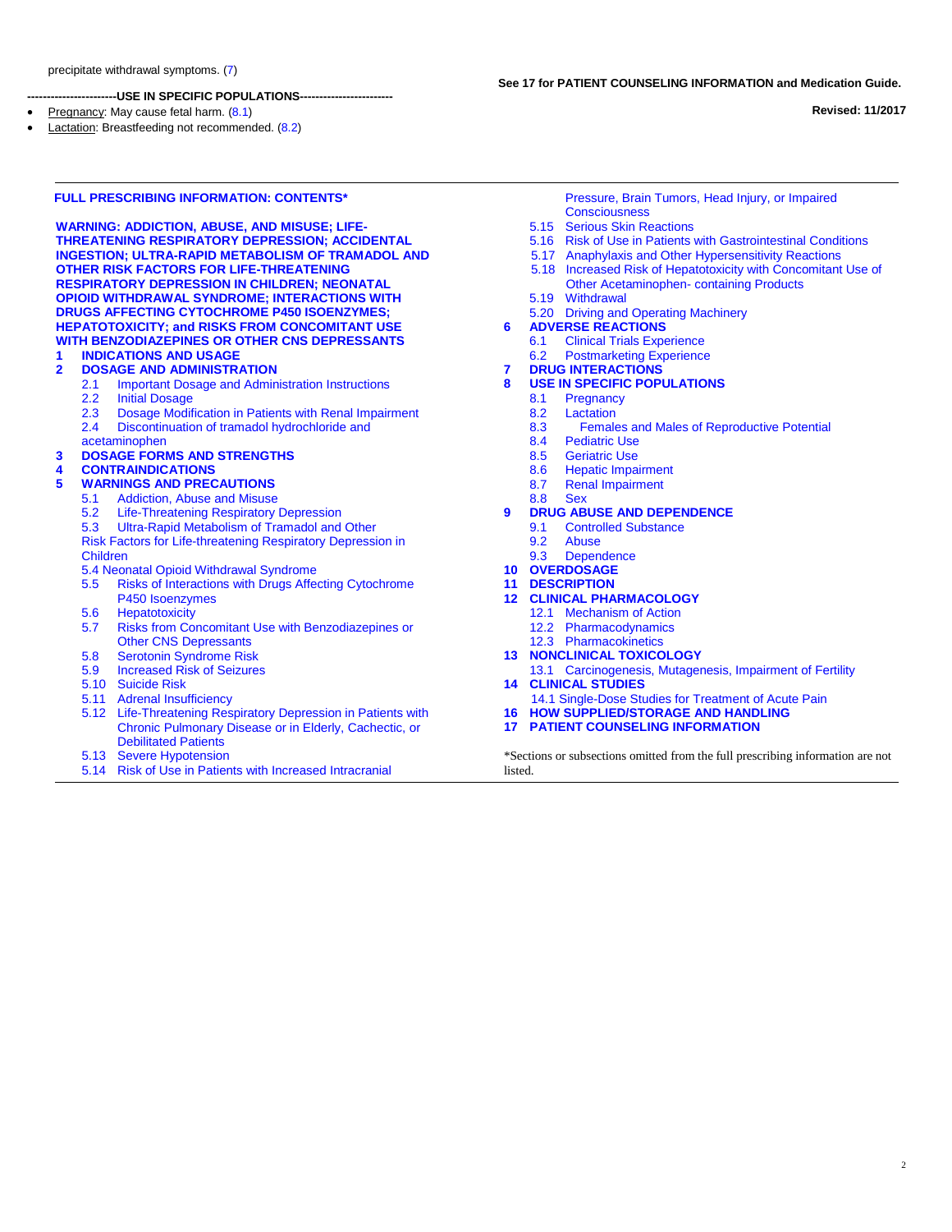precipitate withdrawal symptoms. (7)

-----------------------USE IN SPECIFIC POPULATIONS-----------------------

- Pregnancy: May cause fetal harm. (8.1)
- Lactation: Breastfeeding not recommended. (8.2)

**See 17 for PATIENT COUNSELING INFORMATION and Medication Guide.**

**Revised: 11/2017**

---

**FULL PRESCRIBING INFORMATION: CONTENTS***

**WARNING: ADDICTION, ABUSE, AND MISUSE; LIFE-THREATENING RESPIRATORY DEPRESSION; ACCIDENTAL INGESTION; ULTRA-RAPID METABOLISM OF TRAMADOL AND OTHER RISK FACTORS FOR LIFE-THREATENING RESPIRATORY DEPRESSION IN CHILDREN; NEONATAL OPIOID WITHDRAWAL SYNDROME; INTERACTIONS WITH DRUGS AFFECTING CYTOCHROME P450 ISOENZYMES; HEPATOTOXICITY; and RISKS FROM CONCOMITANT USE WITH BENZODIAZEPINES OR OTHER CNS DEPRESSANTS**

**1 INDICATIONS AND USAGE**

**2 DOSAGE AND ADMINISTRATION**
- 2.1 Important Dosage and Administration Instructions
- 2.2 Initial Dosage
- 2.3 Dosage Modification in Patients with Renal Impairment
- 2.4 Discontinuation of tramadol hydrochloride and acetaminophen

**3 DOSAGE FORMS AND STRENGTHS**

**4 CONTRAINDICATIONS**

**5 WARNINGS AND PRECAUTIONS**
- 5.1 Addiction, Abuse and Misuse
- 5.2 Life-Threatening Respiratory Depression
- 5.3 Ultra-Rapid Metabolism of Tramadol and Other Risk Factors for Life-threatening Respiratory Depression in Children
- 5.4 Neonatal Opioid Withdrawal Syndrome
- 5.5 Risks of Interactions with Drugs Affecting Cytochrome P450 Isoenzymes
- 5.6 Hepatotoxicity
- 5.7 Risks from Concomitant Use with Benzodiazepines or Other CNS Depressants
- 5.8 Serotonin Syndrome Risk
- 5.9 Increased Risk of Seizures
- 5.10 Suicide Risk
- 5.11 Adrenal Insufficiency
- 5.12 Life-Threatening Respiratory Depression in Patients with Chronic Pulmonary Disease or in Elderly, Cachectic, or Debilitated Patients
- 5.13 Severe Hypotension
- 5.14 Risk of Use in Patients with Increased Intracranial Pressure, Brain Tumors, Head Injury, or Impaired Consciousness
- 5.15 Serious Skin Reactions
- 5.16 Risk of Use in Patients with Gastrointestinal Conditions
- 5.17 Anaphylaxis and Other Hypersensitivity Reactions
- 5.18 Increased Risk of Hepatotoxicity with Concomitant Use of Other Acetaminophen- containing Products
- 5.19 Withdrawal
- 5.20 Driving and Operating Machinery

**6 ADVERSE REACTIONS**
- 6.1 Clinical Trials Experience
- 6.2 Postmarketing Experience

**7 DRUG INTERACTIONS**

**8 USE IN SPECIFIC POPULATIONS**
- 8.1 Pregnancy
- 8.2 Lactation
- 8.3 Females and Males of Reproductive Potential
- 8.4 Pediatric Use
- 8.5 Geriatric Use
- 8.6 Hepatic Impairment
- 8.7 Renal Impairment
- 8.8 Sex

**9 DRUG ABUSE AND DEPENDENCE**
- 9.1 Controlled Substance
- 9.2 Abuse
- 9.3 Dependence

**10 OVERDOSAGE**

**11 DESCRIPTION**

**12 CLINICAL PHARMACOLOGY**
- 12.1 Mechanism of Action
- 12.2 Pharmacodynamics
- 12.3 Pharmacokinetics

**13 NONCLINICAL TOXICOLOGY**
- 13.1 Carcinogenesis, Mutagenesis, Impairment of Fertility

**14 CLINICAL STUDIES**
- 14.1 Single-Dose Studies for Treatment of Acute Pain

**16 HOW SUPPLIED/STORAGE AND HANDLING**

**17 PATIENT COUNSELING INFORMATION**

*Sections or subsections omitted from the full prescribing information are not listed.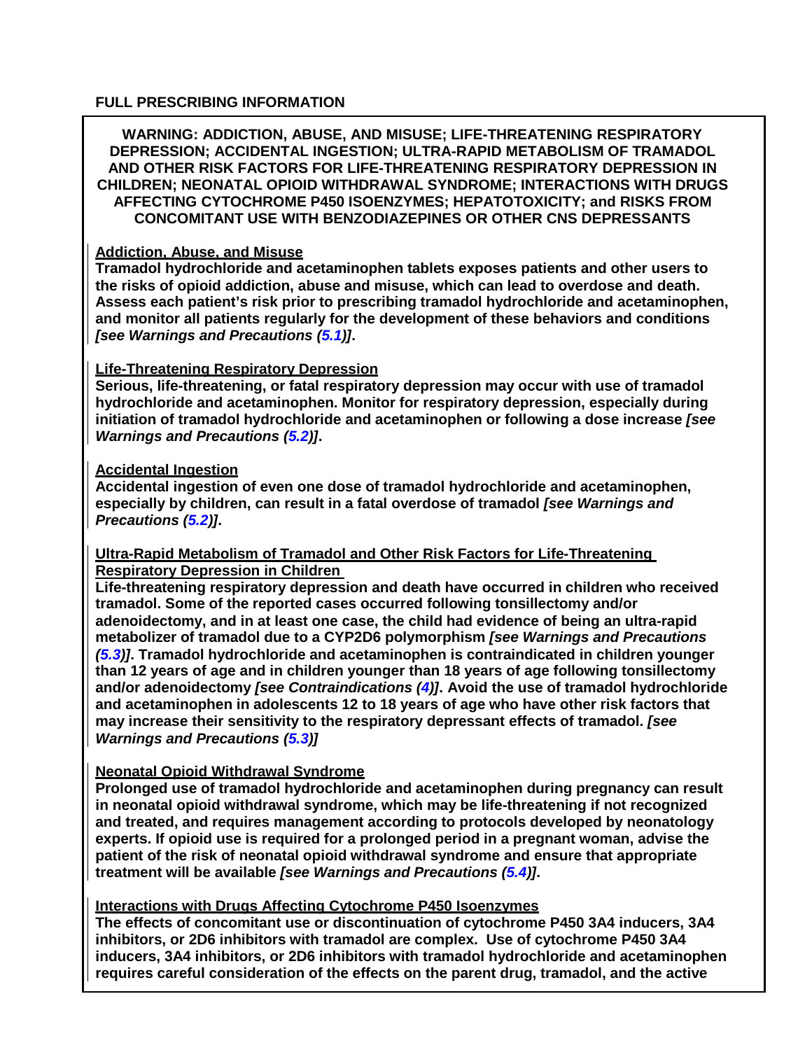# FULL PRESCRIBING INFORMATION

**WARNING: ADDICTION, ABUSE, AND MISUSE; LIFE-THREATENING RESPIRATORY DEPRESSION; ACCIDENTAL INGESTION; ULTRA-RAPID METABOLISM OF TRAMADOL AND OTHER RISK FACTORS FOR LIFE-THREATENING RESPIRATORY DEPRESSION IN CHILDREN; NEONATAL OPIOID WITHDRAWAL SYNDROME; INTERACTIONS WITH DRUGS AFFECTING CYTOCHROME P450 ISOENZYMES; HEPATOTOXICITY; and RISKS FROM CONCOMITANT USE WITH BENZODIAZEPINES OR OTHER CNS DEPRESSANTS**

**Addiction, Abuse, and Misuse**

**Tramadol hydrochloride and acetaminophen tablets exposes patients and other users to the risks of opioid addiction, abuse and misuse, which can lead to overdose and death. Assess each patient's risk prior to prescribing tramadol hydrochloride and acetaminophen, and monitor all patients regularly for the development of these behaviors and conditions *[see Warnings and Precautions (5.1)]*.**

**Life-Threatening Respiratory Depression**

**Serious, life-threatening, or fatal respiratory depression may occur with use of tramadol hydrochloride and acetaminophen. Monitor for respiratory depression, especially during initiation of tramadol hydrochloride and acetaminophen or following a dose increase *[see Warnings and Precautions (5.2)]*.**

**Accidental Ingestion**

**Accidental ingestion of even one dose of tramadol hydrochloride and acetaminophen, especially by children, can result in a fatal overdose of tramadol *[see Warnings and Precautions (5.2)]*.**

**Ultra-Rapid Metabolism of Tramadol and Other Risk Factors for Life-Threatening Respiratory Depression in Children**

**Life-threatening respiratory depression and death have occurred in children who received tramadol. Some of the reported cases occurred following tonsillectomy and/or adenoidectomy, and in at least one case, the child had evidence of being an ultra-rapid metabolizer of tramadol due to a CYP2D6 polymorphism *[see Warnings and Precautions (5.3)]*. Tramadol hydrochloride and acetaminophen is contraindicated in children younger than 12 years of age and in children younger than 18 years of age following tonsillectomy and/or adenoidectomy *[see Contraindications (4)]*. Avoid the use of tramadol hydrochloride and acetaminophen in adolescents 12 to 18 years of age who have other risk factors that may increase their sensitivity to the respiratory depressant effects of tramadol. *[see Warnings and Precautions (5.3)]***

**Neonatal Opioid Withdrawal Syndrome**

**Prolonged use of tramadol hydrochloride and acetaminophen during pregnancy can result in neonatal opioid withdrawal syndrome, which may be life-threatening if not recognized and treated, and requires management according to protocols developed by neonatology experts. If opioid use is required for a prolonged period in a pregnant woman, advise the patient of the risk of neonatal opioid withdrawal syndrome and ensure that appropriate treatment will be available *[see Warnings and Precautions (5.4)]*.**

**Interactions with Drugs Affecting Cytochrome P450 Isoenzymes**

**The effects of concomitant use or discontinuation of cytochrome P450 3A4 inducers, 3A4 inhibitors, or 2D6 inhibitors with tramadol are complex. Use of cytochrome P450 3A4 inducers, 3A4 inhibitors, or 2D6 inhibitors with tramadol hydrochloride and acetaminophen requires careful consideration of the effects on the parent drug, tramadol, and the active**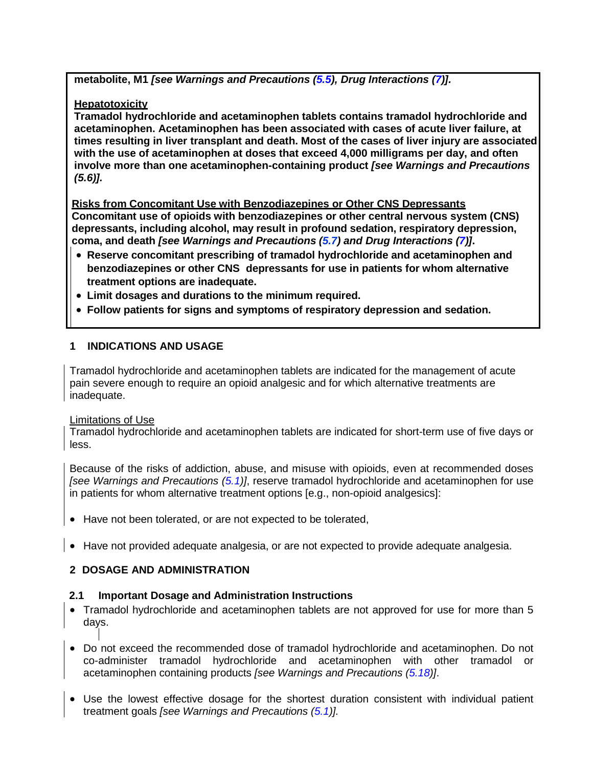**metabolite, M1 *[see Warnings and Precautions (5.5), Drug Interactions (7)].***

**Hepatotoxicity**

**Tramadol hydrochloride and acetaminophen tablets contains tramadol hydrochloride and acetaminophen. Acetaminophen has been associated with cases of acute liver failure, at times resulting in liver transplant and death. Most of the cases of liver injury are associated with the use of acetaminophen at doses that exceed 4,000 milligrams per day, and often involve more than one acetaminophen-containing product *[see Warnings and Precautions (5.6)].***

**Risks from Concomitant Use with Benzodiazepines or Other CNS Depressants**

**Concomitant use of opioids with benzodiazepines or other central nervous system (CNS) depressants, including alcohol, may result in profound sedation, respiratory depression, coma, and death *[see Warnings and Precautions (5.7) and Drug Interactions (7)]*.**

- **Reserve concomitant prescribing of tramadol hydrochloride and acetaminophen and benzodiazepines or other CNS depressants for use in patients for whom alternative treatment options are inadequate.**
- **Limit dosages and durations to the minimum required.**
- **Follow patients for signs and symptoms of respiratory depression and sedation.**

## 1 INDICATIONS AND USAGE

Tramadol hydrochloride and acetaminophen tablets are indicated for the management of acute pain severe enough to require an opioid analgesic and for which alternative treatments are inadequate.

Limitations of Use

Tramadol hydrochloride and acetaminophen tablets are indicated for short-term use of five days or less.

Because of the risks of addiction, abuse, and misuse with opioids, even at recommended doses *[see Warnings and Precautions (5.1)]*, reserve tramadol hydrochloride and acetaminophen for use in patients for whom alternative treatment options [e.g., non-opioid analgesics]:

- Have not been tolerated, or are not expected to be tolerated,
- Have not provided adequate analgesia, or are not expected to provide adequate analgesia.

## 2 DOSAGE AND ADMINISTRATION

### 2.1 Important Dosage and Administration Instructions

- Tramadol hydrochloride and acetaminophen tablets are not approved for use for more than 5 days.
- Do not exceed the recommended dose of tramadol hydrochloride and acetaminophen. Do not co-administer tramadol hydrochloride and acetaminophen with other tramadol or acetaminophen containing products *[see Warnings and Precautions (5.18)]*.
- Use the lowest effective dosage for the shortest duration consistent with individual patient treatment goals *[see Warnings and Precautions (5.1)].*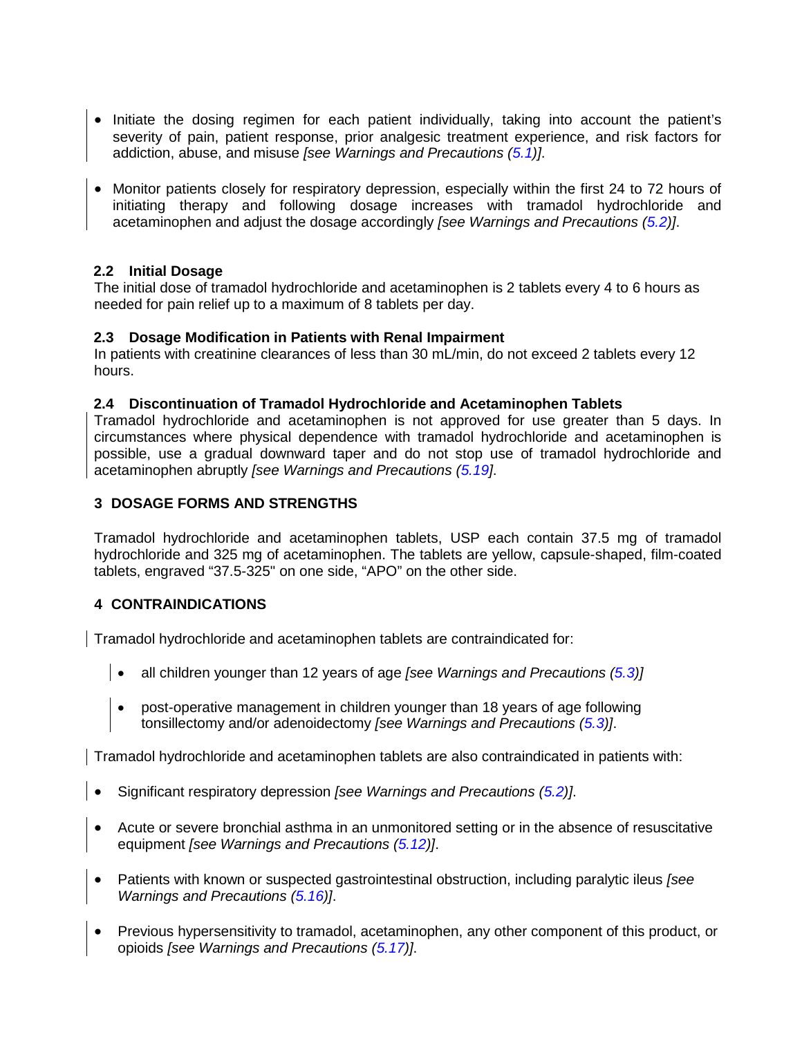- Initiate the dosing regimen for each patient individually, taking into account the patient's severity of pain, patient response, prior analgesic treatment experience, and risk factors for addiction, abuse, and misuse *[see Warnings and Precautions (5.1)]*.

- Monitor patients closely for respiratory depression, especially within the first 24 to 72 hours of initiating therapy and following dosage increases with tramadol hydrochloride and acetaminophen and adjust the dosage accordingly *[see Warnings and Precautions (5.2)]*.

### 2.2 Initial Dosage

The initial dose of tramadol hydrochloride and acetaminophen is 2 tablets every 4 to 6 hours as needed for pain relief up to a maximum of 8 tablets per day.

### 2.3 Dosage Modification in Patients with Renal Impairment

In patients with creatinine clearances of less than 30 mL/min, do not exceed 2 tablets every 12 hours.

### 2.4 Discontinuation of Tramadol Hydrochloride and Acetaminophen Tablets

Tramadol hydrochloride and acetaminophen is not approved for use greater than 5 days. In circumstances where physical dependence with tramadol hydrochloride and acetaminophen is possible, use a gradual downward taper and do not stop use of tramadol hydrochloride and acetaminophen abruptly *[see Warnings and Precautions (5.19]*.

## 3 DOSAGE FORMS AND STRENGTHS

Tramadol hydrochloride and acetaminophen tablets, USP each contain 37.5 mg of tramadol hydrochloride and 325 mg of acetaminophen. The tablets are yellow, capsule-shaped, film-coated tablets, engraved "37.5-325" on one side, "APO" on the other side.

## 4 CONTRAINDICATIONS

Tramadol hydrochloride and acetaminophen tablets are contraindicated for:

- all children younger than 12 years of age *[see Warnings and Precautions (5.3)]*
- post-operative management in children younger than 18 years of age following tonsillectomy and/or adenoidectomy *[see Warnings and Precautions (5.3)]*.

Tramadol hydrochloride and acetaminophen tablets are also contraindicated in patients with:

- Significant respiratory depression *[see Warnings and Precautions (5.2)]*.
- Acute or severe bronchial asthma in an unmonitored setting or in the absence of resuscitative equipment *[see Warnings and Precautions (5.12)]*.
- Patients with known or suspected gastrointestinal obstruction, including paralytic ileus *[see Warnings and Precautions (5.16)]*.
- Previous hypersensitivity to tramadol, acetaminophen, any other component of this product, or opioids *[see Warnings and Precautions (5.17)]*.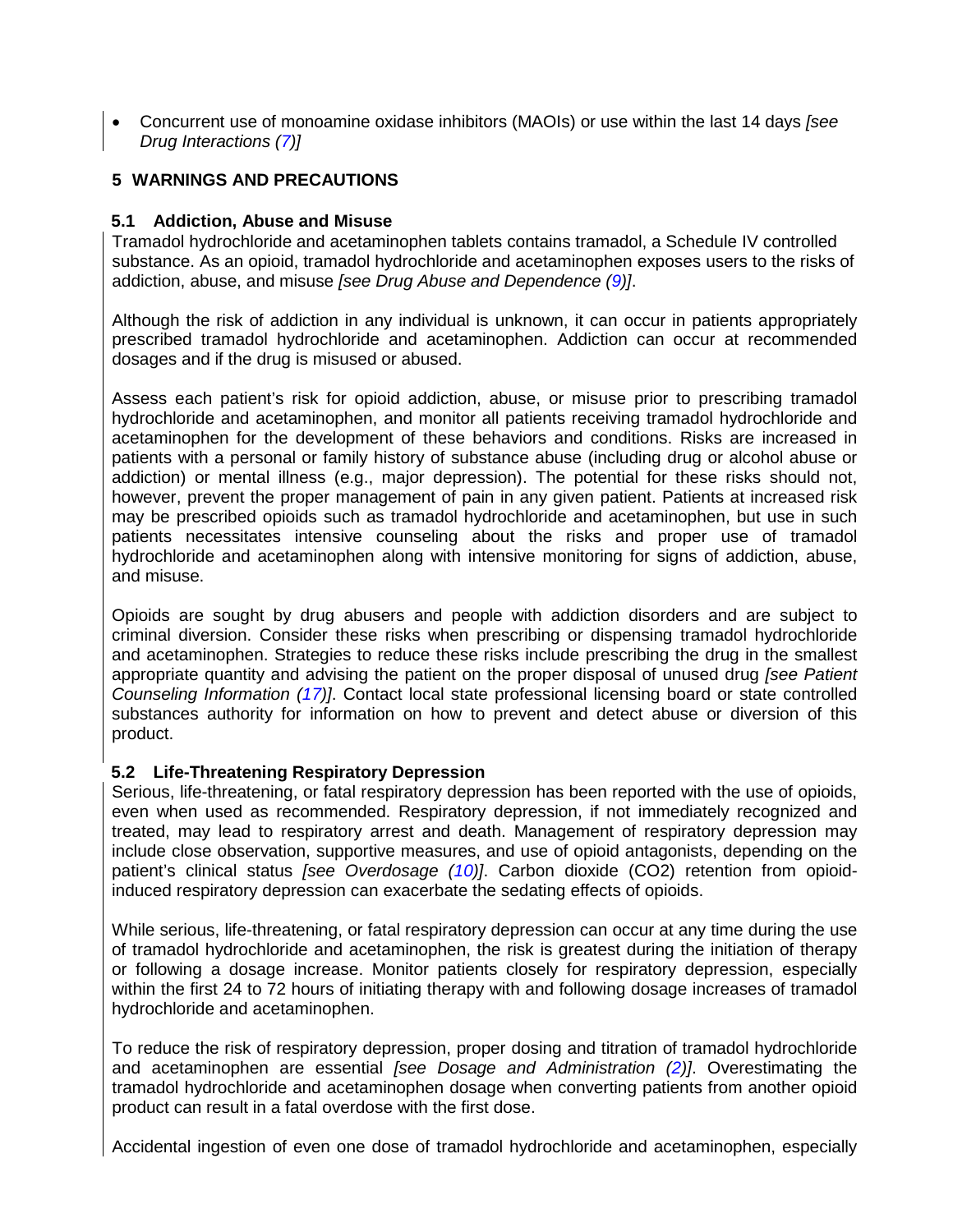- Concurrent use of monoamine oxidase inhibitors (MAOIs) or use within the last 14 days *[see Drug Interactions (7)]*

## 5 WARNINGS AND PRECAUTIONS

### 5.1 Addiction, Abuse and Misuse

Tramadol hydrochloride and acetaminophen tablets contains tramadol, a Schedule IV controlled substance. As an opioid, tramadol hydrochloride and acetaminophen exposes users to the risks of addiction, abuse, and misuse *[see Drug Abuse and Dependence (9)]*.

Although the risk of addiction in any individual is unknown, it can occur in patients appropriately prescribed tramadol hydrochloride and acetaminophen. Addiction can occur at recommended dosages and if the drug is misused or abused.

Assess each patient's risk for opioid addiction, abuse, or misuse prior to prescribing tramadol hydrochloride and acetaminophen, and monitor all patients receiving tramadol hydrochloride and acetaminophen for the development of these behaviors and conditions. Risks are increased in patients with a personal or family history of substance abuse (including drug or alcohol abuse or addiction) or mental illness (e.g., major depression). The potential for these risks should not, however, prevent the proper management of pain in any given patient. Patients at increased risk may be prescribed opioids such as tramadol hydrochloride and acetaminophen, but use in such patients necessitates intensive counseling about the risks and proper use of tramadol hydrochloride and acetaminophen along with intensive monitoring for signs of addiction, abuse, and misuse.

Opioids are sought by drug abusers and people with addiction disorders and are subject to criminal diversion. Consider these risks when prescribing or dispensing tramadol hydrochloride and acetaminophen. Strategies to reduce these risks include prescribing the drug in the smallest appropriate quantity and advising the patient on the proper disposal of unused drug *[see Patient Counseling Information (17)]*. Contact local state professional licensing board or state controlled substances authority for information on how to prevent and detect abuse or diversion of this product.

### 5.2 Life-Threatening Respiratory Depression

Serious, life-threatening, or fatal respiratory depression has been reported with the use of opioids, even when used as recommended. Respiratory depression, if not immediately recognized and treated, may lead to respiratory arrest and death. Management of respiratory depression may include close observation, supportive measures, and use of opioid antagonists, depending on the patient's clinical status *[see Overdosage (10)]*. Carbon dioxide ($CO_2$) retention from opioid-induced respiratory depression can exacerbate the sedating effects of opioids.

While serious, life-threatening, or fatal respiratory depression can occur at any time during the use of tramadol hydrochloride and acetaminophen, the risk is greatest during the initiation of therapy or following a dosage increase. Monitor patients closely for respiratory depression, especially within the first 24 to 72 hours of initiating therapy with and following dosage increases of tramadol hydrochloride and acetaminophen.

To reduce the risk of respiratory depression, proper dosing and titration of tramadol hydrochloride and acetaminophen are essential *[see Dosage and Administration (2)]*. Overestimating the tramadol hydrochloride and acetaminophen dosage when converting patients from another opioid product can result in a fatal overdose with the first dose.

Accidental ingestion of even one dose of tramadol hydrochloride and acetaminophen, especially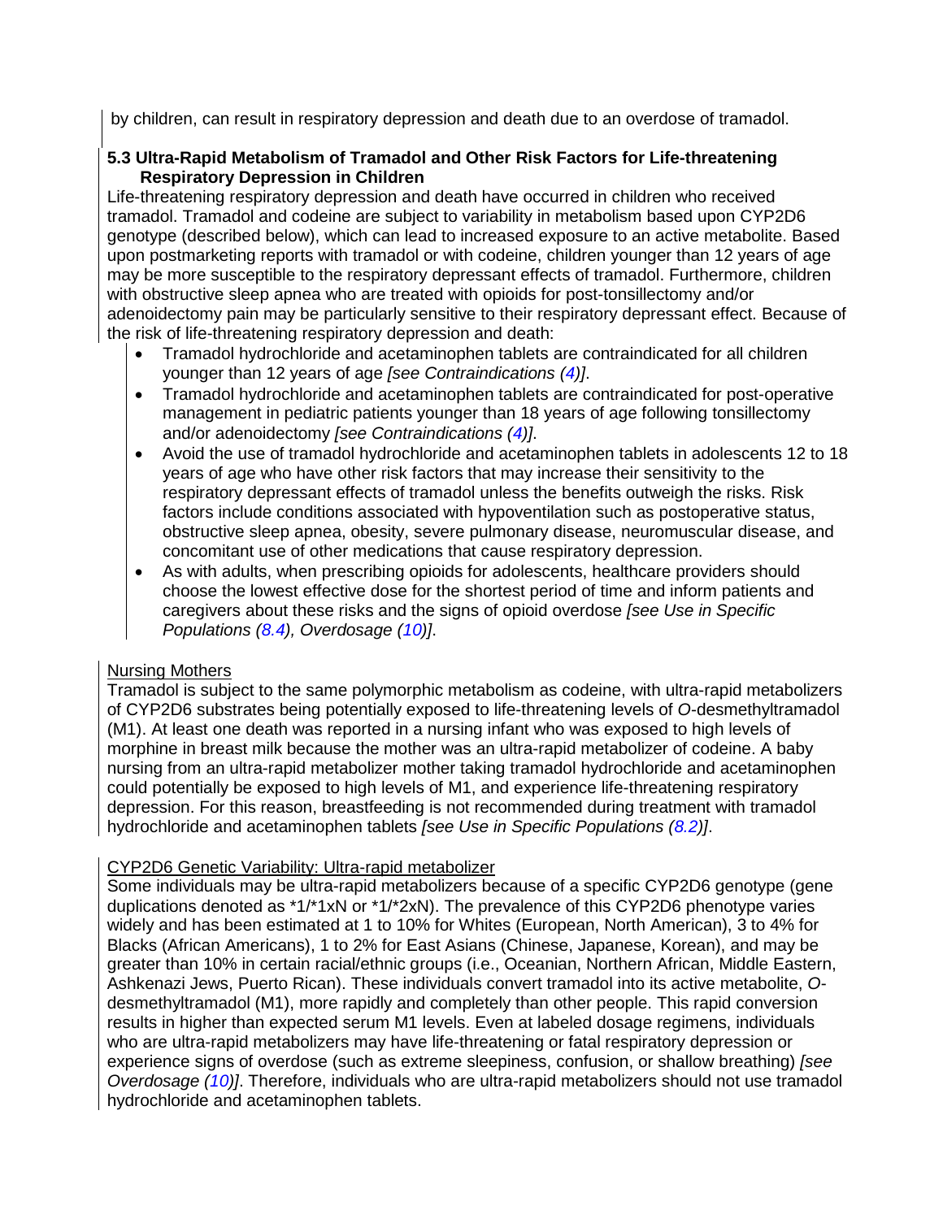by children, can result in respiratory depression and death due to an overdose of tramadol.

### 5.3 Ultra-Rapid Metabolism of Tramadol and Other Risk Factors for Life-threatening Respiratory Depression in Children

Life-threatening respiratory depression and death have occurred in children who received tramadol. Tramadol and codeine are subject to variability in metabolism based upon CYP2D6 genotype (described below), which can lead to increased exposure to an active metabolite. Based upon postmarketing reports with tramadol or with codeine, children younger than 12 years of age may be more susceptible to the respiratory depressant effects of tramadol. Furthermore, children with obstructive sleep apnea who are treated with opioids for post-tonsillectomy and/or adenoidectomy pain may be particularly sensitive to their respiratory depressant effect. Because of the risk of life-threatening respiratory depression and death:

- Tramadol hydrochloride and acetaminophen tablets are contraindicated for all children younger than 12 years of age *[see Contraindications (4)]*.
- Tramadol hydrochloride and acetaminophen tablets are contraindicated for post-operative management in pediatric patients younger than 18 years of age following tonsillectomy and/or adenoidectomy *[see Contraindications (4)]*.
- Avoid the use of tramadol hydrochloride and acetaminophen tablets in adolescents 12 to 18 years of age who have other risk factors that may increase their sensitivity to the respiratory depressant effects of tramadol unless the benefits outweigh the risks. Risk factors include conditions associated with hypoventilation such as postoperative status, obstructive sleep apnea, obesity, severe pulmonary disease, neuromuscular disease, and concomitant use of other medications that cause respiratory depression.
- As with adults, when prescribing opioids for adolescents, healthcare providers should choose the lowest effective dose for the shortest period of time and inform patients and caregivers about these risks and the signs of opioid overdose *[see Use in Specific Populations (8.4), Overdosage (10)]*.

<u>Nursing Mothers</u>

Tramadol is subject to the same polymorphic metabolism as codeine, with ultra-rapid metabolizers of CYP2D6 substrates being potentially exposed to life-threatening levels of *O*-desmethyltramadol (M1). At least one death was reported in a nursing infant who was exposed to high levels of morphine in breast milk because the mother was an ultra-rapid metabolizer of codeine. A baby nursing from an ultra-rapid metabolizer mother taking tramadol hydrochloride and acetaminophen could potentially be exposed to high levels of M1, and experience life-threatening respiratory depression. For this reason, breastfeeding is not recommended during treatment with tramadol hydrochloride and acetaminophen tablets *[see Use in Specific Populations (8.2)]*.

<u>CYP2D6 Genetic Variability: Ultra-rapid metabolizer</u>

Some individuals may be ultra-rapid metabolizers because of a specific CYP2D6 genotype (gene duplications denoted as *1/*1xN or *1/*2xN). The prevalence of this CYP2D6 phenotype varies widely and has been estimated at 1 to 10% for Whites (European, North American), 3 to 4% for Blacks (African Americans), 1 to 2% for East Asians (Chinese, Japanese, Korean), and may be greater than 10% in certain racial/ethnic groups (i.e., Oceanian, Northern African, Middle Eastern, Ashkenazi Jews, Puerto Rican). These individuals convert tramadol into its active metabolite, *O*-desmethyltramadol (M1), more rapidly and completely than other people. This rapid conversion results in higher than expected serum M1 levels. Even at labeled dosage regimens, individuals who are ultra-rapid metabolizers may have life-threatening or fatal respiratory depression or experience signs of overdose (such as extreme sleepiness, confusion, or shallow breathing) *[see Overdosage (10)]*. Therefore, individuals who are ultra-rapid metabolizers should not use tramadol hydrochloride and acetaminophen tablets.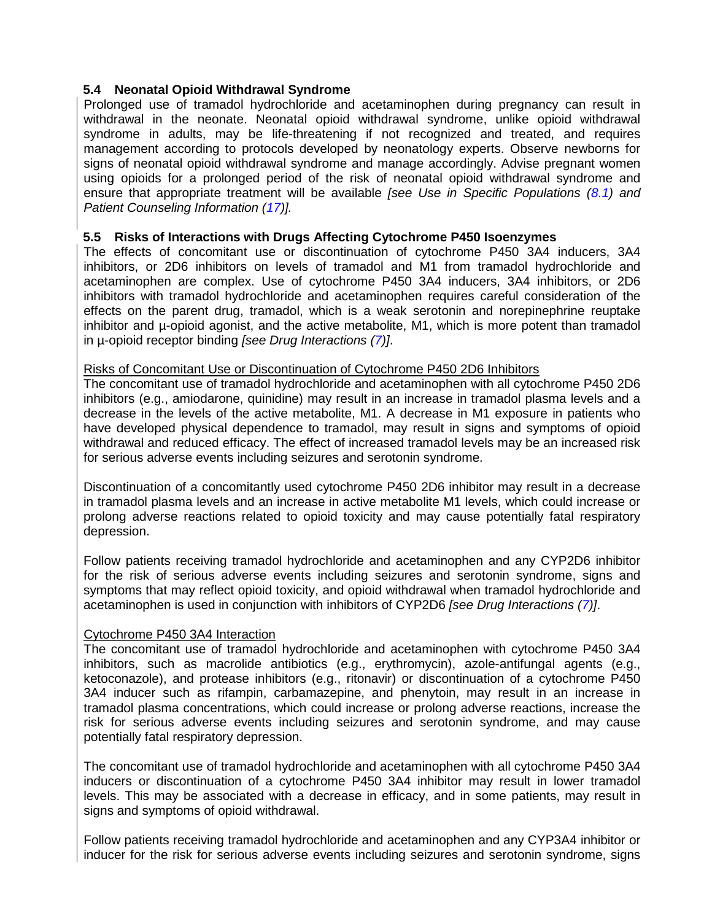### 5.4 Neonatal Opioid Withdrawal Syndrome

Prolonged use of tramadol hydrochloride and acetaminophen during pregnancy can result in withdrawal in the neonate. Neonatal opioid withdrawal syndrome, unlike opioid withdrawal syndrome in adults, may be life-threatening if not recognized and treated, and requires management according to protocols developed by neonatology experts. Observe newborns for signs of neonatal opioid withdrawal syndrome and manage accordingly. Advise pregnant women using opioids for a prolonged period of the risk of neonatal opioid withdrawal syndrome and ensure that appropriate treatment will be available *[see Use in Specific Populations (8.1) and Patient Counseling Information (17)].*

### 5.5 Risks of Interactions with Drugs Affecting Cytochrome P450 Isoenzymes

The effects of concomitant use or discontinuation of cytochrome P450 3A4 inducers, 3A4 inhibitors, or 2D6 inhibitors on levels of tramadol and M1 from tramadol hydrochloride and acetaminophen are complex. Use of cytochrome P450 3A4 inducers, 3A4 inhibitors, or 2D6 inhibitors with tramadol hydrochloride and acetaminophen requires careful consideration of the effects on the parent drug, tramadol, which is a weak serotonin and norepinephrine reuptake inhibitor and µ-opioid agonist, and the active metabolite, M1, which is more potent than tramadol in µ-opioid receptor binding *[see Drug Interactions (7)]*.

Risks of Concomitant Use or Discontinuation of Cytochrome P450 2D6 Inhibitors

The concomitant use of tramadol hydrochloride and acetaminophen with all cytochrome P450 2D6 inhibitors (e.g., amiodarone, quinidine) may result in an increase in tramadol plasma levels and a decrease in the levels of the active metabolite, M1. A decrease in M1 exposure in patients who have developed physical dependence to tramadol, may result in signs and symptoms of opioid withdrawal and reduced efficacy. The effect of increased tramadol levels may be an increased risk for serious adverse events including seizures and serotonin syndrome.

Discontinuation of a concomitantly used cytochrome P450 2D6 inhibitor may result in a decrease in tramadol plasma levels and an increase in active metabolite M1 levels, which could increase or prolong adverse reactions related to opioid toxicity and may cause potentially fatal respiratory depression.

Follow patients receiving tramadol hydrochloride and acetaminophen and any CYP2D6 inhibitor for the risk of serious adverse events including seizures and serotonin syndrome, signs and symptoms that may reflect opioid toxicity, and opioid withdrawal when tramadol hydrochloride and acetaminophen is used in conjunction with inhibitors of CYP2D6 *[see Drug Interactions (7)]*.

Cytochrome P450 3A4 Interaction

The concomitant use of tramadol hydrochloride and acetaminophen with cytochrome P450 3A4 inhibitors, such as macrolide antibiotics (e.g., erythromycin), azole-antifungal agents (e.g., ketoconazole), and protease inhibitors (e.g., ritonavir) or discontinuation of a cytochrome P450 3A4 inducer such as rifampin, carbamazepine, and phenytoin, may result in an increase in tramadol plasma concentrations, which could increase or prolong adverse reactions, increase the risk for serious adverse events including seizures and serotonin syndrome, and may cause potentially fatal respiratory depression.

The concomitant use of tramadol hydrochloride and acetaminophen with all cytochrome P450 3A4 inducers or discontinuation of a cytochrome P450 3A4 inhibitor may result in lower tramadol levels. This may be associated with a decrease in efficacy, and in some patients, may result in signs and symptoms of opioid withdrawal.

Follow patients receiving tramadol hydrochloride and acetaminophen and any CYP3A4 inhibitor or inducer for the risk for serious adverse events including seizures and serotonin syndrome, signs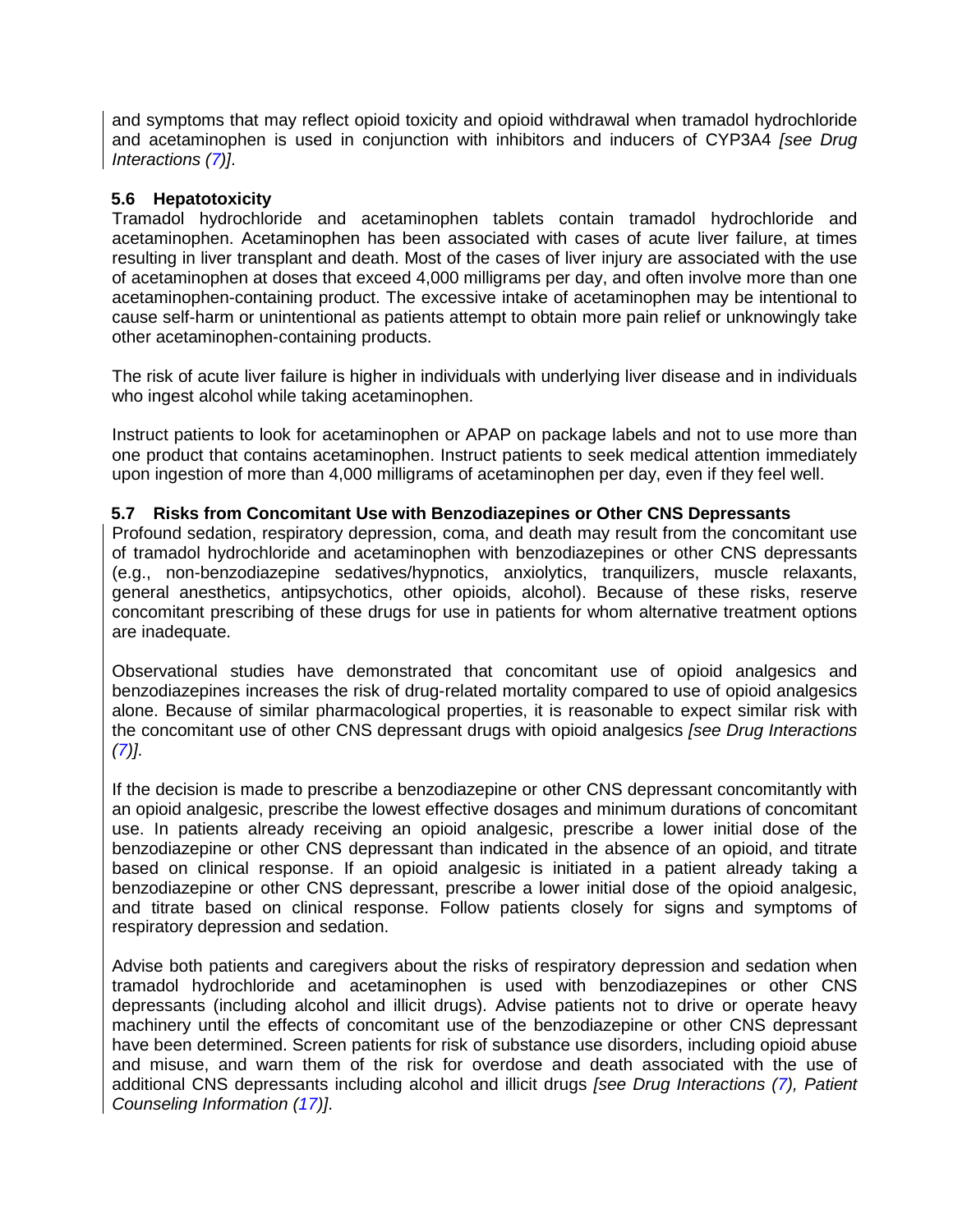and symptoms that may reflect opioid toxicity and opioid withdrawal when tramadol hydrochloride and acetaminophen is used in conjunction with inhibitors and inducers of CYP3A4 *[see Drug Interactions (7)]*.

### 5.6 Hepatotoxicity

Tramadol hydrochloride and acetaminophen tablets contain tramadol hydrochloride and acetaminophen. Acetaminophen has been associated with cases of acute liver failure, at times resulting in liver transplant and death. Most of the cases of liver injury are associated with the use of acetaminophen at doses that exceed 4,000 milligrams per day, and often involve more than one acetaminophen-containing product. The excessive intake of acetaminophen may be intentional to cause self-harm or unintentional as patients attempt to obtain more pain relief or unknowingly take other acetaminophen-containing products.

The risk of acute liver failure is higher in individuals with underlying liver disease and in individuals who ingest alcohol while taking acetaminophen.

Instruct patients to look for acetaminophen or APAP on package labels and not to use more than one product that contains acetaminophen. Instruct patients to seek medical attention immediately upon ingestion of more than 4,000 milligrams of acetaminophen per day, even if they feel well.

### 5.7 Risks from Concomitant Use with Benzodiazepines or Other CNS Depressants

Profound sedation, respiratory depression, coma, and death may result from the concomitant use of tramadol hydrochloride and acetaminophen with benzodiazepines or other CNS depressants (e.g., non-benzodiazepine sedatives/hypnotics, anxiolytics, tranquilizers, muscle relaxants, general anesthetics, antipsychotics, other opioids, alcohol). Because of these risks, reserve concomitant prescribing of these drugs for use in patients for whom alternative treatment options are inadequate.

Observational studies have demonstrated that concomitant use of opioid analgesics and benzodiazepines increases the risk of drug-related mortality compared to use of opioid analgesics alone. Because of similar pharmacological properties, it is reasonable to expect similar risk with the concomitant use of other CNS depressant drugs with opioid analgesics *[see Drug Interactions (7)]*.

If the decision is made to prescribe a benzodiazepine or other CNS depressant concomitantly with an opioid analgesic, prescribe the lowest effective dosages and minimum durations of concomitant use. In patients already receiving an opioid analgesic, prescribe a lower initial dose of the benzodiazepine or other CNS depressant than indicated in the absence of an opioid, and titrate based on clinical response. If an opioid analgesic is initiated in a patient already taking a benzodiazepine or other CNS depressant, prescribe a lower initial dose of the opioid analgesic, and titrate based on clinical response. Follow patients closely for signs and symptoms of respiratory depression and sedation.

Advise both patients and caregivers about the risks of respiratory depression and sedation when tramadol hydrochloride and acetaminophen is used with benzodiazepines or other CNS depressants (including alcohol and illicit drugs). Advise patients not to drive or operate heavy machinery until the effects of concomitant use of the benzodiazepine or other CNS depressant have been determined. Screen patients for risk of substance use disorders, including opioid abuse and misuse, and warn them of the risk for overdose and death associated with the use of additional CNS depressants including alcohol and illicit drugs *[see Drug Interactions (7), Patient Counseling Information (17)]*.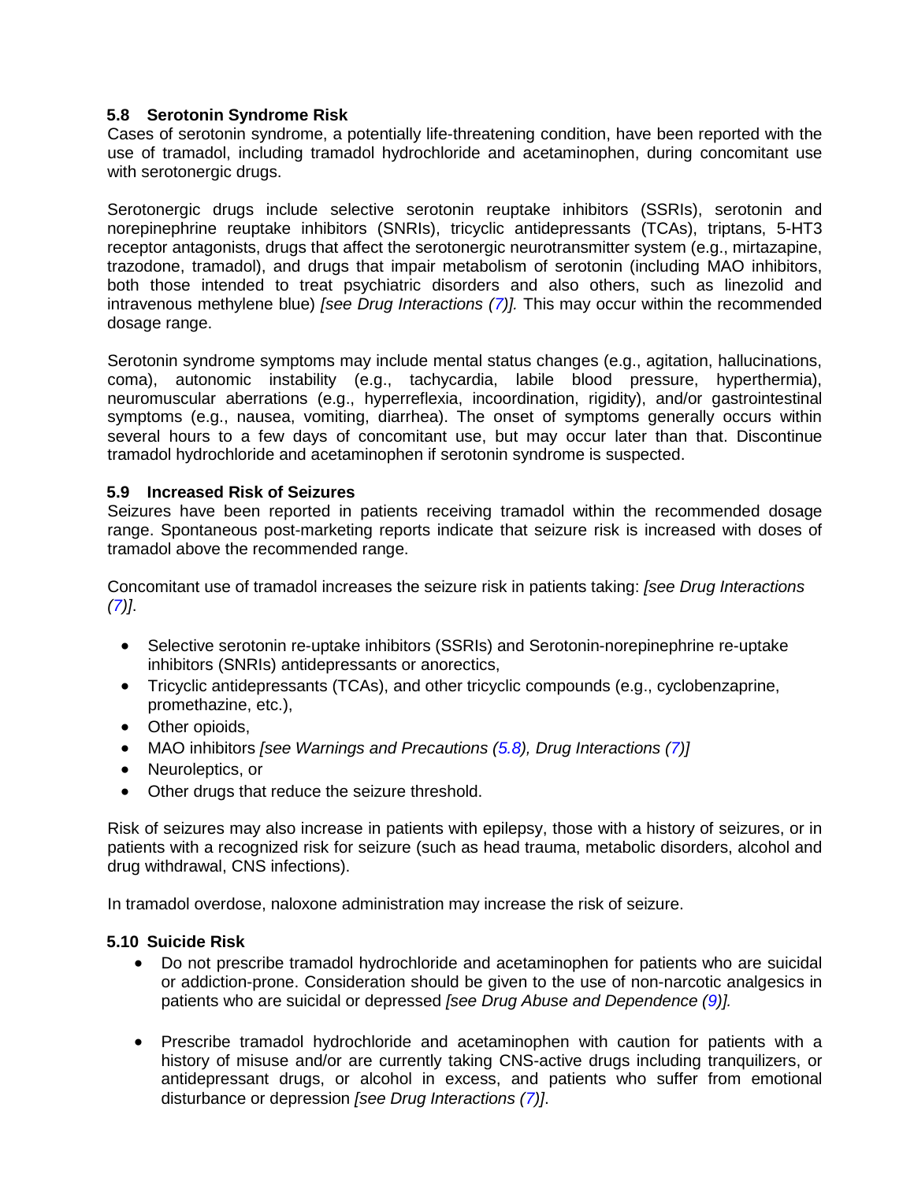### 5.8 Serotonin Syndrome Risk

Cases of serotonin syndrome, a potentially life-threatening condition, have been reported with the use of tramadol, including tramadol hydrochloride and acetaminophen, during concomitant use with serotonergic drugs.

Serotonergic drugs include selective serotonin reuptake inhibitors (SSRIs), serotonin and norepinephrine reuptake inhibitors (SNRIs), tricyclic antidepressants (TCAs), triptans, 5-HT3 receptor antagonists, drugs that affect the serotonergic neurotransmitter system (e.g., mirtazapine, trazodone, tramadol), and drugs that impair metabolism of serotonin (including MAO inhibitors, both those intended to treat psychiatric disorders and also others, such as linezolid and intravenous methylene blue) *[see Drug Interactions (7)].* This may occur within the recommended dosage range.

Serotonin syndrome symptoms may include mental status changes (e.g., agitation, hallucinations, coma), autonomic instability (e.g., tachycardia, labile blood pressure, hyperthermia), neuromuscular aberrations (e.g., hyperreflexia, incoordination, rigidity), and/or gastrointestinal symptoms (e.g., nausea, vomiting, diarrhea). The onset of symptoms generally occurs within several hours to a few days of concomitant use, but may occur later than that. Discontinue tramadol hydrochloride and acetaminophen if serotonin syndrome is suspected.

### 5.9 Increased Risk of Seizures

Seizures have been reported in patients receiving tramadol within the recommended dosage range. Spontaneous post-marketing reports indicate that seizure risk is increased with doses of tramadol above the recommended range.

Concomitant use of tramadol increases the seizure risk in patients taking: *[see Drug Interactions (7)]*.

- Selective serotonin re-uptake inhibitors (SSRIs) and Serotonin-norepinephrine re-uptake inhibitors (SNRIs) antidepressants or anorectics,
- Tricyclic antidepressants (TCAs), and other tricyclic compounds (e.g., cyclobenzaprine, promethazine, etc.),
- Other opioids,
- MAO inhibitors *[see Warnings and Precautions (5.8), Drug Interactions (7)]*
- Neuroleptics, or
- Other drugs that reduce the seizure threshold.

Risk of seizures may also increase in patients with epilepsy, those with a history of seizures, or in patients with a recognized risk for seizure (such as head trauma, metabolic disorders, alcohol and drug withdrawal, CNS infections).

In tramadol overdose, naloxone administration may increase the risk of seizure.

### 5.10 Suicide Risk

- Do not prescribe tramadol hydrochloride and acetaminophen for patients who are suicidal or addiction-prone. Consideration should be given to the use of non-narcotic analgesics in patients who are suicidal or depressed *[see Drug Abuse and Dependence (9)].*
- Prescribe tramadol hydrochloride and acetaminophen with caution for patients with a history of misuse and/or are currently taking CNS-active drugs including tranquilizers, or antidepressant drugs, or alcohol in excess, and patients who suffer from emotional disturbance or depression *[see Drug Interactions (7)]*.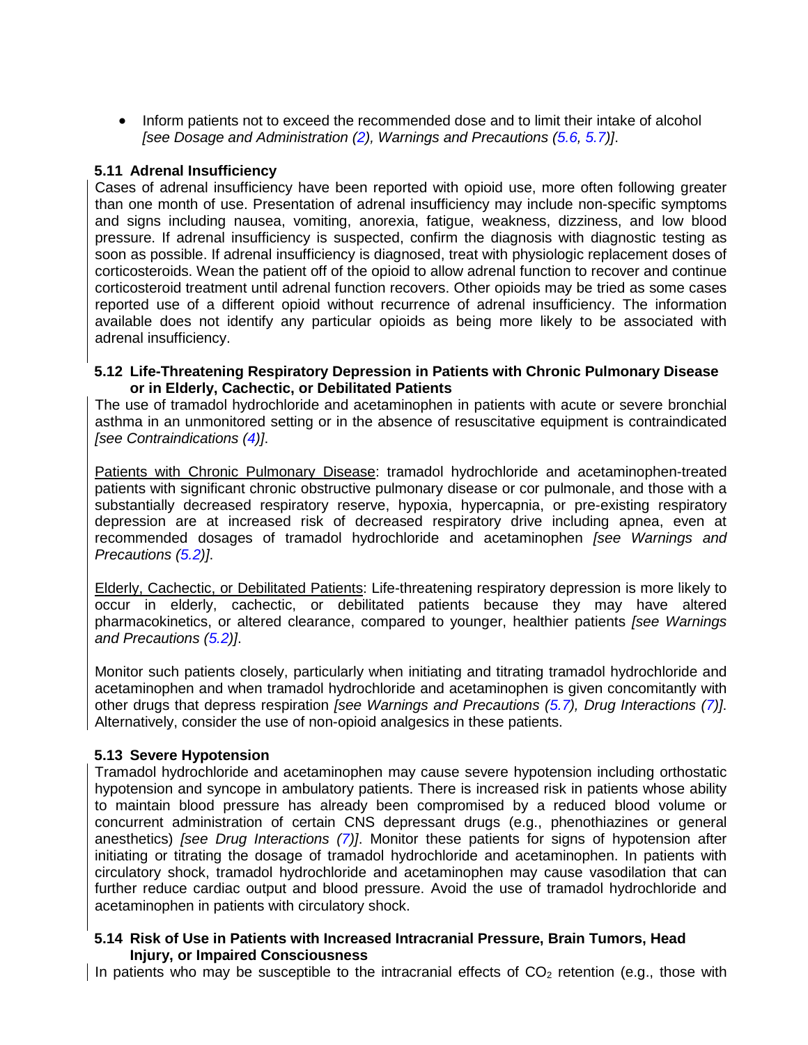- Inform patients not to exceed the recommended dose and to limit their intake of alcohol *[see Dosage and Administration (2), Warnings and Precautions (5.6, 5.7)]*.

### 5.11 Adrenal Insufficiency

Cases of adrenal insufficiency have been reported with opioid use, more often following greater than one month of use. Presentation of adrenal insufficiency may include non-specific symptoms and signs including nausea, vomiting, anorexia, fatigue, weakness, dizziness, and low blood pressure. If adrenal insufficiency is suspected, confirm the diagnosis with diagnostic testing as soon as possible. If adrenal insufficiency is diagnosed, treat with physiologic replacement doses of corticosteroids. Wean the patient off of the opioid to allow adrenal function to recover and continue corticosteroid treatment until adrenal function recovers. Other opioids may be tried as some cases reported use of a different opioid without recurrence of adrenal insufficiency. The information available does not identify any particular opioids as being more likely to be associated with adrenal insufficiency.

### 5.12 Life-Threatening Respiratory Depression in Patients with Chronic Pulmonary Disease or in Elderly, Cachectic, or Debilitated Patients

The use of tramadol hydrochloride and acetaminophen in patients with acute or severe bronchial asthma in an unmonitored setting or in the absence of resuscitative equipment is contraindicated *[see Contraindications (4)]*.

Patients with Chronic Pulmonary Disease: tramadol hydrochloride and acetaminophen-treated patients with significant chronic obstructive pulmonary disease or cor pulmonale, and those with a substantially decreased respiratory reserve, hypoxia, hypercapnia, or pre-existing respiratory depression are at increased risk of decreased respiratory drive including apnea, even at recommended dosages of tramadol hydrochloride and acetaminophen *[see Warnings and Precautions (5.2)]*.

Elderly, Cachectic, or Debilitated Patients: Life-threatening respiratory depression is more likely to occur in elderly, cachectic, or debilitated patients because they may have altered pharmacokinetics, or altered clearance, compared to younger, healthier patients *[see Warnings and Precautions (5.2)]*.

Monitor such patients closely, particularly when initiating and titrating tramadol hydrochloride and acetaminophen and when tramadol hydrochloride and acetaminophen is given concomitantly with other drugs that depress respiration *[see Warnings and Precautions (5.7), Drug Interactions (7)]*. Alternatively, consider the use of non-opioid analgesics in these patients.

### 5.13 Severe Hypotension

Tramadol hydrochloride and acetaminophen may cause severe hypotension including orthostatic hypotension and syncope in ambulatory patients. There is increased risk in patients whose ability to maintain blood pressure has already been compromised by a reduced blood volume or concurrent administration of certain CNS depressant drugs (e.g., phenothiazines or general anesthetics) *[see Drug Interactions (7)]*. Monitor these patients for signs of hypotension after initiating or titrating the dosage of tramadol hydrochloride and acetaminophen. In patients with circulatory shock, tramadol hydrochloride and acetaminophen may cause vasodilation that can further reduce cardiac output and blood pressure. Avoid the use of tramadol hydrochloride and acetaminophen in patients with circulatory shock.

### 5.14 Risk of Use in Patients with Increased Intracranial Pressure, Brain Tumors, Head Injury, or Impaired Consciousness

In patients who may be susceptible to the intracranial effects of $CO_2$ retention (e.g., those with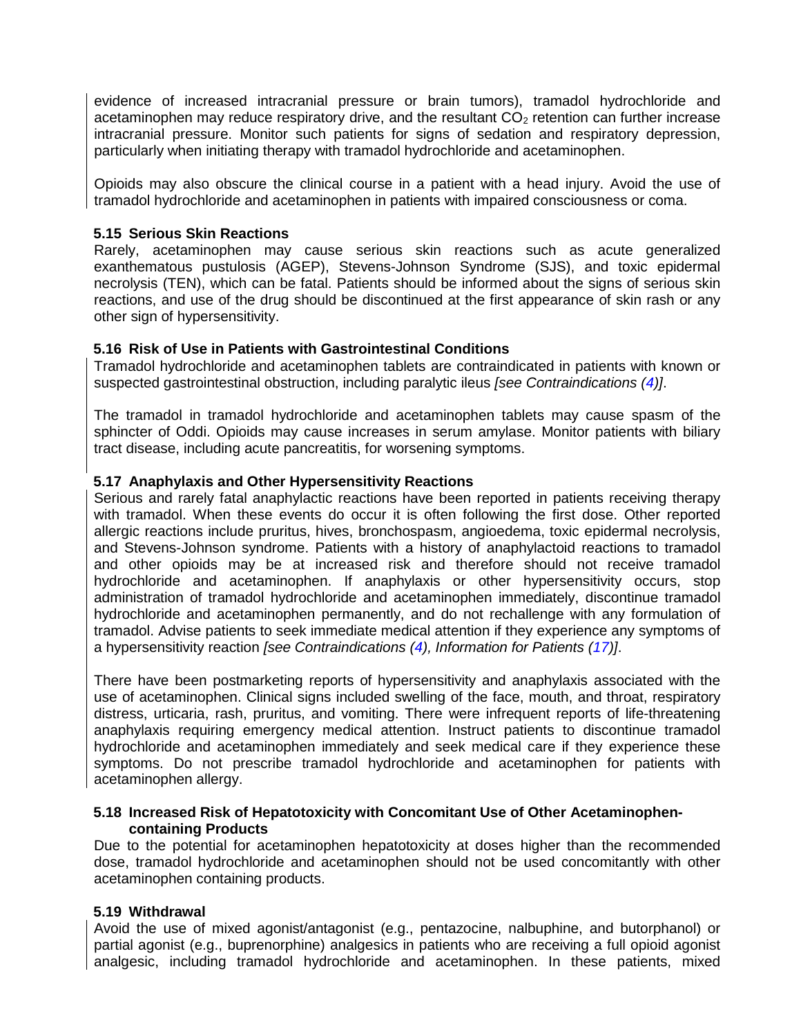evidence of increased intracranial pressure or brain tumors), tramadol hydrochloride and acetaminophen may reduce respiratory drive, and the resultant $CO_2$ retention can further increase intracranial pressure. Monitor such patients for signs of sedation and respiratory depression, particularly when initiating therapy with tramadol hydrochloride and acetaminophen.

Opioids may also obscure the clinical course in a patient with a head injury. Avoid the use of tramadol hydrochloride and acetaminophen in patients with impaired consciousness or coma.

### 5.15 Serious Skin Reactions

Rarely, acetaminophen may cause serious skin reactions such as acute generalized exanthematous pustulosis (AGEP), Stevens-Johnson Syndrome (SJS), and toxic epidermal necrolysis (TEN), which can be fatal. Patients should be informed about the signs of serious skin reactions, and use of the drug should be discontinued at the first appearance of skin rash or any other sign of hypersensitivity.

### 5.16 Risk of Use in Patients with Gastrointestinal Conditions

Tramadol hydrochloride and acetaminophen tablets are contraindicated in patients with known or suspected gastrointestinal obstruction, including paralytic ileus *[see Contraindications (4)]*.

The tramadol in tramadol hydrochloride and acetaminophen tablets may cause spasm of the sphincter of Oddi. Opioids may cause increases in serum amylase. Monitor patients with biliary tract disease, including acute pancreatitis, for worsening symptoms.

### 5.17 Anaphylaxis and Other Hypersensitivity Reactions

Serious and rarely fatal anaphylactic reactions have been reported in patients receiving therapy with tramadol. When these events do occur it is often following the first dose. Other reported allergic reactions include pruritus, hives, bronchospasm, angioedema, toxic epidermal necrolysis, and Stevens-Johnson syndrome. Patients with a history of anaphylactoid reactions to tramadol and other opioids may be at increased risk and therefore should not receive tramadol hydrochloride and acetaminophen. If anaphylaxis or other hypersensitivity occurs, stop administration of tramadol hydrochloride and acetaminophen immediately, discontinue tramadol hydrochloride and acetaminophen permanently, and do not rechallenge with any formulation of tramadol. Advise patients to seek immediate medical attention if they experience any symptoms of a hypersensitivity reaction *[see Contraindications (4), Information for Patients (17)]*.

There have been postmarketing reports of hypersensitivity and anaphylaxis associated with the use of acetaminophen. Clinical signs included swelling of the face, mouth, and throat, respiratory distress, urticaria, rash, pruritus, and vomiting. There were infrequent reports of life-threatening anaphylaxis requiring emergency medical attention. Instruct patients to discontinue tramadol hydrochloride and acetaminophen immediately and seek medical care if they experience these symptoms. Do not prescribe tramadol hydrochloride and acetaminophen for patients with acetaminophen allergy.

### 5.18 Increased Risk of Hepatotoxicity with Concomitant Use of Other Acetaminophen-containing Products

Due to the potential for acetaminophen hepatotoxicity at doses higher than the recommended dose, tramadol hydrochloride and acetaminophen should not be used concomitantly with other acetaminophen containing products.

### 5.19 Withdrawal

Avoid the use of mixed agonist/antagonist (e.g., pentazocine, nalbuphine, and butorphanol) or partial agonist (e.g., buprenorphine) analgesics in patients who are receiving a full opioid agonist analgesic, including tramadol hydrochloride and acetaminophen. In these patients, mixed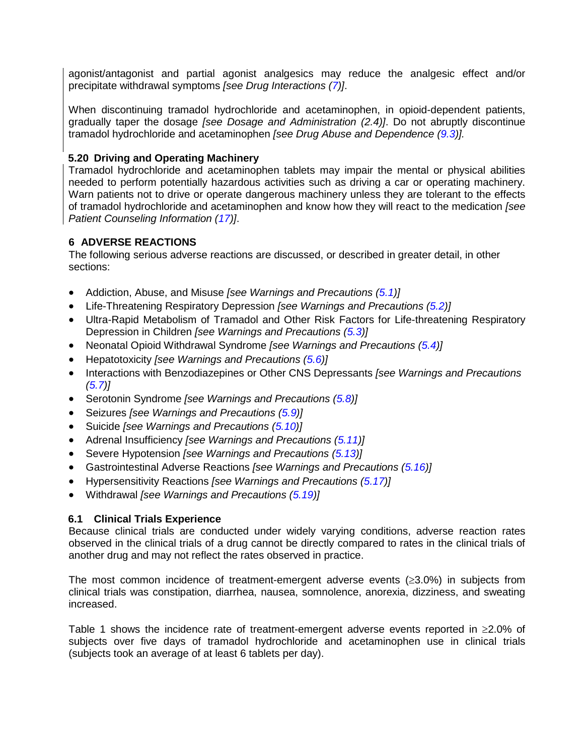agonist/antagonist and partial agonist analgesics may reduce the analgesic effect and/or precipitate withdrawal symptoms *[see Drug Interactions (7)]*.

When discontinuing tramadol hydrochloride and acetaminophen, in opioid-dependent patients, gradually taper the dosage *[see Dosage and Administration (2.4)]*. Do not abruptly discontinue tramadol hydrochloride and acetaminophen *[see Drug Abuse and Dependence (9.3)].*

### 5.20 Driving and Operating Machinery

Tramadol hydrochloride and acetaminophen tablets may impair the mental or physical abilities needed to perform potentially hazardous activities such as driving a car or operating machinery. Warn patients not to drive or operate dangerous machinery unless they are tolerant to the effects of tramadol hydrochloride and acetaminophen and know how they will react to the medication *[see Patient Counseling Information (17)]*.

## 6 ADVERSE REACTIONS

The following serious adverse reactions are discussed, or described in greater detail, in other sections:

- Addiction, Abuse, and Misuse *[see Warnings and Precautions (5.1)]*
- Life-Threatening Respiratory Depression *[see Warnings and Precautions (5.2)]*
- Ultra-Rapid Metabolism of Tramadol and Other Risk Factors for Life-threatening Respiratory Depression in Children *[see Warnings and Precautions (5.3)]*
- Neonatal Opioid Withdrawal Syndrome *[see Warnings and Precautions (5.4)]*
- Hepatotoxicity *[see Warnings and Precautions (5.6)]*
- Interactions with Benzodiazepines or Other CNS Depressants *[see Warnings and Precautions (5.7)]*
- Serotonin Syndrome *[see Warnings and Precautions (5.8)]*
- Seizures *[see Warnings and Precautions (5.9)]*
- Suicide *[see Warnings and Precautions (5.10)]*
- Adrenal Insufficiency *[see Warnings and Precautions (5.11)]*
- Severe Hypotension *[see Warnings and Precautions (5.13)]*
- Gastrointestinal Adverse Reactions *[see Warnings and Precautions (5.16)]*
- Hypersensitivity Reactions *[see Warnings and Precautions (5.17)]*
- Withdrawal *[see Warnings and Precautions (5.19)]*

### 6.1 Clinical Trials Experience

Because clinical trials are conducted under widely varying conditions, adverse reaction rates observed in the clinical trials of a drug cannot be directly compared to rates in the clinical trials of another drug and may not reflect the rates observed in practice.

The most common incidence of treatment-emergent adverse events (≥3.0%) in subjects from clinical trials was constipation, diarrhea, nausea, somnolence, anorexia, dizziness, and sweating increased.

Table 1 shows the incidence rate of treatment-emergent adverse events reported in ≥2.0% of subjects over five days of tramadol hydrochloride and acetaminophen use in clinical trials (subjects took an average of at least 6 tablets per day).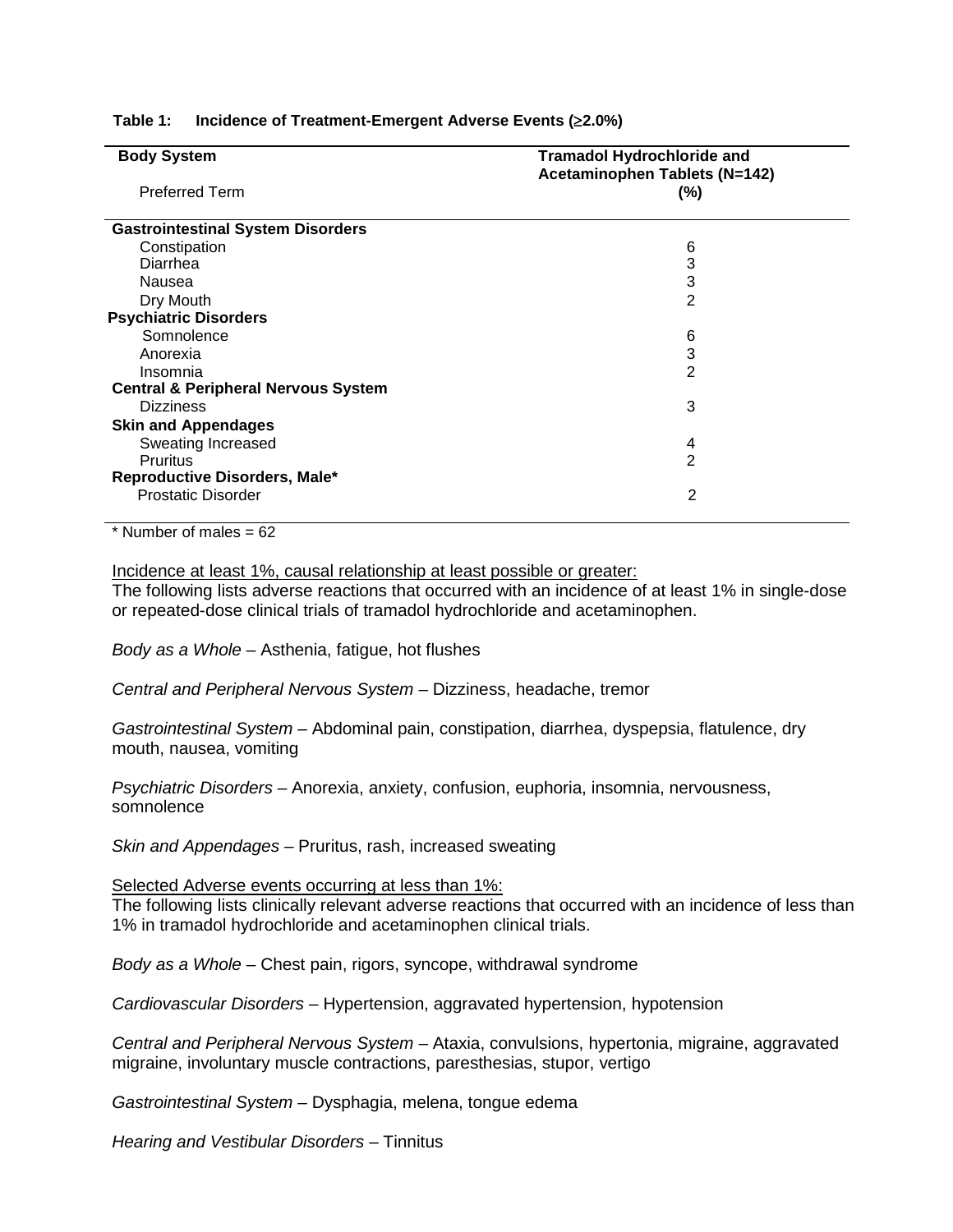**Table 1: Incidence of Treatment-Emergent Adverse Events (≥2.0%)**

| Body System<br>Preferred Term | Tramadol Hydrochloride and Acetaminophen Tablets (N=142)<br>(%) |
|---|---|
| **Gastrointestinal System Disorders** | |
| Constipation | 6 |
| Diarrhea | 3 |
| Nausea | 3 |
| Dry Mouth | 2 |
| **Psychiatric Disorders** | |
| Somnolence | 6 |
| Anorexia | 3 |
| Insomnia | 2 |
| **Central & Peripheral Nervous System** | |
| Dizziness | 3 |
| **Skin and Appendages** | |
| Sweating Increased | 4 |
| Pruritus | 2 |
| **Reproductive Disorders, Male*** | |
| Prostatic Disorder | 2 |

\* Number of males = 62

Incidence at least 1%, causal relationship at least possible or greater:
The following lists adverse reactions that occurred with an incidence of at least 1% in single-dose or repeated-dose clinical trials of tramadol hydrochloride and acetaminophen.

*Body as a Whole* – Asthenia, fatigue, hot flushes

*Central and Peripheral Nervous System* – Dizziness, headache, tremor

*Gastrointestinal System* – Abdominal pain, constipation, diarrhea, dyspepsia, flatulence, dry mouth, nausea, vomiting

*Psychiatric Disorders* – Anorexia, anxiety, confusion, euphoria, insomnia, nervousness, somnolence

*Skin and Appendages* – Pruritus, rash, increased sweating

Selected Adverse events occurring at less than 1%:
The following lists clinically relevant adverse reactions that occurred with an incidence of less than 1% in tramadol hydrochloride and acetaminophen clinical trials.

*Body as a Whole* – Chest pain, rigors, syncope, withdrawal syndrome

*Cardiovascular Disorders* – Hypertension, aggravated hypertension, hypotension

*Central and Peripheral Nervous System* – Ataxia, convulsions, hypertonia, migraine, aggravated migraine, involuntary muscle contractions, paresthesias, stupor, vertigo

*Gastrointestinal System* – Dysphagia, melena, tongue edema

*Hearing and Vestibular Disorders* – Tinnitus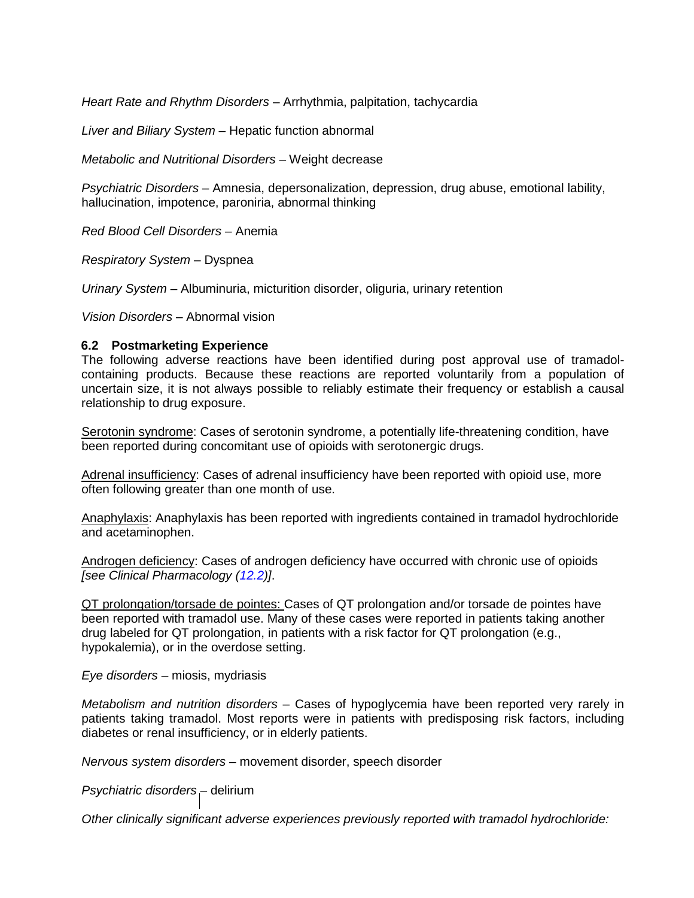*Heart Rate and Rhythm Disorders* – Arrhythmia, palpitation, tachycardia

*Liver and Biliary System* – Hepatic function abnormal

*Metabolic and Nutritional Disorders* – Weight decrease

*Psychiatric Disorders* – Amnesia, depersonalization, depression, drug abuse, emotional lability, hallucination, impotence, paroniria, abnormal thinking

*Red Blood Cell Disorders* – Anemia

*Respiratory System* – Dyspnea

*Urinary System* – Albuminuria, micturition disorder, oliguria, urinary retention

*Vision Disorders* – Abnormal vision

### 6.2 Postmarketing Experience

The following adverse reactions have been identified during post approval use of tramadol-containing products. Because these reactions are reported voluntarily from a population of uncertain size, it is not always possible to reliably estimate their frequency or establish a causal relationship to drug exposure.

Serotonin syndrome: Cases of serotonin syndrome, a potentially life-threatening condition, have been reported during concomitant use of opioids with serotonergic drugs.

Adrenal insufficiency: Cases of adrenal insufficiency have been reported with opioid use, more often following greater than one month of use.

Anaphylaxis: Anaphylaxis has been reported with ingredients contained in tramadol hydrochloride and acetaminophen.

Androgen deficiency: Cases of androgen deficiency have occurred with chronic use of opioids *[see Clinical Pharmacology (12.2)]*.

QT prolongation/torsade de pointes: Cases of QT prolongation and/or torsade de pointes have been reported with tramadol use. Many of these cases were reported in patients taking another drug labeled for QT prolongation, in patients with a risk factor for QT prolongation (e.g., hypokalemia), or in the overdose setting.

*Eye disorders* – miosis, mydriasis

*Metabolism and nutrition disorders* – Cases of hypoglycemia have been reported very rarely in patients taking tramadol. Most reports were in patients with predisposing risk factors, including diabetes or renal insufficiency, or in elderly patients.

*Nervous system disorders* – movement disorder, speech disorder

*Psychiatric disorders* – delirium

*Other clinically significant adverse experiences previously reported with tramadol hydrochloride:*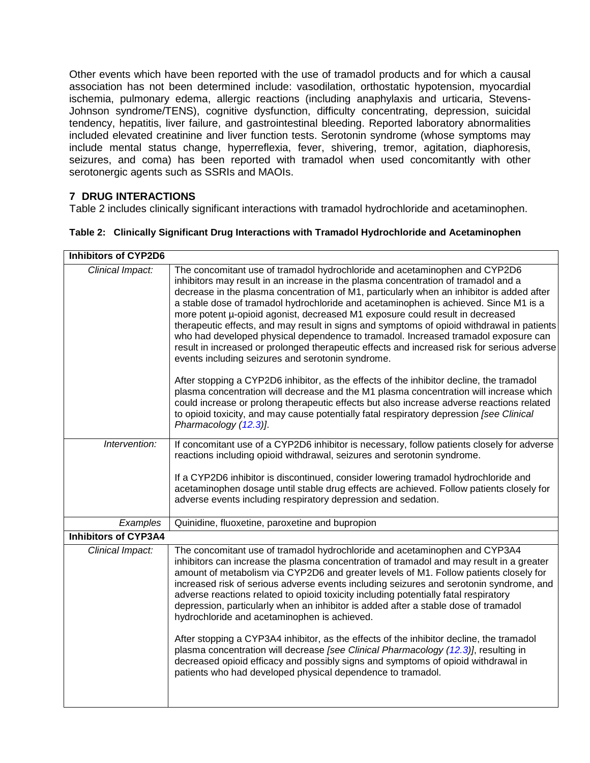Other events which have been reported with the use of tramadol products and for which a causal association has not been determined include: vasodilation, orthostatic hypotension, myocardial ischemia, pulmonary edema, allergic reactions (including anaphylaxis and urticaria, Stevens-Johnson syndrome/TENS), cognitive dysfunction, difficulty concentrating, depression, suicidal tendency, hepatitis, liver failure, and gastrointestinal bleeding. Reported laboratory abnormalities included elevated creatinine and liver function tests. Serotonin syndrome (whose symptoms may include mental status change, hyperreflexia, fever, shivering, tremor, agitation, diaphoresis, seizures, and coma) has been reported with tramadol when used concomitantly with other serotonergic agents such as SSRIs and MAOIs.

## 7 DRUG INTERACTIONS

Table 2 includes clinically significant interactions with tramadol hydrochloride and acetaminophen.

**Table 2: Clinically Significant Drug Interactions with Tramadol Hydrochloride and Acetaminophen**

| **Inhibitors of CYP2D6** | |
|---|---|
| *Clinical Impact:* | The concomitant use of tramadol hydrochloride and acetaminophen and CYP2D6 inhibitors may result in an increase in the plasma concentration of tramadol and a decrease in the plasma concentration of M1, particularly when an inhibitor is added after a stable dose of tramadol hydrochloride and acetaminophen is achieved. Since M1 is a more potent µ-opioid agonist, decreased M1 exposure could result in decreased therapeutic effects, and may result in signs and symptoms of opioid withdrawal in patients who had developed physical dependence to tramadol. Increased tramadol exposure can result in increased or prolonged therapeutic effects and increased risk for serious adverse events including seizures and serotonin syndrome.<br><br>After stopping a CYP2D6 inhibitor, as the effects of the inhibitor decline, the tramadol plasma concentration will decrease and the M1 plasma concentration will increase which could increase or prolong therapeutic effects but also increase adverse reactions related to opioid toxicity, and may cause potentially fatal respiratory depression *[see Clinical Pharmacology (12.3)]*. |
| *Intervention:* | If concomitant use of a CYP2D6 inhibitor is necessary, follow patients closely for adverse reactions including opioid withdrawal, seizures and serotonin syndrome.<br><br>If a CYP2D6 inhibitor is discontinued, consider lowering tramadol hydrochloride and acetaminophen dosage until stable drug effects are achieved. Follow patients closely for adverse events including respiratory depression and sedation. |
| *Examples* | Quinidine, fluoxetine, paroxetine and bupropion |
| **Inhibitors of CYP3A4** | |
| *Clinical Impact:* | The concomitant use of tramadol hydrochloride and acetaminophen and CYP3A4 inhibitors can increase the plasma concentration of tramadol and may result in a greater amount of metabolism via CYP2D6 and greater levels of M1. Follow patients closely for increased risk of serious adverse events including seizures and serotonin syndrome, and adverse reactions related to opioid toxicity including potentially fatal respiratory depression, particularly when an inhibitor is added after a stable dose of tramadol hydrochloride and acetaminophen is achieved.<br><br>After stopping a CYP3A4 inhibitor, as the effects of the inhibitor decline, the tramadol plasma concentration will decrease *[see Clinical Pharmacology (12.3)]*, resulting in decreased opioid efficacy and possibly signs and symptoms of opioid withdrawal in patients who had developed physical dependence to tramadol. |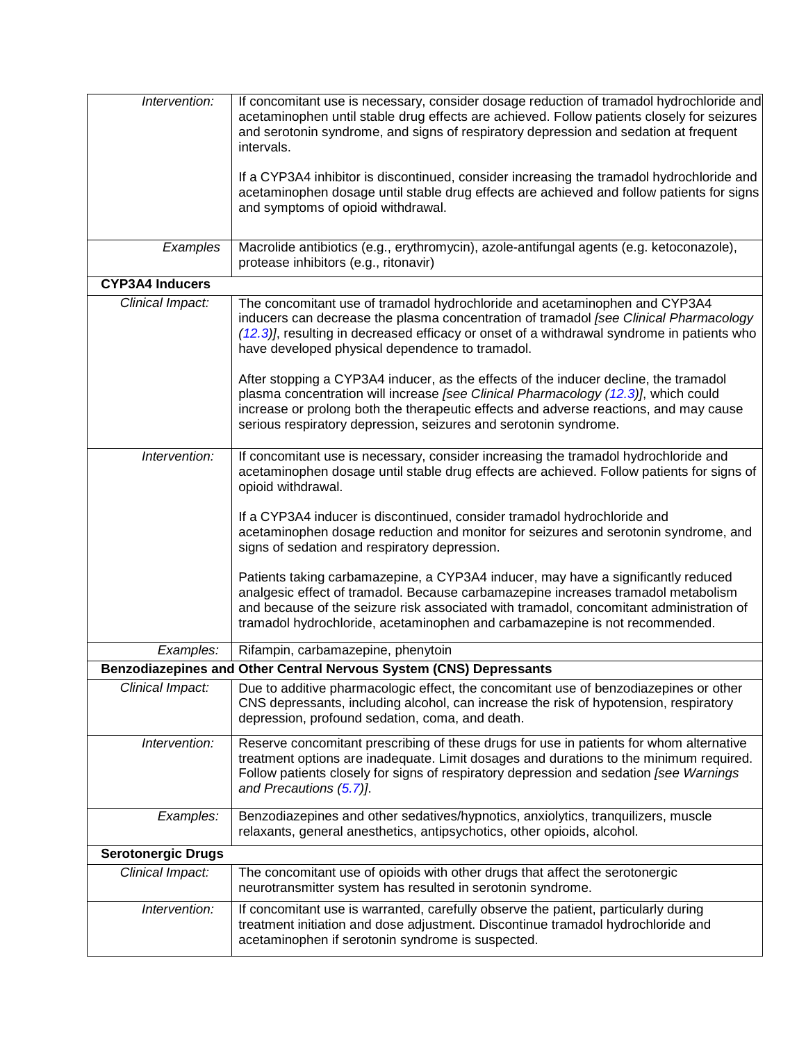| | |
|---|---|
| *Intervention:* | If concomitant use is necessary, consider dosage reduction of tramadol hydrochloride and acetaminophen until stable drug effects are achieved. Follow patients closely for seizures and serotonin syndrome, and signs of respiratory depression and sedation at frequent intervals.<br><br>If a CYP3A4 inhibitor is discontinued, consider increasing the tramadol hydrochloride and acetaminophen dosage until stable drug effects are achieved and follow patients for signs and symptoms of opioid withdrawal. |
| *Examples* | Macrolide antibiotics (e.g., erythromycin), azole-antifungal agents (e.g. ketoconazole), protease inhibitors (e.g., ritonavir) |
| **CYP3A4 Inducers** | |
| *Clinical Impact:* | The concomitant use of tramadol hydrochloride and acetaminophen and CYP3A4 inducers can decrease the plasma concentration of tramadol *[see Clinical Pharmacology (12.3)]*, resulting in decreased efficacy or onset of a withdrawal syndrome in patients who have developed physical dependence to tramadol.<br><br>After stopping a CYP3A4 inducer, as the effects of the inducer decline, the tramadol plasma concentration will increase *[see Clinical Pharmacology (12.3)]*, which could increase or prolong both the therapeutic effects and adverse reactions, and may cause serious respiratory depression, seizures and serotonin syndrome. |
| *Intervention:* | If concomitant use is necessary, consider increasing the tramadol hydrochloride and acetaminophen dosage until stable drug effects are achieved. Follow patients for signs of opioid withdrawal.<br><br>If a CYP3A4 inducer is discontinued, consider tramadol hydrochloride and acetaminophen dosage reduction and monitor for seizures and serotonin syndrome, and signs of sedation and respiratory depression.<br><br>Patients taking carbamazepine, a CYP3A4 inducer, may have a significantly reduced analgesic effect of tramadol. Because carbamazepine increases tramadol metabolism and because of the seizure risk associated with tramadol, concomitant administration of tramadol hydrochloride, acetaminophen and carbamazepine is not recommended. |
| *Examples:* | Rifampin, carbamazepine, phenytoin |
| **Benzodiazepines and Other Central Nervous System (CNS) Depressants** | |
| *Clinical Impact:* | Due to additive pharmacologic effect, the concomitant use of benzodiazepines or other CNS depressants, including alcohol, can increase the risk of hypotension, respiratory depression, profound sedation, coma, and death. |
| *Intervention:* | Reserve concomitant prescribing of these drugs for use in patients for whom alternative treatment options are inadequate. Limit dosages and durations to the minimum required. Follow patients closely for signs of respiratory depression and sedation *[see Warnings and Precautions (5.7)]*. |
| *Examples:* | Benzodiazepines and other sedatives/hypnotics, anxiolytics, tranquilizers, muscle relaxants, general anesthetics, antipsychotics, other opioids, alcohol. |
| **Serotonergic Drugs** | |
| *Clinical Impact:* | The concomitant use of opioids with other drugs that affect the serotonergic neurotransmitter system has resulted in serotonin syndrome. |
| *Intervention:* | If concomitant use is warranted, carefully observe the patient, particularly during treatment initiation and dose adjustment. Discontinue tramadol hydrochloride and acetaminophen if serotonin syndrome is suspected. |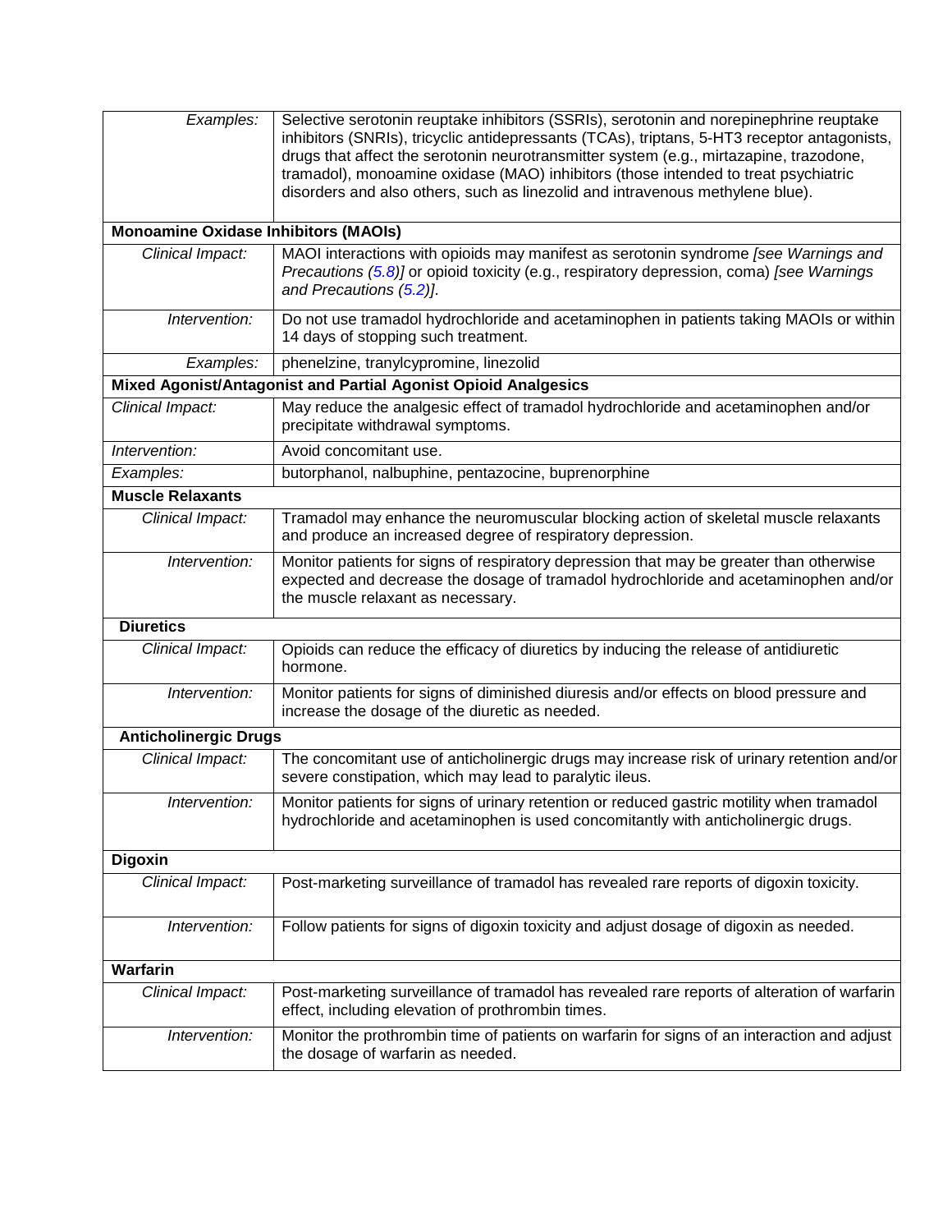| | |
|---|---|
| *Examples:* | Selective serotonin reuptake inhibitors (SSRIs), serotonin and norepinephrine reuptake inhibitors (SNRIs), tricyclic antidepressants (TCAs), triptans, 5-HT3 receptor antagonists, drugs that affect the serotonin neurotransmitter system (e.g., mirtazapine, trazodone, tramadol), monoamine oxidase (MAO) inhibitors (those intended to treat psychiatric disorders and also others, such as linezolid and intravenous methylene blue). |
| **Monoamine Oxidase Inhibitors (MAOIs)** | |
| *Clinical Impact:* | MAOI interactions with opioids may manifest as serotonin syndrome *[see Warnings and Precautions (5.8)]* or opioid toxicity (e.g., respiratory depression, coma) *[see Warnings and Precautions (5.2)]*. |
| *Intervention:* | Do not use tramadol hydrochloride and acetaminophen in patients taking MAOIs or within 14 days of stopping such treatment. |
| *Examples:* | phenelzine, tranylcypromine, linezolid |
| **Mixed Agonist/Antagonist and Partial Agonist Opioid Analgesics** | |
| *Clinical Impact:* | May reduce the analgesic effect of tramadol hydrochloride and acetaminophen and/or precipitate withdrawal symptoms. |
| *Intervention:* | Avoid concomitant use. |
| *Examples:* | butorphanol, nalbuphine, pentazocine, buprenorphine |
| **Muscle Relaxants** | |
| *Clinical Impact:* | Tramadol may enhance the neuromuscular blocking action of skeletal muscle relaxants and produce an increased degree of respiratory depression. |
| *Intervention:* | Monitor patients for signs of respiratory depression that may be greater than otherwise expected and decrease the dosage of tramadol hydrochloride and acetaminophen and/or the muscle relaxant as necessary. |
| **Diuretics** | |
| *Clinical Impact:* | Opioids can reduce the efficacy of diuretics by inducing the release of antidiuretic hormone. |
| *Intervention:* | Monitor patients for signs of diminished diuresis and/or effects on blood pressure and increase the dosage of the diuretic as needed. |
| **Anticholinergic Drugs** | |
| *Clinical Impact:* | The concomitant use of anticholinergic drugs may increase risk of urinary retention and/or severe constipation, which may lead to paralytic ileus. |
| *Intervention:* | Monitor patients for signs of urinary retention or reduced gastric motility when tramadol hydrochloride and acetaminophen is used concomitantly with anticholinergic drugs. |
| **Digoxin** | |
| *Clinical Impact:* | Post-marketing surveillance of tramadol has revealed rare reports of digoxin toxicity. |
| *Intervention:* | Follow patients for signs of digoxin toxicity and adjust dosage of digoxin as needed. |
| **Warfarin** | |
| *Clinical Impact:* | Post-marketing surveillance of tramadol has revealed rare reports of alteration of warfarin effect, including elevation of prothrombin times. |
| *Intervention:* | Monitor the prothrombin time of patients on warfarin for signs of an interaction and adjust the dosage of warfarin as needed. |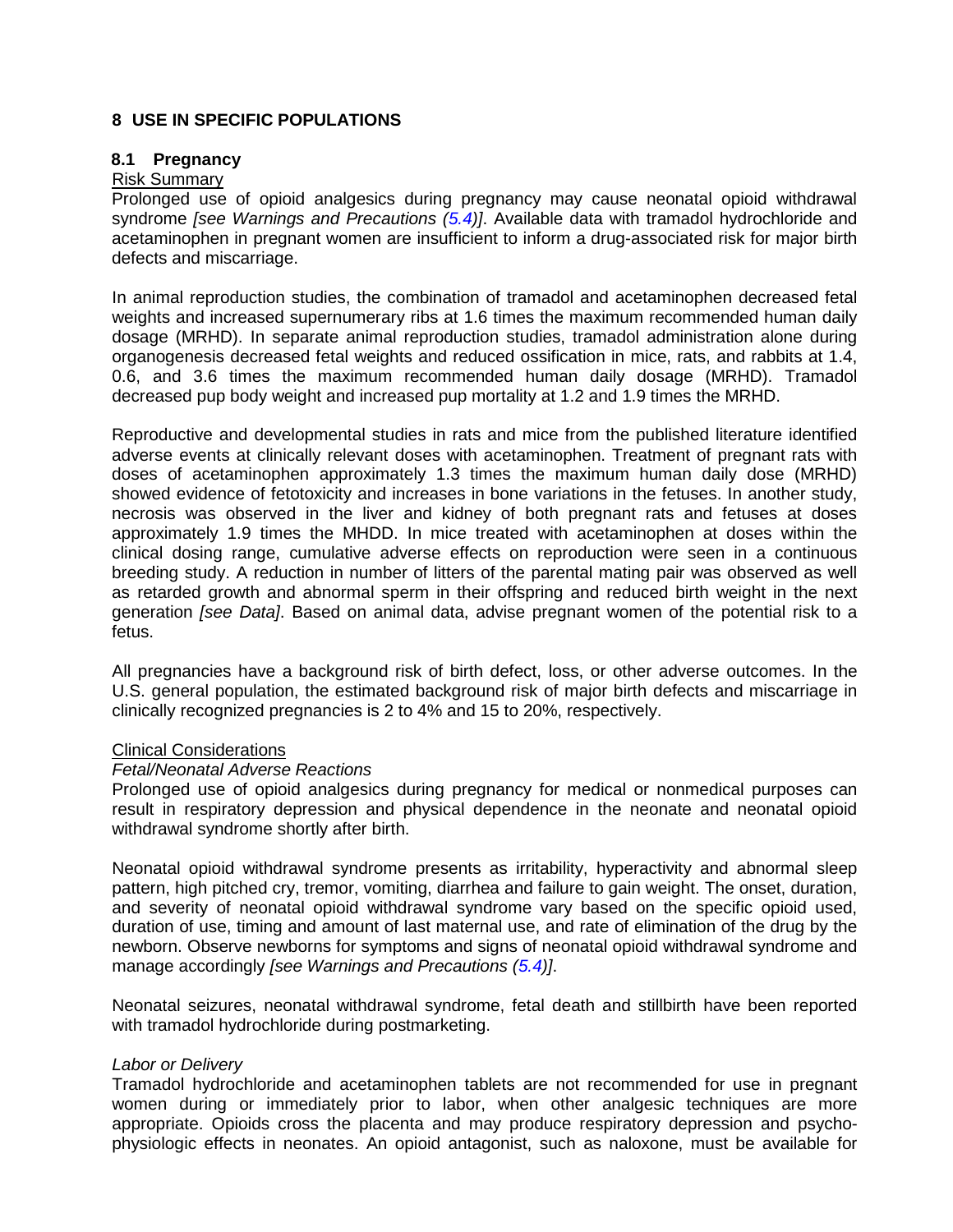## 8 USE IN SPECIFIC POPULATIONS

### 8.1 Pregnancy

Risk Summary

Prolonged use of opioid analgesics during pregnancy may cause neonatal opioid withdrawal syndrome *[see Warnings and Precautions (5.4)]*. Available data with tramadol hydrochloride and acetaminophen in pregnant women are insufficient to inform a drug-associated risk for major birth defects and miscarriage.

In animal reproduction studies, the combination of tramadol and acetaminophen decreased fetal weights and increased supernumerary ribs at 1.6 times the maximum recommended human daily dosage (MRHD). In separate animal reproduction studies, tramadol administration alone during organogenesis decreased fetal weights and reduced ossification in mice, rats, and rabbits at 1.4, 0.6, and 3.6 times the maximum recommended human daily dosage (MRHD). Tramadol decreased pup body weight and increased pup mortality at 1.2 and 1.9 times the MRHD.

Reproductive and developmental studies in rats and mice from the published literature identified adverse events at clinically relevant doses with acetaminophen. Treatment of pregnant rats with doses of acetaminophen approximately 1.3 times the maximum human daily dose (MRHD) showed evidence of fetotoxicity and increases in bone variations in the fetuses. In another study, necrosis was observed in the liver and kidney of both pregnant rats and fetuses at doses approximately 1.9 times the MHDD. In mice treated with acetaminophen at doses within the clinical dosing range, cumulative adverse effects on reproduction were seen in a continuous breeding study. A reduction in number of litters of the parental mating pair was observed as well as retarded growth and abnormal sperm in their offspring and reduced birth weight in the next generation *[see Data]*. Based on animal data, advise pregnant women of the potential risk to a fetus.

All pregnancies have a background risk of birth defect, loss, or other adverse outcomes. In the U.S. general population, the estimated background risk of major birth defects and miscarriage in clinically recognized pregnancies is 2 to 4% and 15 to 20%, respectively.

Clinical Considerations

*Fetal/Neonatal Adverse Reactions*

Prolonged use of opioid analgesics during pregnancy for medical or nonmedical purposes can result in respiratory depression and physical dependence in the neonate and neonatal opioid withdrawal syndrome shortly after birth.

Neonatal opioid withdrawal syndrome presents as irritability, hyperactivity and abnormal sleep pattern, high pitched cry, tremor, vomiting, diarrhea and failure to gain weight. The onset, duration, and severity of neonatal opioid withdrawal syndrome vary based on the specific opioid used, duration of use, timing and amount of last maternal use, and rate of elimination of the drug by the newborn. Observe newborns for symptoms and signs of neonatal opioid withdrawal syndrome and manage accordingly *[see Warnings and Precautions (5.4)]*.

Neonatal seizures, neonatal withdrawal syndrome, fetal death and stillbirth have been reported with tramadol hydrochloride during postmarketing.

*Labor or Delivery*

Tramadol hydrochloride and acetaminophen tablets are not recommended for use in pregnant women during or immediately prior to labor, when other analgesic techniques are more appropriate. Opioids cross the placenta and may produce respiratory depression and psycho-physiologic effects in neonates. An opioid antagonist, such as naloxone, must be available for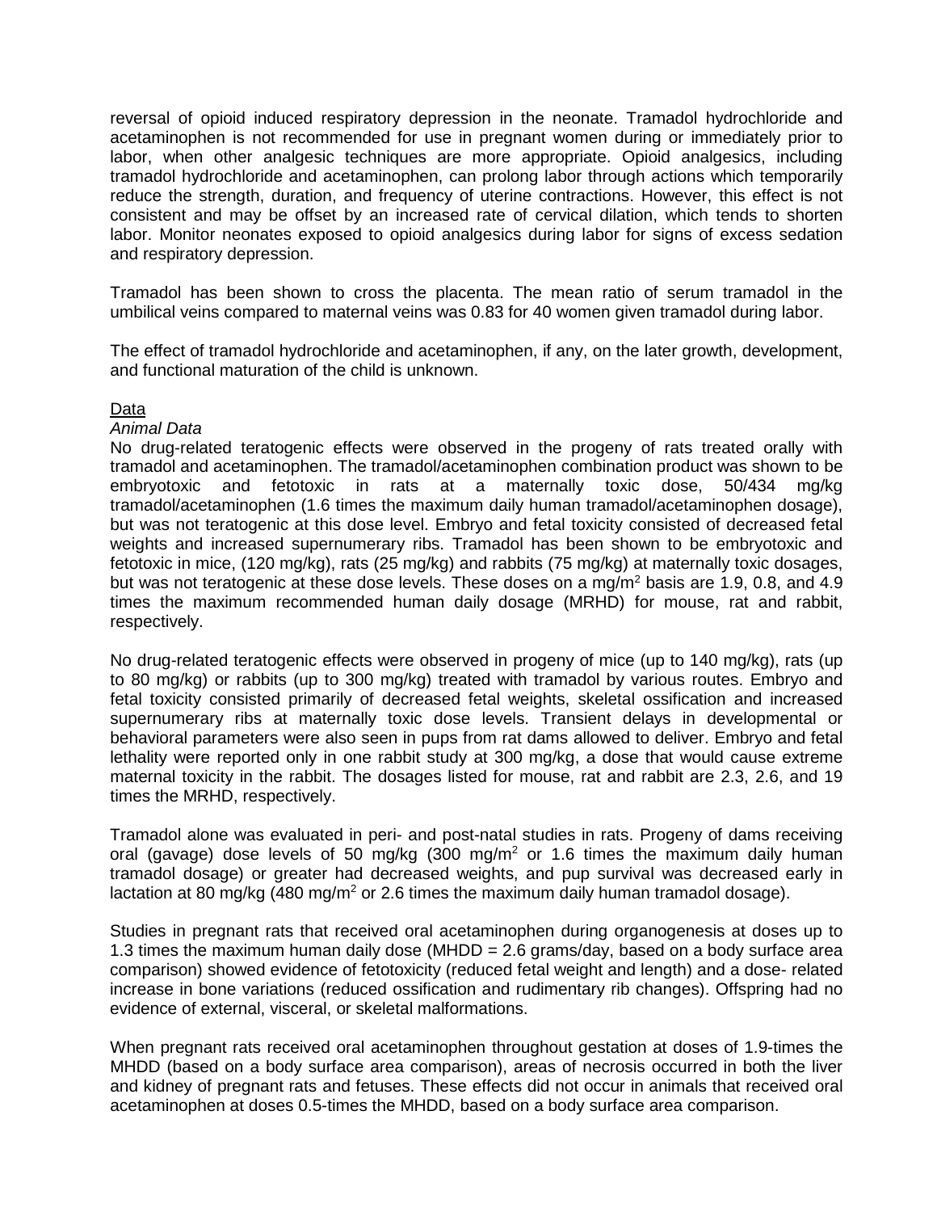reversal of opioid induced respiratory depression in the neonate. Tramadol hydrochloride and acetaminophen is not recommended for use in pregnant women during or immediately prior to labor, when other analgesic techniques are more appropriate. Opioid analgesics, including tramadol hydrochloride and acetaminophen, can prolong labor through actions which temporarily reduce the strength, duration, and frequency of uterine contractions. However, this effect is not consistent and may be offset by an increased rate of cervical dilation, which tends to shorten labor. Monitor neonates exposed to opioid analgesics during labor for signs of excess sedation and respiratory depression.

Tramadol has been shown to cross the placenta. The mean ratio of serum tramadol in the umbilical veins compared to maternal veins was 0.83 for 40 women given tramadol during labor.

The effect of tramadol hydrochloride and acetaminophen, if any, on the later growth, development, and functional maturation of the child is unknown.

Data

*Animal Data*

No drug-related teratogenic effects were observed in the progeny of rats treated orally with tramadol and acetaminophen. The tramadol/acetaminophen combination product was shown to be embryotoxic and fetotoxic in rats at a maternally toxic dose, 50/434 mg/kg tramadol/acetaminophen (1.6 times the maximum daily human tramadol/acetaminophen dosage), but was not teratogenic at this dose level. Embryo and fetal toxicity consisted of decreased fetal weights and increased supernumerary ribs. Tramadol has been shown to be embryotoxic and fetotoxic in mice, (120 mg/kg), rats (25 mg/kg) and rabbits (75 mg/kg) at maternally toxic dosages, but was not teratogenic at these dose levels. These doses on a mg/m$^2$ basis are 1.9, 0.8, and 4.9 times the maximum recommended human daily dosage (MRHD) for mouse, rat and rabbit, respectively.

No drug-related teratogenic effects were observed in progeny of mice (up to 140 mg/kg), rats (up to 80 mg/kg) or rabbits (up to 300 mg/kg) treated with tramadol by various routes. Embryo and fetal toxicity consisted primarily of decreased fetal weights, skeletal ossification and increased supernumerary ribs at maternally toxic dose levels. Transient delays in developmental or behavioral parameters were also seen in pups from rat dams allowed to deliver. Embryo and fetal lethality were reported only in one rabbit study at 300 mg/kg, a dose that would cause extreme maternal toxicity in the rabbit. The dosages listed for mouse, rat and rabbit are 2.3, 2.6, and 19 times the MRHD, respectively.

Tramadol alone was evaluated in peri- and post-natal studies in rats. Progeny of dams receiving oral (gavage) dose levels of 50 mg/kg (300 mg/m$^2$ or 1.6 times the maximum daily human tramadol dosage) or greater had decreased weights, and pup survival was decreased early in lactation at 80 mg/kg (480 mg/m$^2$ or 2.6 times the maximum daily human tramadol dosage).

Studies in pregnant rats that received oral acetaminophen during organogenesis at doses up to 1.3 times the maximum human daily dose (MHDD = 2.6 grams/day, based on a body surface area comparison) showed evidence of fetotoxicity (reduced fetal weight and length) and a dose- related increase in bone variations (reduced ossification and rudimentary rib changes). Offspring had no evidence of external, visceral, or skeletal malformations.

When pregnant rats received oral acetaminophen throughout gestation at doses of 1.9-times the MHDD (based on a body surface area comparison), areas of necrosis occurred in both the liver and kidney of pregnant rats and fetuses. These effects did not occur in animals that received oral acetaminophen at doses 0.5-times the MHDD, based on a body surface area comparison.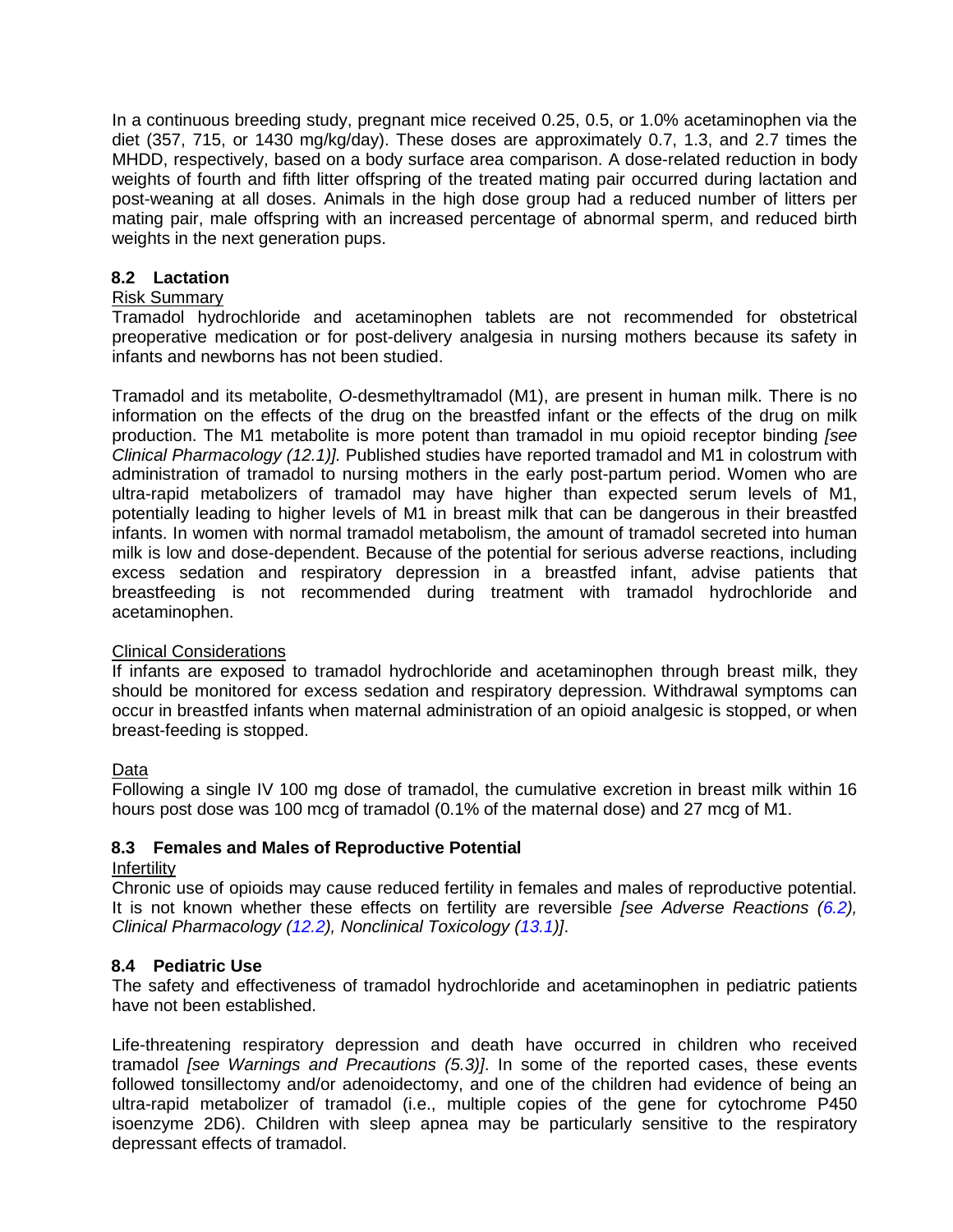In a continuous breeding study, pregnant mice received 0.25, 0.5, or 1.0% acetaminophen via the diet (357, 715, or 1430 mg/kg/day). These doses are approximately 0.7, 1.3, and 2.7 times the MHDD, respectively, based on a body surface area comparison. A dose-related reduction in body weights of fourth and fifth litter offspring of the treated mating pair occurred during lactation and post-weaning at all doses. Animals in the high dose group had a reduced number of litters per mating pair, male offspring with an increased percentage of abnormal sperm, and reduced birth weights in the next generation pups.

### 8.2 Lactation

Risk Summary

Tramadol hydrochloride and acetaminophen tablets are not recommended for obstetrical preoperative medication or for post-delivery analgesia in nursing mothers because its safety in infants and newborns has not been studied.

Tramadol and its metabolite, *O*-desmethyltramadol (M1), are present in human milk. There is no information on the effects of the drug on the breastfed infant or the effects of the drug on milk production. The M1 metabolite is more potent than tramadol in mu opioid receptor binding *[see Clinical Pharmacology (12.1)]*. Published studies have reported tramadol and M1 in colostrum with administration of tramadol to nursing mothers in the early post-partum period. Women who are ultra-rapid metabolizers of tramadol may have higher than expected serum levels of M1, potentially leading to higher levels of M1 in breast milk that can be dangerous in their breastfed infants. In women with normal tramadol metabolism, the amount of tramadol secreted into human milk is low and dose-dependent. Because of the potential for serious adverse reactions, including excess sedation and respiratory depression in a breastfed infant, advise patients that breastfeeding is not recommended during treatment with tramadol hydrochloride and acetaminophen.

Clinical Considerations

If infants are exposed to tramadol hydrochloride and acetaminophen through breast milk, they should be monitored for excess sedation and respiratory depression. Withdrawal symptoms can occur in breastfed infants when maternal administration of an opioid analgesic is stopped, or when breast-feeding is stopped.

Data

Following a single IV 100 mg dose of tramadol, the cumulative excretion in breast milk within 16 hours post dose was 100 mcg of tramadol (0.1% of the maternal dose) and 27 mcg of M1.

### 8.3 Females and Males of Reproductive Potential

Infertility

Chronic use of opioids may cause reduced fertility in females and males of reproductive potential. It is not known whether these effects on fertility are reversible *[see Adverse Reactions (6.2), Clinical Pharmacology (12.2), Nonclinical Toxicology (13.1)]*.

### 8.4 Pediatric Use

The safety and effectiveness of tramadol hydrochloride and acetaminophen in pediatric patients have not been established.

Life-threatening respiratory depression and death have occurred in children who received tramadol *[see Warnings and Precautions (5.3)]*. In some of the reported cases, these events followed tonsillectomy and/or adenoidectomy, and one of the children had evidence of being an ultra-rapid metabolizer of tramadol (i.e., multiple copies of the gene for cytochrome P450 isoenzyme 2D6). Children with sleep apnea may be particularly sensitive to the respiratory depressant effects of tramadol.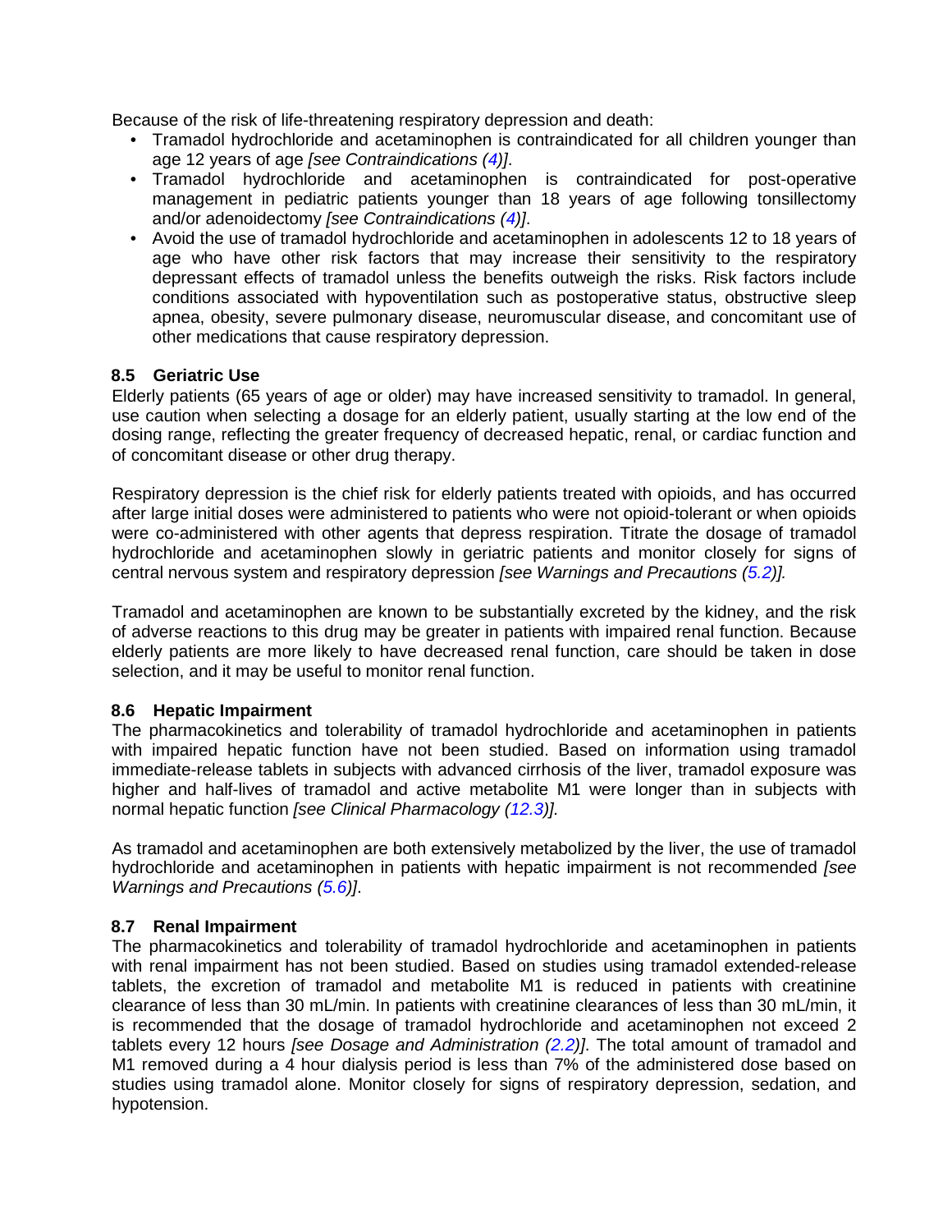Because of the risk of life-threatening respiratory depression and death:

- Tramadol hydrochloride and acetaminophen is contraindicated for all children younger than age 12 years of age *[see Contraindications (4)]*.
- Tramadol hydrochloride and acetaminophen is contraindicated for post-operative management in pediatric patients younger than 18 years of age following tonsillectomy and/or adenoidectomy *[see Contraindications (4)]*.
- Avoid the use of tramadol hydrochloride and acetaminophen in adolescents 12 to 18 years of age who have other risk factors that may increase their sensitivity to the respiratory depressant effects of tramadol unless the benefits outweigh the risks. Risk factors include conditions associated with hypoventilation such as postoperative status, obstructive sleep apnea, obesity, severe pulmonary disease, neuromuscular disease, and concomitant use of other medications that cause respiratory depression.

### 8.5 Geriatric Use

Elderly patients (65 years of age or older) may have increased sensitivity to tramadol. In general, use caution when selecting a dosage for an elderly patient, usually starting at the low end of the dosing range, reflecting the greater frequency of decreased hepatic, renal, or cardiac function and of concomitant disease or other drug therapy.

Respiratory depression is the chief risk for elderly patients treated with opioids, and has occurred after large initial doses were administered to patients who were not opioid-tolerant or when opioids were co-administered with other agents that depress respiration. Titrate the dosage of tramadol hydrochloride and acetaminophen slowly in geriatric patients and monitor closely for signs of central nervous system and respiratory depression *[see Warnings and Precautions (5.2)]*.

Tramadol and acetaminophen are known to be substantially excreted by the kidney, and the risk of adverse reactions to this drug may be greater in patients with impaired renal function. Because elderly patients are more likely to have decreased renal function, care should be taken in dose selection, and it may be useful to monitor renal function.

### 8.6 Hepatic Impairment

The pharmacokinetics and tolerability of tramadol hydrochloride and acetaminophen in patients with impaired hepatic function have not been studied. Based on information using tramadol immediate-release tablets in subjects with advanced cirrhosis of the liver, tramadol exposure was higher and half-lives of tramadol and active metabolite M1 were longer than in subjects with normal hepatic function *[see Clinical Pharmacology (12.3)]*.

As tramadol and acetaminophen are both extensively metabolized by the liver, the use of tramadol hydrochloride and acetaminophen in patients with hepatic impairment is not recommended *[see Warnings and Precautions (5.6)]*.

### 8.7 Renal Impairment

The pharmacokinetics and tolerability of tramadol hydrochloride and acetaminophen in patients with renal impairment has not been studied. Based on studies using tramadol extended-release tablets, the excretion of tramadol and metabolite M1 is reduced in patients with creatinine clearance of less than 30 mL/min. In patients with creatinine clearances of less than 30 mL/min, it is recommended that the dosage of tramadol hydrochloride and acetaminophen not exceed 2 tablets every 12 hours *[see Dosage and Administration (2.2)]*. The total amount of tramadol and M1 removed during a 4 hour dialysis period is less than 7% of the administered dose based on studies using tramadol alone. Monitor closely for signs of respiratory depression, sedation, and hypotension.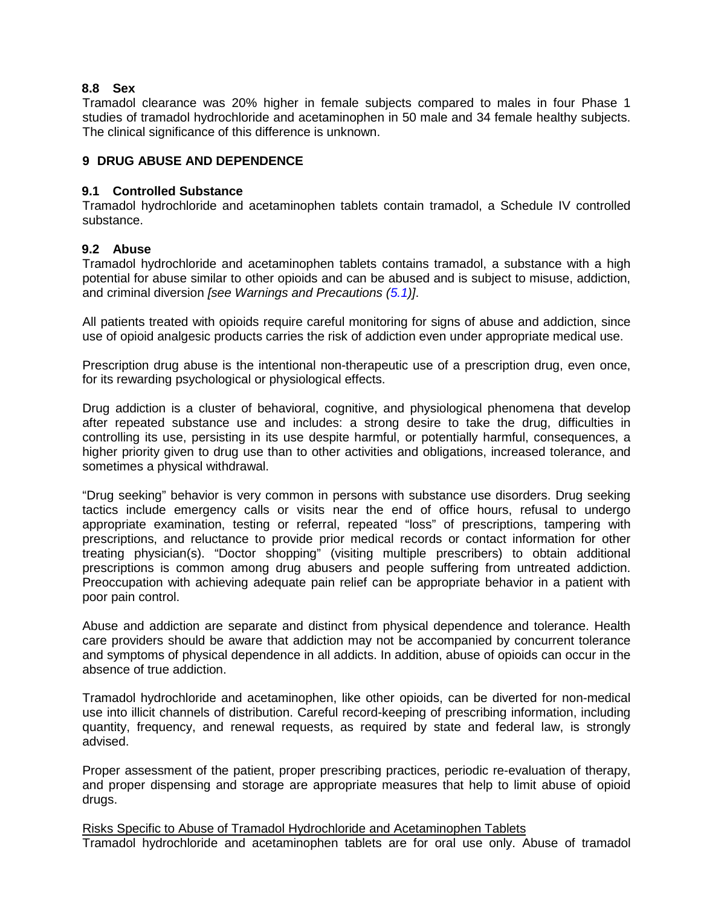### 8.8 Sex

Tramadol clearance was 20% higher in female subjects compared to males in four Phase 1 studies of tramadol hydrochloride and acetaminophen in 50 male and 34 female healthy subjects. The clinical significance of this difference is unknown.

## 9 DRUG ABUSE AND DEPENDENCE

### 9.1 Controlled Substance

Tramadol hydrochloride and acetaminophen tablets contain tramadol, a Schedule IV controlled substance.

### 9.2 Abuse

Tramadol hydrochloride and acetaminophen tablets contains tramadol, a substance with a high potential for abuse similar to other opioids and can be abused and is subject to misuse, addiction, and criminal diversion *[see Warnings and Precautions (5.1)]*.

All patients treated with opioids require careful monitoring for signs of abuse and addiction, since use of opioid analgesic products carries the risk of addiction even under appropriate medical use.

Prescription drug abuse is the intentional non-therapeutic use of a prescription drug, even once, for its rewarding psychological or physiological effects.

Drug addiction is a cluster of behavioral, cognitive, and physiological phenomena that develop after repeated substance use and includes: a strong desire to take the drug, difficulties in controlling its use, persisting in its use despite harmful, or potentially harmful, consequences, a higher priority given to drug use than to other activities and obligations, increased tolerance, and sometimes a physical withdrawal.

"Drug seeking" behavior is very common in persons with substance use disorders. Drug seeking tactics include emergency calls or visits near the end of office hours, refusal to undergo appropriate examination, testing or referral, repeated "loss" of prescriptions, tampering with prescriptions, and reluctance to provide prior medical records or contact information for other treating physician(s). "Doctor shopping" (visiting multiple prescribers) to obtain additional prescriptions is common among drug abusers and people suffering from untreated addiction. Preoccupation with achieving adequate pain relief can be appropriate behavior in a patient with poor pain control.

Abuse and addiction are separate and distinct from physical dependence and tolerance. Health care providers should be aware that addiction may not be accompanied by concurrent tolerance and symptoms of physical dependence in all addicts. In addition, abuse of opioids can occur in the absence of true addiction.

Tramadol hydrochloride and acetaminophen, like other opioids, can be diverted for non-medical use into illicit channels of distribution. Careful record-keeping of prescribing information, including quantity, frequency, and renewal requests, as required by state and federal law, is strongly advised.

Proper assessment of the patient, proper prescribing practices, periodic re-evaluation of therapy, and proper dispensing and storage are appropriate measures that help to limit abuse of opioid drugs.

Risks Specific to Abuse of Tramadol Hydrochloride and Acetaminophen Tablets

Tramadol hydrochloride and acetaminophen tablets are for oral use only. Abuse of tramadol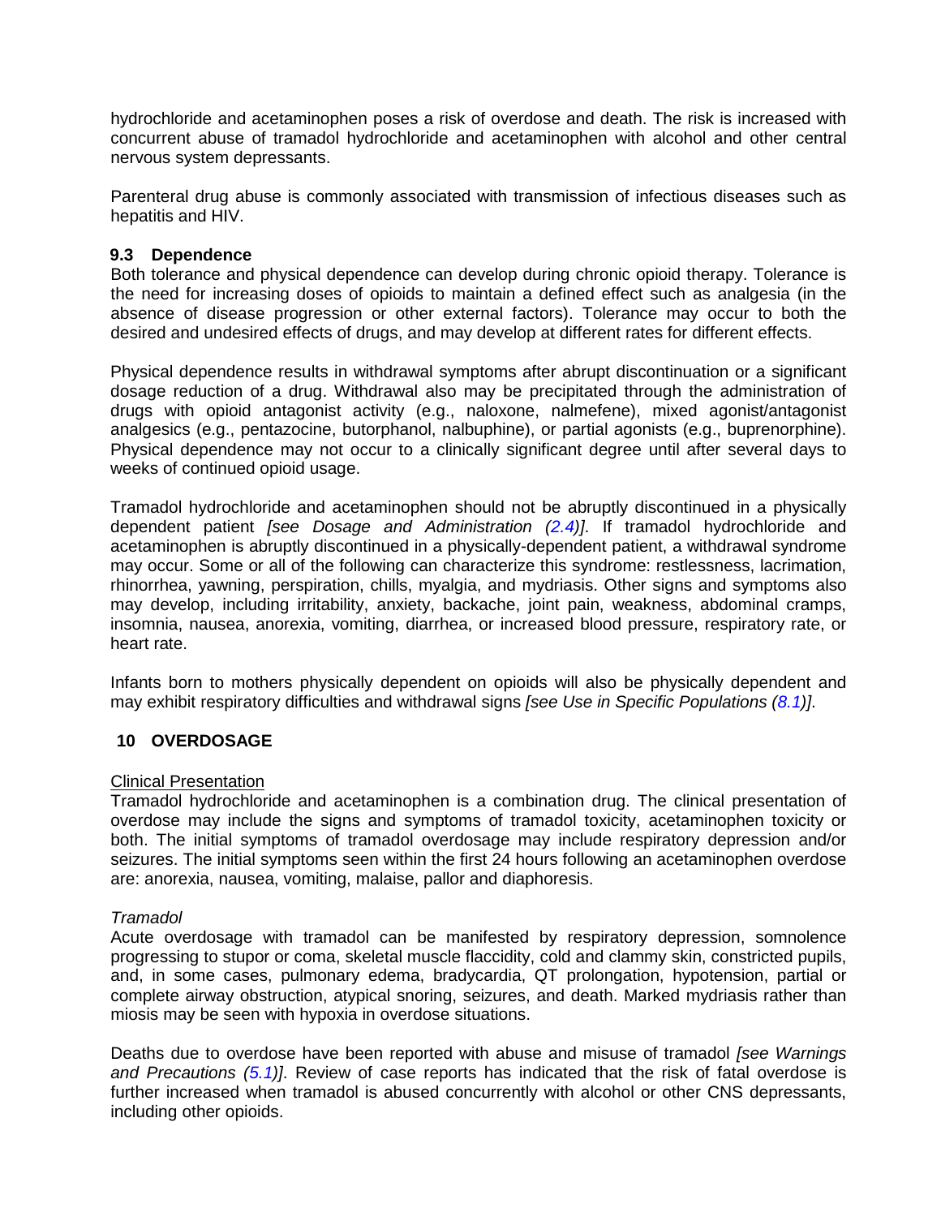hydrochloride and acetaminophen poses a risk of overdose and death. The risk is increased with concurrent abuse of tramadol hydrochloride and acetaminophen with alcohol and other central nervous system depressants.

Parenteral drug abuse is commonly associated with transmission of infectious diseases such as hepatitis and HIV.

### 9.3 Dependence

Both tolerance and physical dependence can develop during chronic opioid therapy. Tolerance is the need for increasing doses of opioids to maintain a defined effect such as analgesia (in the absence of disease progression or other external factors). Tolerance may occur to both the desired and undesired effects of drugs, and may develop at different rates for different effects.

Physical dependence results in withdrawal symptoms after abrupt discontinuation or a significant dosage reduction of a drug. Withdrawal also may be precipitated through the administration of drugs with opioid antagonist activity (e.g., naloxone, nalmefene), mixed agonist/antagonist analgesics (e.g., pentazocine, butorphanol, nalbuphine), or partial agonists (e.g., buprenorphine). Physical dependence may not occur to a clinically significant degree until after several days to weeks of continued opioid usage.

Tramadol hydrochloride and acetaminophen should not be abruptly discontinued in a physically dependent patient *[see Dosage and Administration (2.4)]*. If tramadol hydrochloride and acetaminophen is abruptly discontinued in a physically-dependent patient, a withdrawal syndrome may occur. Some or all of the following can characterize this syndrome: restlessness, lacrimation, rhinorrhea, yawning, perspiration, chills, myalgia, and mydriasis. Other signs and symptoms also may develop, including irritability, anxiety, backache, joint pain, weakness, abdominal cramps, insomnia, nausea, anorexia, vomiting, diarrhea, or increased blood pressure, respiratory rate, or heart rate.

Infants born to mothers physically dependent on opioids will also be physically dependent and may exhibit respiratory difficulties and withdrawal signs *[see Use in Specific Populations (8.1)]*.

## 10 OVERDOSAGE

<u>Clinical Presentation</u>

Tramadol hydrochloride and acetaminophen is a combination drug. The clinical presentation of overdose may include the signs and symptoms of tramadol toxicity, acetaminophen toxicity or both. The initial symptoms of tramadol overdosage may include respiratory depression and/or seizures. The initial symptoms seen within the first 24 hours following an acetaminophen overdose are: anorexia, nausea, vomiting, malaise, pallor and diaphoresis.

*Tramadol*

Acute overdosage with tramadol can be manifested by respiratory depression, somnolence progressing to stupor or coma, skeletal muscle flaccidity, cold and clammy skin, constricted pupils, and, in some cases, pulmonary edema, bradycardia, QT prolongation, hypotension, partial or complete airway obstruction, atypical snoring, seizures, and death. Marked mydriasis rather than miosis may be seen with hypoxia in overdose situations.

Deaths due to overdose have been reported with abuse and misuse of tramadol *[see Warnings and Precautions (5.1)]*. Review of case reports has indicated that the risk of fatal overdose is further increased when tramadol is abused concurrently with alcohol or other CNS depressants, including other opioids.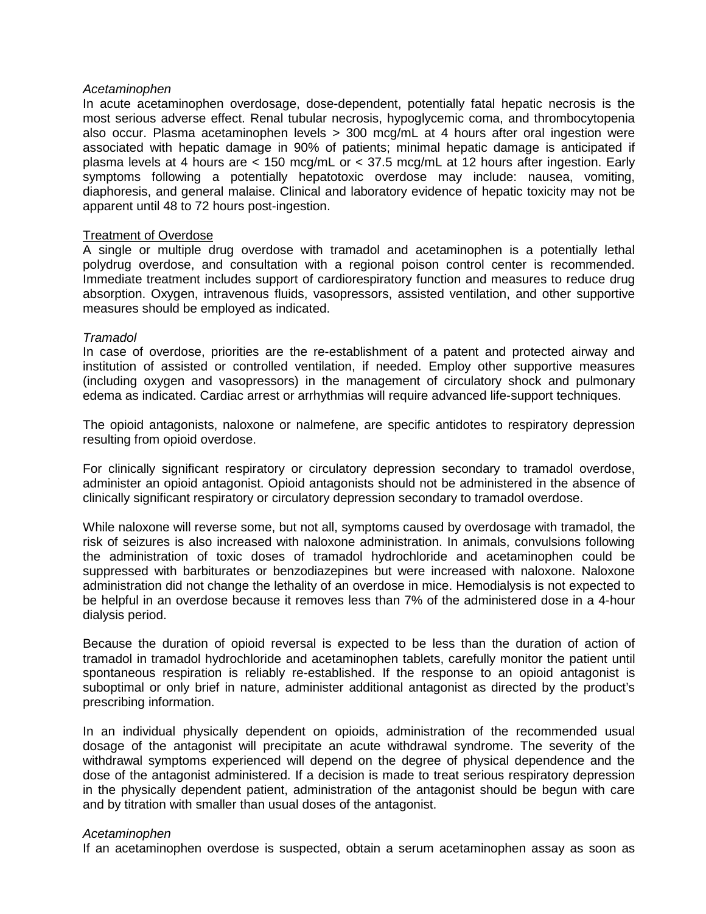*Acetaminophen*

In acute acetaminophen overdosage, dose-dependent, potentially fatal hepatic necrosis is the most serious adverse effect. Renal tubular necrosis, hypoglycemic coma, and thrombocytopenia also occur. Plasma acetaminophen levels > 300 mcg/mL at 4 hours after oral ingestion were associated with hepatic damage in 90% of patients; minimal hepatic damage is anticipated if plasma levels at 4 hours are < 150 mcg/mL or < 37.5 mcg/mL at 12 hours after ingestion. Early symptoms following a potentially hepatotoxic overdose may include: nausea, vomiting, diaphoresis, and general malaise. Clinical and laboratory evidence of hepatic toxicity may not be apparent until 48 to 72 hours post-ingestion.

Treatment of Overdose

A single or multiple drug overdose with tramadol and acetaminophen is a potentially lethal polydrug overdose, and consultation with a regional poison control center is recommended. Immediate treatment includes support of cardiorespiratory function and measures to reduce drug absorption. Oxygen, intravenous fluids, vasopressors, assisted ventilation, and other supportive measures should be employed as indicated.

*Tramadol*

In case of overdose, priorities are the re-establishment of a patent and protected airway and institution of assisted or controlled ventilation, if needed. Employ other supportive measures (including oxygen and vasopressors) in the management of circulatory shock and pulmonary edema as indicated. Cardiac arrest or arrhythmias will require advanced life-support techniques.

The opioid antagonists, naloxone or nalmefene, are specific antidotes to respiratory depression resulting from opioid overdose.

For clinically significant respiratory or circulatory depression secondary to tramadol overdose, administer an opioid antagonist. Opioid antagonists should not be administered in the absence of clinically significant respiratory or circulatory depression secondary to tramadol overdose.

While naloxone will reverse some, but not all, symptoms caused by overdosage with tramadol, the risk of seizures is also increased with naloxone administration. In animals, convulsions following the administration of toxic doses of tramadol hydrochloride and acetaminophen could be suppressed with barbiturates or benzodiazepines but were increased with naloxone. Naloxone administration did not change the lethality of an overdose in mice. Hemodialysis is not expected to be helpful in an overdose because it removes less than 7% of the administered dose in a 4-hour dialysis period.

Because the duration of opioid reversal is expected to be less than the duration of action of tramadol in tramadol hydrochloride and acetaminophen tablets, carefully monitor the patient until spontaneous respiration is reliably re-established. If the response to an opioid antagonist is suboptimal or only brief in nature, administer additional antagonist as directed by the product's prescribing information.

In an individual physically dependent on opioids, administration of the recommended usual dosage of the antagonist will precipitate an acute withdrawal syndrome. The severity of the withdrawal symptoms experienced will depend on the degree of physical dependence and the dose of the antagonist administered. If a decision is made to treat serious respiratory depression in the physically dependent patient, administration of the antagonist should be begun with care and by titration with smaller than usual doses of the antagonist.

*Acetaminophen*

If an acetaminophen overdose is suspected, obtain a serum acetaminophen assay as soon as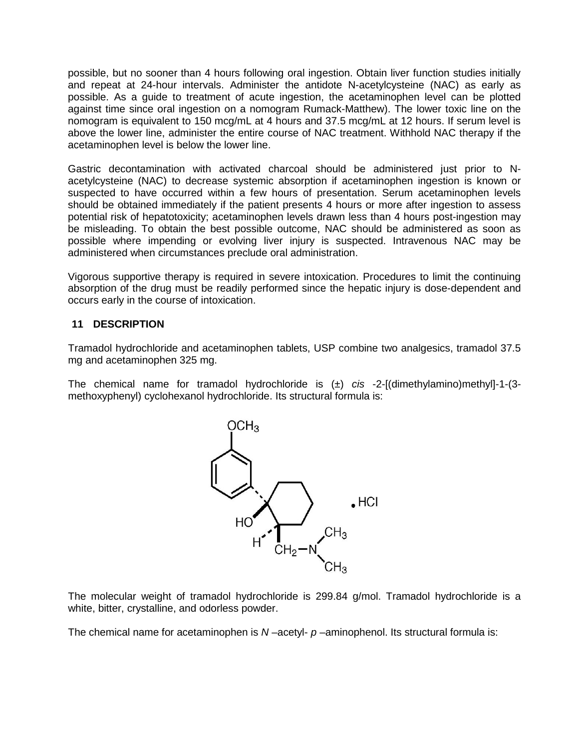possible, but no sooner than 4 hours following oral ingestion. Obtain liver function studies initially and repeat at 24-hour intervals. Administer the antidote N-acetylcysteine (NAC) as early as possible. As a guide to treatment of acute ingestion, the acetaminophen level can be plotted against time since oral ingestion on a nomogram Rumack-Matthew). The lower toxic line on the nomogram is equivalent to 150 mcg/mL at 4 hours and 37.5 mcg/mL at 12 hours. If serum level is above the lower line, administer the entire course of NAC treatment. Withhold NAC therapy if the acetaminophen level is below the lower line.

Gastric decontamination with activated charcoal should be administered just prior to N-acetylcysteine (NAC) to decrease systemic absorption if acetaminophen ingestion is known or suspected to have occurred within a few hours of presentation. Serum acetaminophen levels should be obtained immediately if the patient presents 4 hours or more after ingestion to assess potential risk of hepatotoxicity; acetaminophen levels drawn less than 4 hours post-ingestion may be misleading. To obtain the best possible outcome, NAC should be administered as soon as possible where impending or evolving liver injury is suspected. Intravenous NAC may be administered when circumstances preclude oral administration.

Vigorous supportive therapy is required in severe intoxication. Procedures to limit the continuing absorption of the drug must be readily performed since the hepatic injury is dose-dependent and occurs early in the course of intoxication.

## 11 DESCRIPTION

Tramadol hydrochloride and acetaminophen tablets, USP combine two analgesics, tramadol 37.5 mg and acetaminophen 325 mg.

The chemical name for tramadol hydrochloride is (±) *cis* -2-[(dimethylamino)methyl]-1-(3-methoxyphenyl) cyclohexanol hydrochloride. Its structural formula is:

The molecular weight of tramadol hydrochloride is 299.84 g/mol. Tramadol hydrochloride is a white, bitter, crystalline, and odorless powder.

The chemical name for acetaminophen is *N* –acetyl- *p* –aminophenol. Its structural formula is: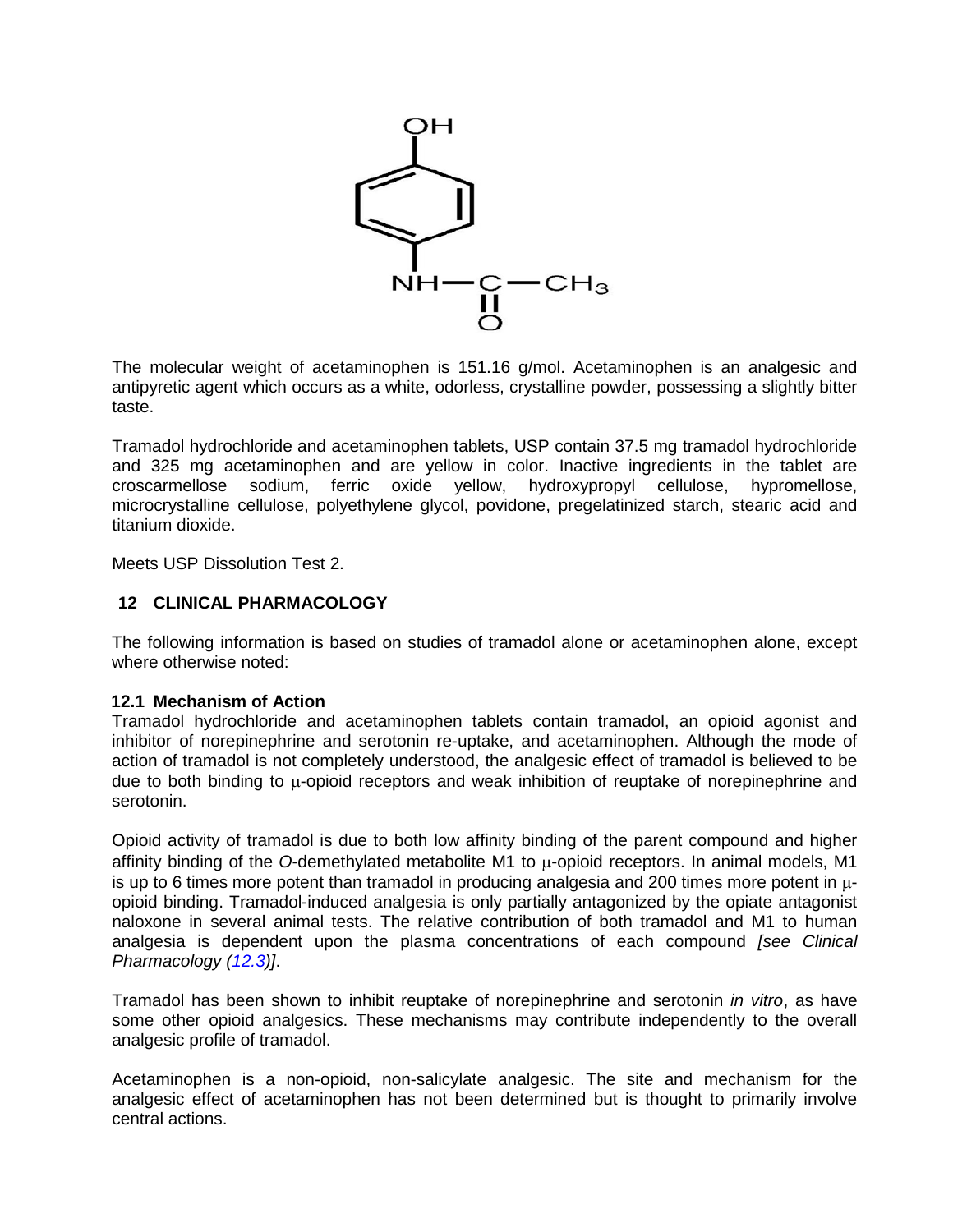The molecular weight of acetaminophen is 151.16 g/mol. Acetaminophen is an analgesic and antipyretic agent which occurs as a white, odorless, crystalline powder, possessing a slightly bitter taste.

Tramadol hydrochloride and acetaminophen tablets, USP contain 37.5 mg tramadol hydrochloride and 325 mg acetaminophen and are yellow in color. Inactive ingredients in the tablet are croscarmellose sodium, ferric oxide yellow, hydroxypropyl cellulose, hypromellose, microcrystalline cellulose, polyethylene glycol, povidone, pregelatinized starch, stearic acid and titanium dioxide.

Meets USP Dissolution Test 2.

## 12 CLINICAL PHARMACOLOGY

The following information is based on studies of tramadol alone or acetaminophen alone, except where otherwise noted:

### 12.1 Mechanism of Action

Tramadol hydrochloride and acetaminophen tablets contain tramadol, an opioid agonist and inhibitor of norepinephrine and serotonin re-uptake, and acetaminophen. Although the mode of action of tramadol is not completely understood, the analgesic effect of tramadol is believed to be due to both binding to μ-opioid receptors and weak inhibition of reuptake of norepinephrine and serotonin.

Opioid activity of tramadol is due to both low affinity binding of the parent compound and higher affinity binding of the *O*-demethylated metabolite M1 to μ-opioid receptors. In animal models, M1 is up to 6 times more potent than tramadol in producing analgesia and 200 times more potent in μ-opioid binding. Tramadol-induced analgesia is only partially antagonized by the opiate antagonist naloxone in several animal tests. The relative contribution of both tramadol and M1 to human analgesia is dependent upon the plasma concentrations of each compound *[see Clinical Pharmacology (12.3)]*.

Tramadol has been shown to inhibit reuptake of norepinephrine and serotonin *in vitro*, as have some other opioid analgesics. These mechanisms may contribute independently to the overall analgesic profile of tramadol.

Acetaminophen is a non-opioid, non-salicylate analgesic. The site and mechanism for the analgesic effect of acetaminophen has not been determined but is thought to primarily involve central actions.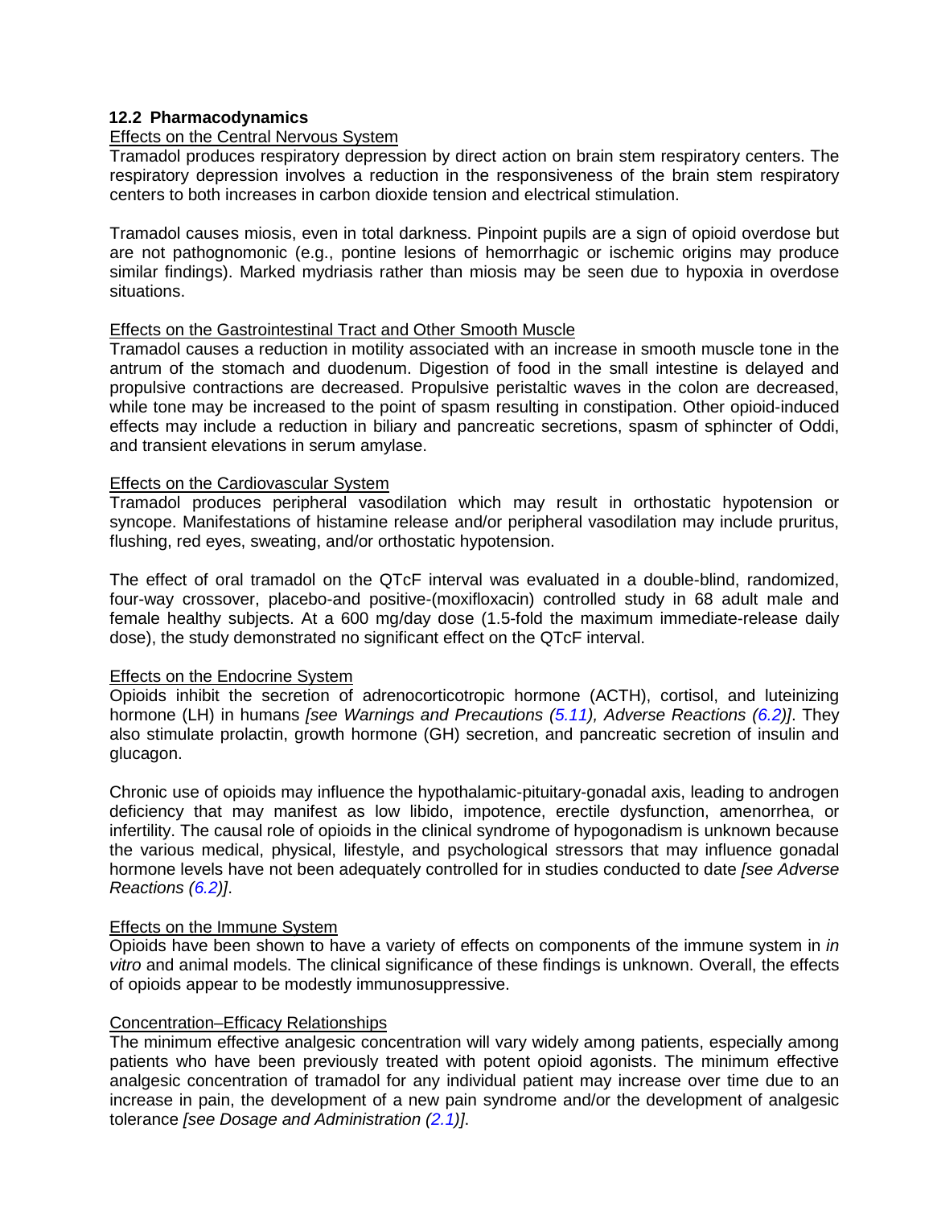### 12.2 Pharmacodynamics

Effects on the Central Nervous System

Tramadol produces respiratory depression by direct action on brain stem respiratory centers. The respiratory depression involves a reduction in the responsiveness of the brain stem respiratory centers to both increases in carbon dioxide tension and electrical stimulation.

Tramadol causes miosis, even in total darkness. Pinpoint pupils are a sign of opioid overdose but are not pathognomonic (e.g., pontine lesions of hemorrhagic or ischemic origins may produce similar findings). Marked mydriasis rather than miosis may be seen due to hypoxia in overdose situations.

Effects on the Gastrointestinal Tract and Other Smooth Muscle

Tramadol causes a reduction in motility associated with an increase in smooth muscle tone in the antrum of the stomach and duodenum. Digestion of food in the small intestine is delayed and propulsive contractions are decreased. Propulsive peristaltic waves in the colon are decreased, while tone may be increased to the point of spasm resulting in constipation. Other opioid-induced effects may include a reduction in biliary and pancreatic secretions, spasm of sphincter of Oddi, and transient elevations in serum amylase.

Effects on the Cardiovascular System

Tramadol produces peripheral vasodilation which may result in orthostatic hypotension or syncope. Manifestations of histamine release and/or peripheral vasodilation may include pruritus, flushing, red eyes, sweating, and/or orthostatic hypotension.

The effect of oral tramadol on the QTcF interval was evaluated in a double-blind, randomized, four-way crossover, placebo-and positive-(moxifloxacin) controlled study in 68 adult male and female healthy subjects. At a 600 mg/day dose (1.5-fold the maximum immediate-release daily dose), the study demonstrated no significant effect on the QTcF interval.

Effects on the Endocrine System

Opioids inhibit the secretion of adrenocorticotropic hormone (ACTH), cortisol, and luteinizing hormone (LH) in humans *[see Warnings and Precautions (5.11), Adverse Reactions (6.2)]*. They also stimulate prolactin, growth hormone (GH) secretion, and pancreatic secretion of insulin and glucagon.

Chronic use of opioids may influence the hypothalamic-pituitary-gonadal axis, leading to androgen deficiency that may manifest as low libido, impotence, erectile dysfunction, amenorrhea, or infertility. The causal role of opioids in the clinical syndrome of hypogonadism is unknown because the various medical, physical, lifestyle, and psychological stressors that may influence gonadal hormone levels have not been adequately controlled for in studies conducted to date *[see Adverse Reactions (6.2)]*.

Effects on the Immune System

Opioids have been shown to have a variety of effects on components of the immune system in *in vitro* and animal models. The clinical significance of these findings is unknown. Overall, the effects of opioids appear to be modestly immunosuppressive.

Concentration–Efficacy Relationships

The minimum effective analgesic concentration will vary widely among patients, especially among patients who have been previously treated with potent opioid agonists. The minimum effective analgesic concentration of tramadol for any individual patient may increase over time due to an increase in pain, the development of a new pain syndrome and/or the development of analgesic tolerance *[see Dosage and Administration (2.1)]*.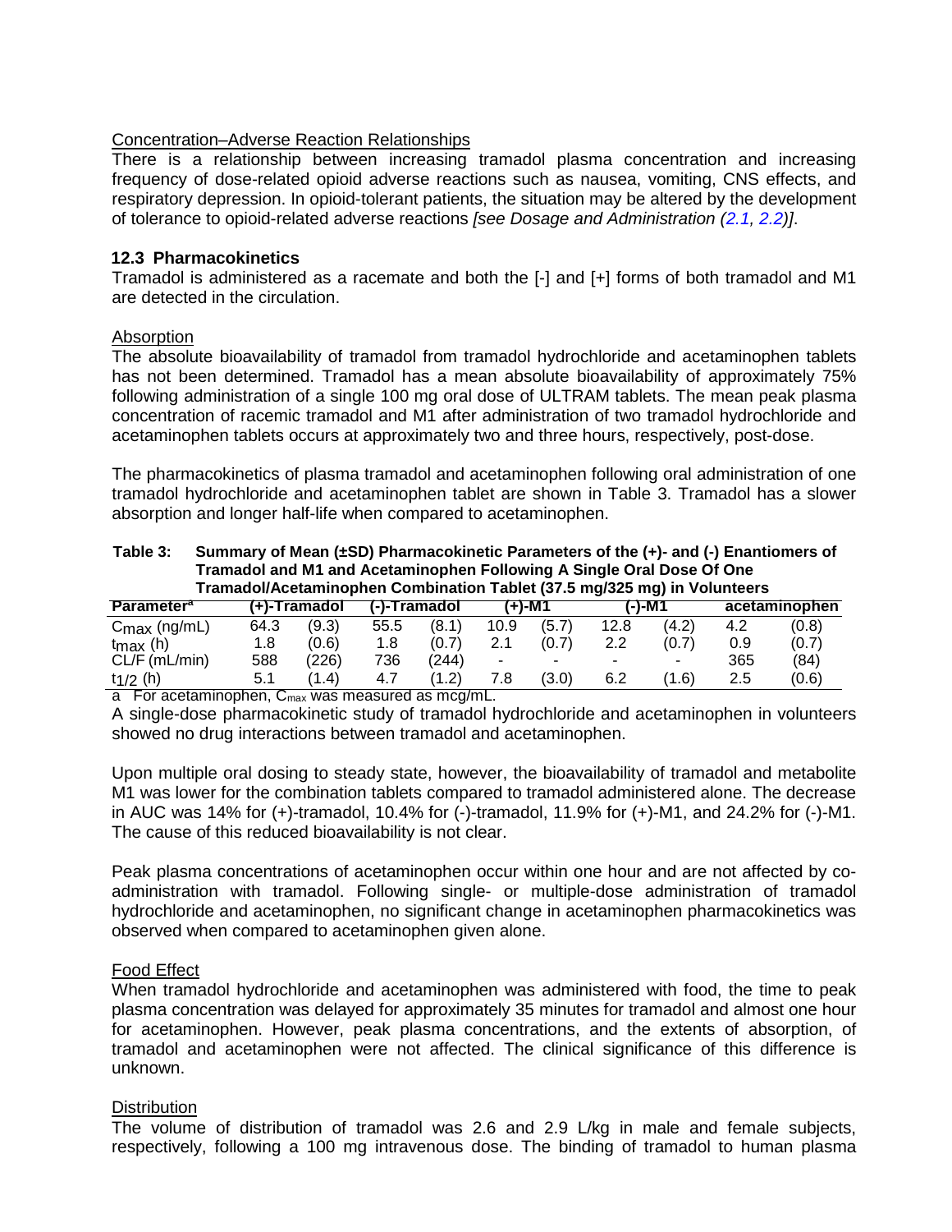Concentration–Adverse Reaction Relationships

There is a relationship between increasing tramadol plasma concentration and increasing frequency of dose-related opioid adverse reactions such as nausea, vomiting, CNS effects, and respiratory depression. In opioid-tolerant patients, the situation may be altered by the development of tolerance to opioid-related adverse reactions *[see Dosage and Administration (2.1, 2.2)]*.

### 12.3 Pharmacokinetics

Tramadol is administered as a racemate and both the [-] and [+] forms of both tramadol and M1 are detected in the circulation.

Absorption

The absolute bioavailability of tramadol from tramadol hydrochloride and acetaminophen tablets has not been determined. Tramadol has a mean absolute bioavailability of approximately 75% following administration of a single 100 mg oral dose of ULTRAM tablets. The mean peak plasma concentration of racemic tramadol and M1 after administration of two tramadol hydrochloride and acetaminophen tablets occurs at approximately two and three hours, respectively, post-dose.

The pharmacokinetics of plasma tramadol and acetaminophen following oral administration of one tramadol hydrochloride and acetaminophen tablet are shown in Table 3. Tramadol has a slower absorption and longer half-life when compared to acetaminophen.

**Table 3: Summary of Mean (±SD) Pharmacokinetic Parameters of the (+)- and (-) Enantiomers of Tramadol and M1 and Acetaminophen Following A Single Oral Dose Of One Tramadol/Acetaminophen Combination Tablet (37.5 mg/325 mg) in Volunteers**

| Parameter[a] | (+)-Tramadol | | (-)-Tramadol | | (+)-M1 | | (-)-M1 | | acetaminophen | |
|---|---|---|---|---|---|---|---|---|---|---|
| $C_{max}$ (ng/mL) | 64.3 | (9.3) | 55.5 | (8.1) | 10.9 | (5.7) | 12.8 | (4.2) | 4.2 | (0.8) |
| $t_{max}$ (h) | 1.8 | (0.6) | 1.8 | (0.7) | 2.1 | (0.7) | 2.2 | (0.7) | 0.9 | (0.7) |
| CL/F (mL/min) | 588 | (226) | 736 | (244) | - | - | - | - | 365 | (84) |
| $t_{1/2}$ (h) | 5.1 | (1.4) | 4.7 | (1.2) | 7.8 | (3.0) | 6.2 | (1.6) | 2.5 | (0.6) |

a For acetaminophen, $C_{max}$ was measured as mcg/mL.

A single-dose pharmacokinetic study of tramadol hydrochloride and acetaminophen in volunteers showed no drug interactions between tramadol and acetaminophen.

Upon multiple oral dosing to steady state, however, the bioavailability of tramadol and metabolite M1 was lower for the combination tablets compared to tramadol administered alone. The decrease in AUC was 14% for (+)-tramadol, 10.4% for (-)-tramadol, 11.9% for (+)-M1, and 24.2% for (-)-M1. The cause of this reduced bioavailability is not clear.

Peak plasma concentrations of acetaminophen occur within one hour and are not affected by co-administration with tramadol. Following single- or multiple-dose administration of tramadol hydrochloride and acetaminophen, no significant change in acetaminophen pharmacokinetics was observed when compared to acetaminophen given alone.

Food Effect

When tramadol hydrochloride and acetaminophen was administered with food, the time to peak plasma concentration was delayed for approximately 35 minutes for tramadol and almost one hour for acetaminophen. However, peak plasma concentrations, and the extents of absorption, of tramadol and acetaminophen were not affected. The clinical significance of this difference is unknown.

Distribution

The volume of distribution of tramadol was 2.6 and 2.9 L/kg in male and female subjects, respectively, following a 100 mg intravenous dose. The binding of tramadol to human plasma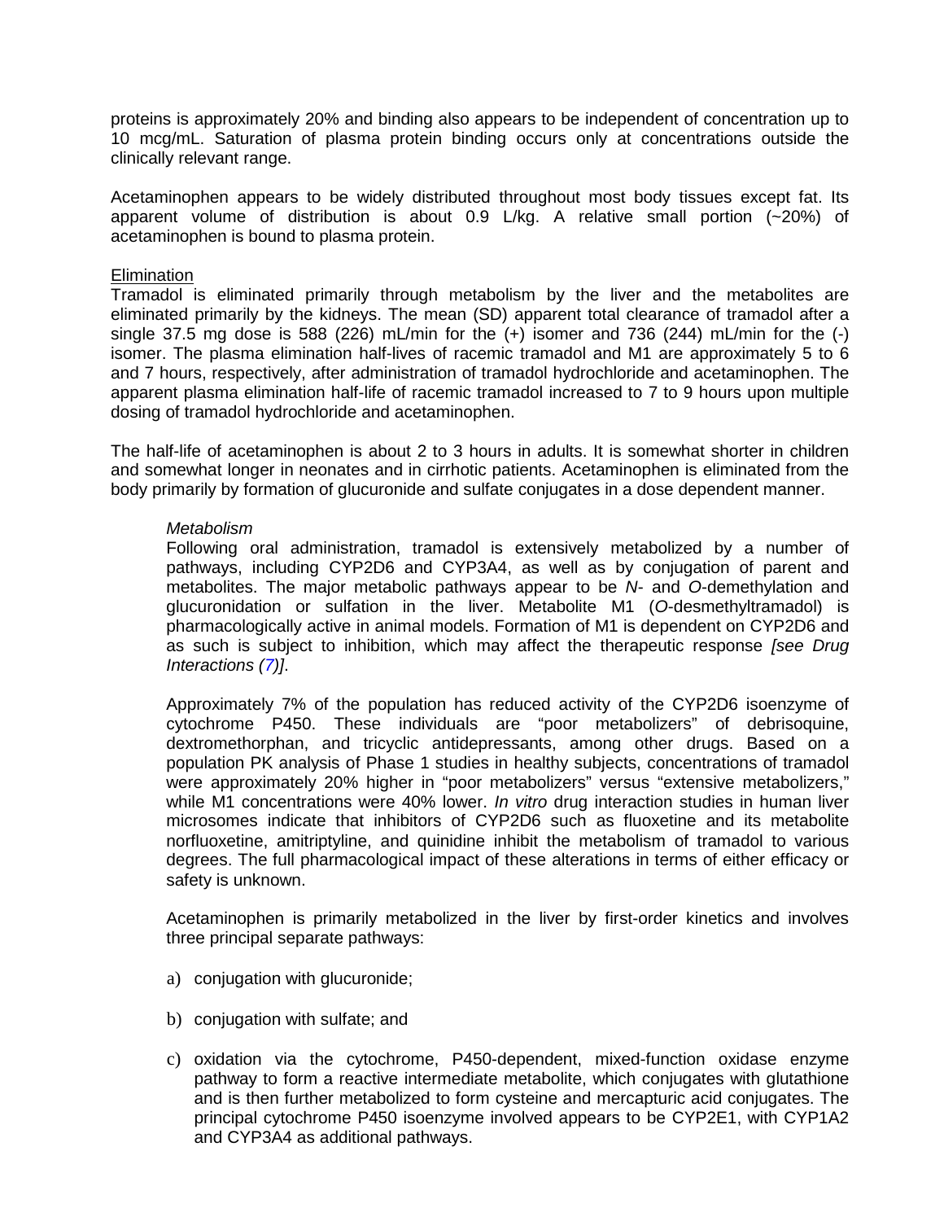proteins is approximately 20% and binding also appears to be independent of concentration up to 10 mcg/mL. Saturation of plasma protein binding occurs only at concentrations outside the clinically relevant range.

Acetaminophen appears to be widely distributed throughout most body tissues except fat. Its apparent volume of distribution is about 0.9 L/kg. A relative small portion (~20%) of acetaminophen is bound to plasma protein.

Elimination

Tramadol is eliminated primarily through metabolism by the liver and the metabolites are eliminated primarily by the kidneys. The mean (SD) apparent total clearance of tramadol after a single 37.5 mg dose is 588 (226) mL/min for the (+) isomer and 736 (244) mL/min for the (-) isomer. The plasma elimination half-lives of racemic tramadol and M1 are approximately 5 to 6 and 7 hours, respectively, after administration of tramadol hydrochloride and acetaminophen. The apparent plasma elimination half-life of racemic tramadol increased to 7 to 9 hours upon multiple dosing of tramadol hydrochloride and acetaminophen.

The half-life of acetaminophen is about 2 to 3 hours in adults. It is somewhat shorter in children and somewhat longer in neonates and in cirrhotic patients. Acetaminophen is eliminated from the body primarily by formation of glucuronide and sulfate conjugates in a dose dependent manner.

*Metabolism*

Following oral administration, tramadol is extensively metabolized by a number of pathways, including CYP2D6 and CYP3A4, as well as by conjugation of parent and metabolites. The major metabolic pathways appear to be *N*- and *O*-demethylation and glucuronidation or sulfation in the liver. Metabolite M1 (*O*-desmethyltramadol) is pharmacologically active in animal models. Formation of M1 is dependent on CYP2D6 and as such is subject to inhibition, which may affect the therapeutic response *[see Drug Interactions (7)]*.

Approximately 7% of the population has reduced activity of the CYP2D6 isoenzyme of cytochrome P450. These individuals are "poor metabolizers" of debrisoquine, dextromethorphan, and tricyclic antidepressants, among other drugs. Based on a population PK analysis of Phase 1 studies in healthy subjects, concentrations of tramadol were approximately 20% higher in "poor metabolizers" versus "extensive metabolizers," while M1 concentrations were 40% lower. *In vitro* drug interaction studies in human liver microsomes indicate that inhibitors of CYP2D6 such as fluoxetine and its metabolite norfluoxetine, amitriptyline, and quinidine inhibit the metabolism of tramadol to various degrees. The full pharmacological impact of these alterations in terms of either efficacy or safety is unknown.

Acetaminophen is primarily metabolized in the liver by first-order kinetics and involves three principal separate pathways:

a) conjugation with glucuronide;

b) conjugation with sulfate; and

c) oxidation via the cytochrome, P450-dependent, mixed-function oxidase enzyme pathway to form a reactive intermediate metabolite, which conjugates with glutathione and is then further metabolized to form cysteine and mercapturic acid conjugates. The principal cytochrome P450 isoenzyme involved appears to be CYP2E1, with CYP1A2 and CYP3A4 as additional pathways.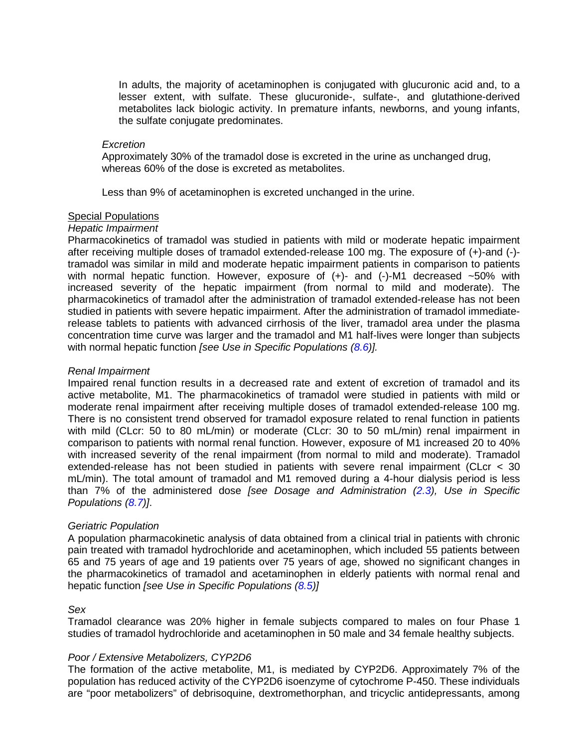In adults, the majority of acetaminophen is conjugated with glucuronic acid and, to a lesser extent, with sulfate. These glucuronide-, sulfate-, and glutathione-derived metabolites lack biologic activity. In premature infants, newborns, and young infants, the sulfate conjugate predominates.

*Excretion*

Approximately 30% of the tramadol dose is excreted in the urine as unchanged drug, whereas 60% of the dose is excreted as metabolites.

Less than 9% of acetaminophen is excreted unchanged in the urine.

Special Populations

*Hepatic Impairment*

Pharmacokinetics of tramadol was studied in patients with mild or moderate hepatic impairment after receiving multiple doses of tramadol extended-release 100 mg. The exposure of (+)-and (-)-tramadol was similar in mild and moderate hepatic impairment patients in comparison to patients with normal hepatic function. However, exposure of (+)- and (-)-M1 decreased ~50% with increased severity of the hepatic impairment (from normal to mild and moderate). The pharmacokinetics of tramadol after the administration of tramadol extended-release has not been studied in patients with severe hepatic impairment. After the administration of tramadol immediate-release tablets to patients with advanced cirrhosis of the liver, tramadol area under the plasma concentration time curve was larger and the tramadol and M1 half-lives were longer than subjects with normal hepatic function *[see Use in Specific Populations (8.6)].*

*Renal Impairment*

Impaired renal function results in a decreased rate and extent of excretion of tramadol and its active metabolite, M1. The pharmacokinetics of tramadol were studied in patients with mild or moderate renal impairment after receiving multiple doses of tramadol extended-release 100 mg. There is no consistent trend observed for tramadol exposure related to renal function in patients with mild (CLcr: 50 to 80 mL/min) or moderate (CLcr: 30 to 50 mL/min) renal impairment in comparison to patients with normal renal function. However, exposure of M1 increased 20 to 40% with increased severity of the renal impairment (from normal to mild and moderate). Tramadol extended-release has not been studied in patients with severe renal impairment (CLcr < 30 mL/min). The total amount of tramadol and M1 removed during a 4-hour dialysis period is less than 7% of the administered dose *[see Dosage and Administration (2.3), Use in Specific Populations (8.7)]*.

*Geriatric Population*

A population pharmacokinetic analysis of data obtained from a clinical trial in patients with chronic pain treated with tramadol hydrochloride and acetaminophen, which included 55 patients between 65 and 75 years of age and 19 patients over 75 years of age, showed no significant changes in the pharmacokinetics of tramadol and acetaminophen in elderly patients with normal renal and hepatic function *[see Use in Specific Populations (8.5)]*

*Sex*

Tramadol clearance was 20% higher in female subjects compared to males on four Phase 1 studies of tramadol hydrochloride and acetaminophen in 50 male and 34 female healthy subjects.

*Poor / Extensive Metabolizers, CYP2D6*

The formation of the active metabolite, M1, is mediated by CYP2D6. Approximately 7% of the population has reduced activity of the CYP2D6 isoenzyme of cytochrome P-450. These individuals are "poor metabolizers" of debrisoquine, dextromethorphan, and tricyclic antidepressants, among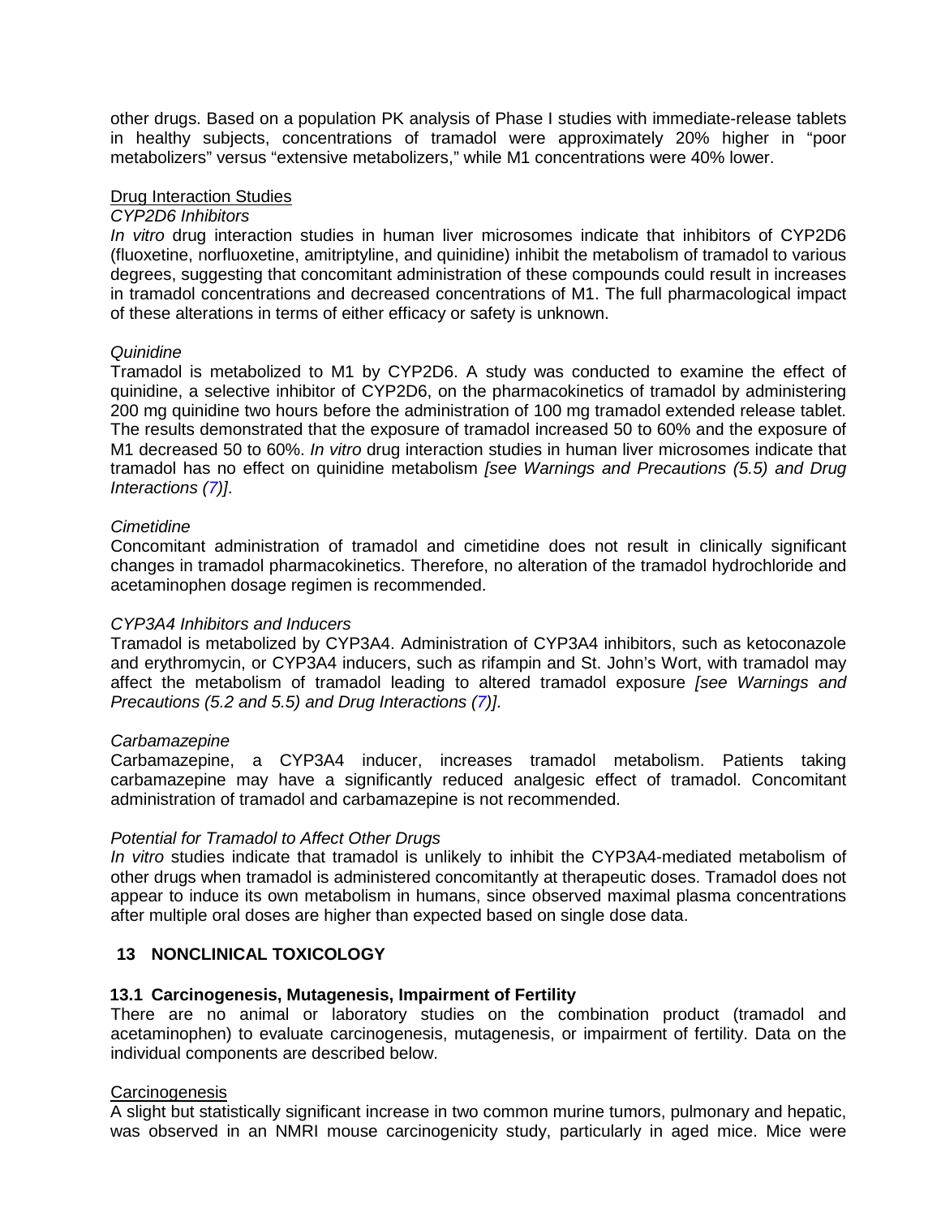other drugs. Based on a population PK analysis of Phase I studies with immediate-release tablets in healthy subjects, concentrations of tramadol were approximately 20% higher in "poor metabolizers" versus "extensive metabolizers," while M1 concentrations were 40% lower.

Drug Interaction Studies

*CYP2D6 Inhibitors*

*In vitro* drug interaction studies in human liver microsomes indicate that inhibitors of CYP2D6 (fluoxetine, norfluoxetine, amitriptyline, and quinidine) inhibit the metabolism of tramadol to various degrees, suggesting that concomitant administration of these compounds could result in increases in tramadol concentrations and decreased concentrations of M1. The full pharmacological impact of these alterations in terms of either efficacy or safety is unknown.

*Quinidine*

Tramadol is metabolized to M1 by CYP2D6. A study was conducted to examine the effect of quinidine, a selective inhibitor of CYP2D6, on the pharmacokinetics of tramadol by administering 200 mg quinidine two hours before the administration of 100 mg tramadol extended release tablet. The results demonstrated that the exposure of tramadol increased 50 to 60% and the exposure of M1 decreased 50 to 60%. *In vitro* drug interaction studies in human liver microsomes indicate that tramadol has no effect on quinidine metabolism *[see Warnings and Precautions (5.5) and Drug Interactions (7)]*.

*Cimetidine*

Concomitant administration of tramadol and cimetidine does not result in clinically significant changes in tramadol pharmacokinetics. Therefore, no alteration of the tramadol hydrochloride and acetaminophen dosage regimen is recommended.

*CYP3A4 Inhibitors and Inducers*

Tramadol is metabolized by CYP3A4. Administration of CYP3A4 inhibitors, such as ketoconazole and erythromycin, or CYP3A4 inducers, such as rifampin and St. John's Wort, with tramadol may affect the metabolism of tramadol leading to altered tramadol exposure *[see Warnings and Precautions (5.2 and 5.5) and Drug Interactions (7)]*.

*Carbamazepine*

Carbamazepine, a CYP3A4 inducer, increases tramadol metabolism. Patients taking carbamazepine may have a significantly reduced analgesic effect of tramadol. Concomitant administration of tramadol and carbamazepine is not recommended.

*Potential for Tramadol to Affect Other Drugs*

*In vitro* studies indicate that tramadol is unlikely to inhibit the CYP3A4-mediated metabolism of other drugs when tramadol is administered concomitantly at therapeutic doses. Tramadol does not appear to induce its own metabolism in humans, since observed maximal plasma concentrations after multiple oral doses are higher than expected based on single dose data.

## 13 NONCLINICAL TOXICOLOGY

### 13.1 Carcinogenesis, Mutagenesis, Impairment of Fertility

There are no animal or laboratory studies on the combination product (tramadol and acetaminophen) to evaluate carcinogenesis, mutagenesis, or impairment of fertility. Data on the individual components are described below.

Carcinogenesis

A slight but statistically significant increase in two common murine tumors, pulmonary and hepatic, was observed in an NMRI mouse carcinogenicity study, particularly in aged mice. Mice were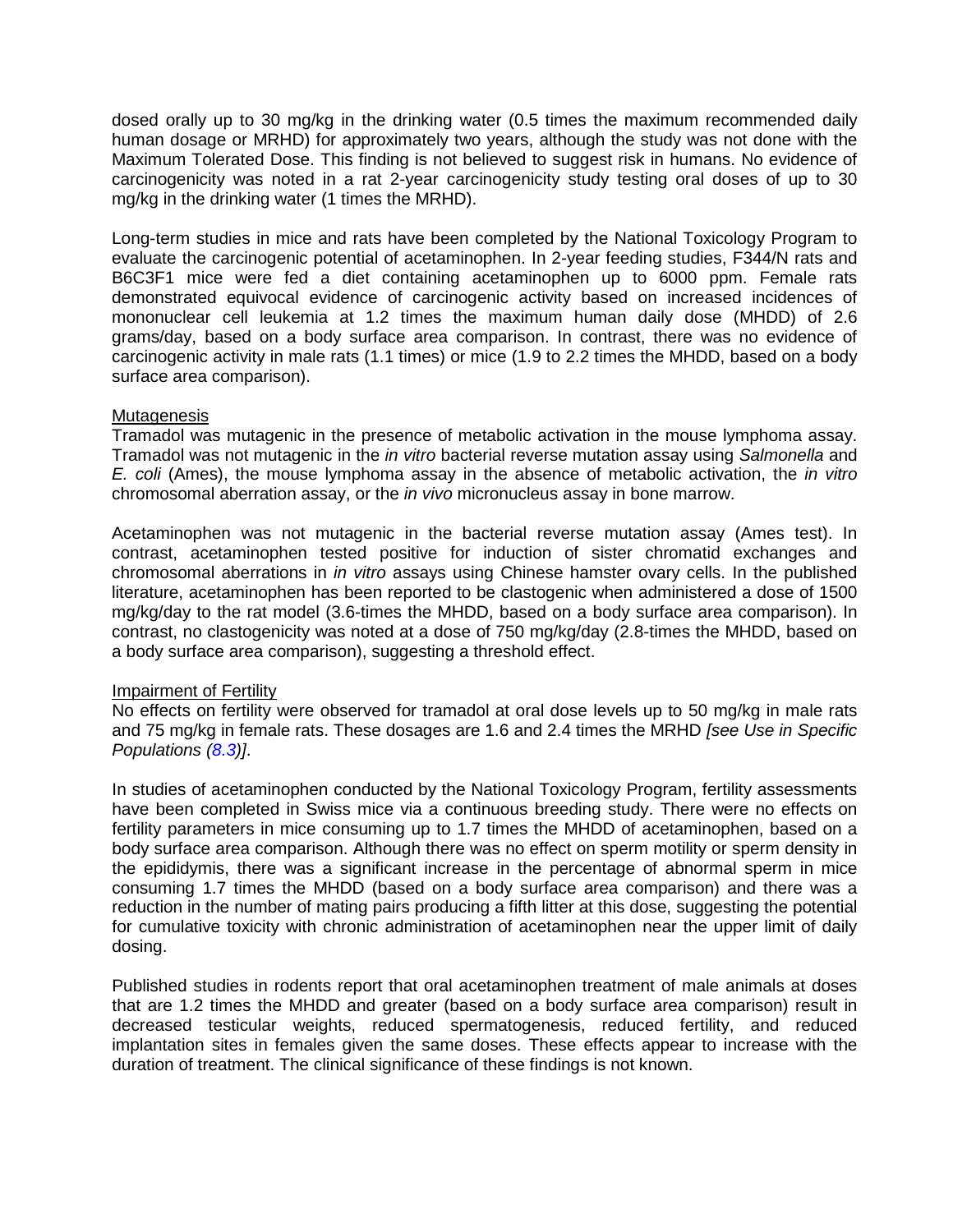dosed orally up to 30 mg/kg in the drinking water (0.5 times the maximum recommended daily human dosage or MRHD) for approximately two years, although the study was not done with the Maximum Tolerated Dose. This finding is not believed to suggest risk in humans. No evidence of carcinogenicity was noted in a rat 2-year carcinogenicity study testing oral doses of up to 30 mg/kg in the drinking water (1 times the MRHD).

Long-term studies in mice and rats have been completed by the National Toxicology Program to evaluate the carcinogenic potential of acetaminophen. In 2-year feeding studies, F344/N rats and B6C3F1 mice were fed a diet containing acetaminophen up to 6000 ppm. Female rats demonstrated equivocal evidence of carcinogenic activity based on increased incidences of mononuclear cell leukemia at 1.2 times the maximum human daily dose (MHDD) of 2.6 grams/day, based on a body surface area comparison. In contrast, there was no evidence of carcinogenic activity in male rats (1.1 times) or mice (1.9 to 2.2 times the MHDD, based on a body surface area comparison).

Mutagenesis

Tramadol was mutagenic in the presence of metabolic activation in the mouse lymphoma assay. Tramadol was not mutagenic in the *in vitro* bacterial reverse mutation assay using *Salmonella* and *E. coli* (Ames), the mouse lymphoma assay in the absence of metabolic activation, the *in vitro* chromosomal aberration assay, or the *in vivo* micronucleus assay in bone marrow.

Acetaminophen was not mutagenic in the bacterial reverse mutation assay (Ames test). In contrast, acetaminophen tested positive for induction of sister chromatid exchanges and chromosomal aberrations in *in vitro* assays using Chinese hamster ovary cells. In the published literature, acetaminophen has been reported to be clastogenic when administered a dose of 1500 mg/kg/day to the rat model (3.6-times the MHDD, based on a body surface area comparison). In contrast, no clastogenicity was noted at a dose of 750 mg/kg/day (2.8-times the MHDD, based on a body surface area comparison), suggesting a threshold effect.

Impairment of Fertility

No effects on fertility were observed for tramadol at oral dose levels up to 50 mg/kg in male rats and 75 mg/kg in female rats. These dosages are 1.6 and 2.4 times the MRHD *[see Use in Specific Populations (8.3)]*.

In studies of acetaminophen conducted by the National Toxicology Program, fertility assessments have been completed in Swiss mice via a continuous breeding study. There were no effects on fertility parameters in mice consuming up to 1.7 times the MHDD of acetaminophen, based on a body surface area comparison. Although there was no effect on sperm motility or sperm density in the epididymis, there was a significant increase in the percentage of abnormal sperm in mice consuming 1.7 times the MHDD (based on a body surface area comparison) and there was a reduction in the number of mating pairs producing a fifth litter at this dose, suggesting the potential for cumulative toxicity with chronic administration of acetaminophen near the upper limit of daily dosing.

Published studies in rodents report that oral acetaminophen treatment of male animals at doses that are 1.2 times the MHDD and greater (based on a body surface area comparison) result in decreased testicular weights, reduced spermatogenesis, reduced fertility, and reduced implantation sites in females given the same doses. These effects appear to increase with the duration of treatment. The clinical significance of these findings is not known.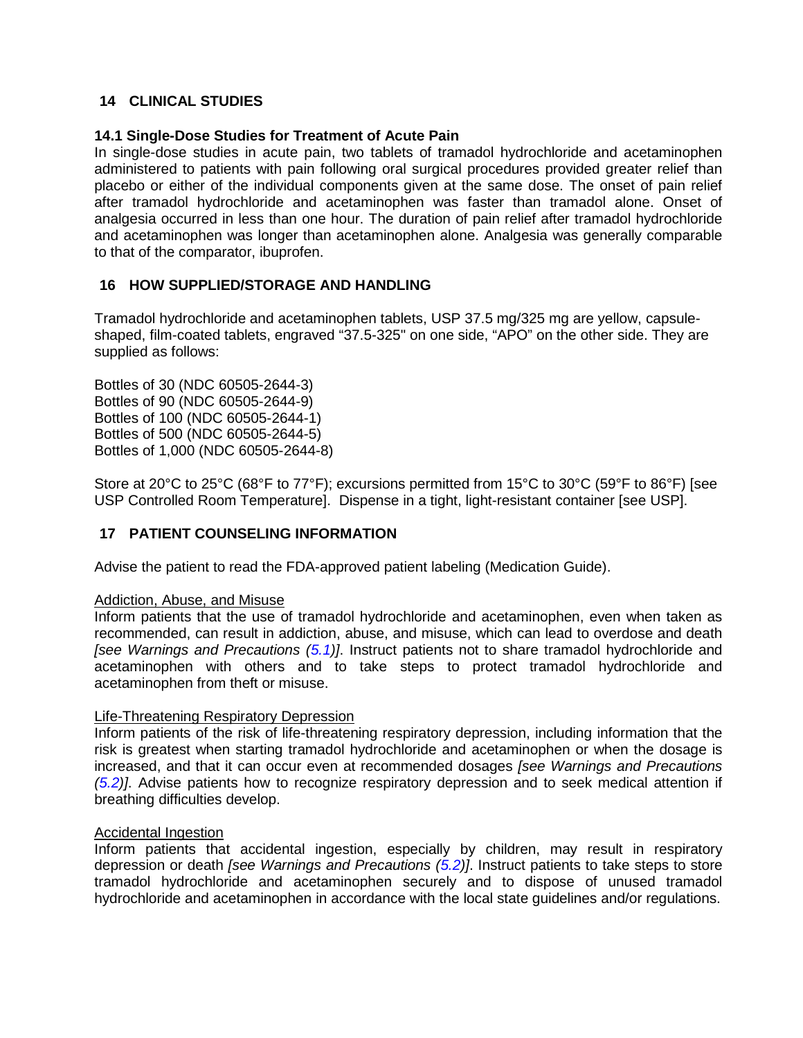## 14 CLINICAL STUDIES

### 14.1 Single-Dose Studies for Treatment of Acute Pain

In single-dose studies in acute pain, two tablets of tramadol hydrochloride and acetaminophen administered to patients with pain following oral surgical procedures provided greater relief than placebo or either of the individual components given at the same dose. The onset of pain relief after tramadol hydrochloride and acetaminophen was faster than tramadol alone. Onset of analgesia occurred in less than one hour. The duration of pain relief after tramadol hydrochloride and acetaminophen was longer than acetaminophen alone. Analgesia was generally comparable to that of the comparator, ibuprofen.

## 16 HOW SUPPLIED/STORAGE AND HANDLING

Tramadol hydrochloride and acetaminophen tablets, USP 37.5 mg/325 mg are yellow, capsule-shaped, film-coated tablets, engraved "37.5-325" on one side, "APO" on the other side. They are supplied as follows:

Bottles of 30 (NDC 60505-2644-3)
Bottles of 90 (NDC 60505-2644-9)
Bottles of 100 (NDC 60505-2644-1)
Bottles of 500 (NDC 60505-2644-5)
Bottles of 1,000 (NDC 60505-2644-8)

Store at 20°C to 25°C (68°F to 77°F); excursions permitted from 15°C to 30°C (59°F to 86°F) [see USP Controlled Room Temperature]. Dispense in a tight, light-resistant container [see USP].

## 17 PATIENT COUNSELING INFORMATION

Advise the patient to read the FDA-approved patient labeling (Medication Guide).

Addiction, Abuse, and Misuse

Inform patients that the use of tramadol hydrochloride and acetaminophen, even when taken as recommended, can result in addiction, abuse, and misuse, which can lead to overdose and death *[see Warnings and Precautions (5.1)]*. Instruct patients not to share tramadol hydrochloride and acetaminophen with others and to take steps to protect tramadol hydrochloride and acetaminophen from theft or misuse.

Life-Threatening Respiratory Depression

Inform patients of the risk of life-threatening respiratory depression, including information that the risk is greatest when starting tramadol hydrochloride and acetaminophen or when the dosage is increased, and that it can occur even at recommended dosages *[see Warnings and Precautions (5.2)]*. Advise patients how to recognize respiratory depression and to seek medical attention if breathing difficulties develop.

Accidental Ingestion

Inform patients that accidental ingestion, especially by children, may result in respiratory depression or death *[see Warnings and Precautions (5.2)]*. Instruct patients to take steps to store tramadol hydrochloride and acetaminophen securely and to dispose of unused tramadol hydrochloride and acetaminophen in accordance with the local state guidelines and/or regulations.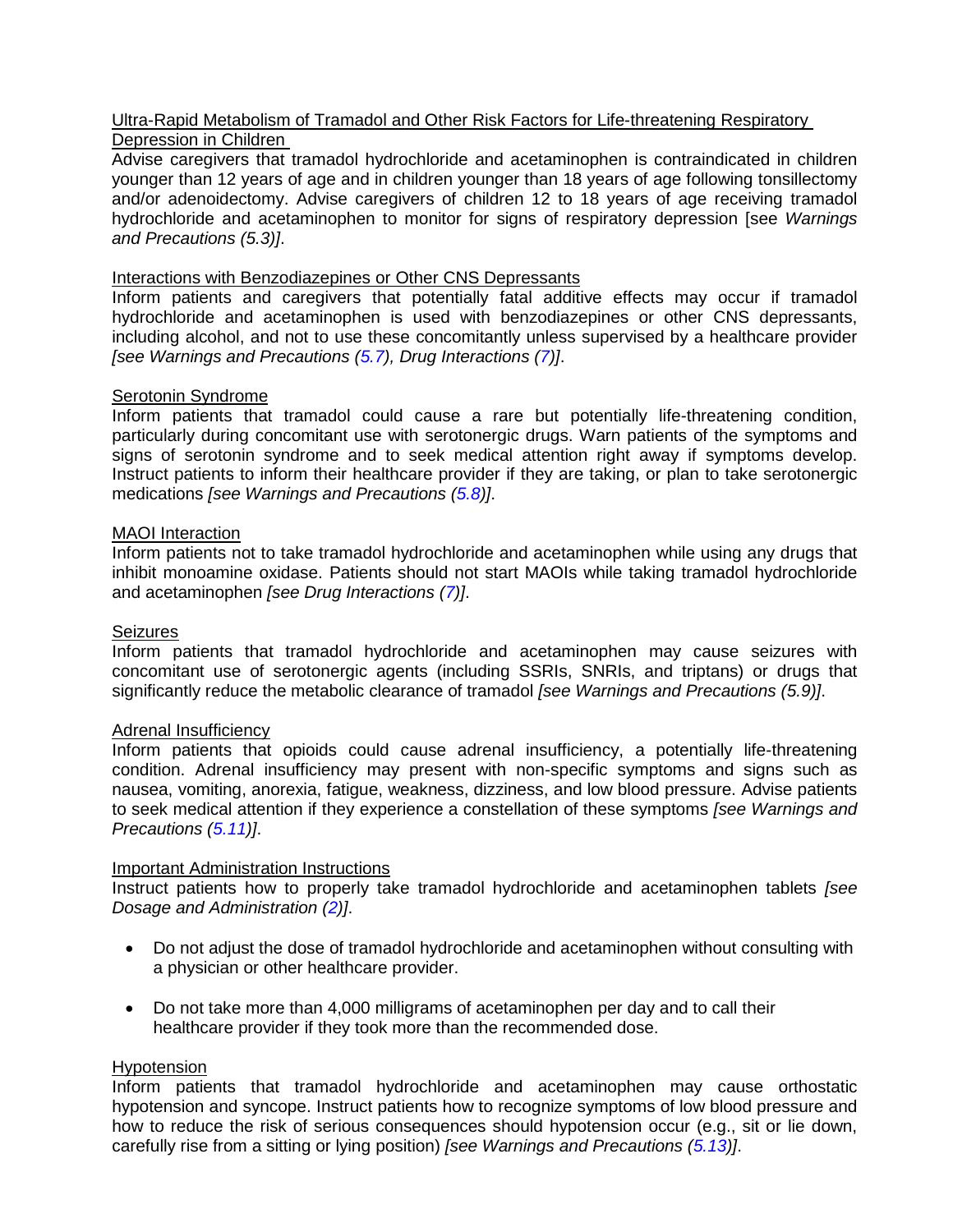Ultra-Rapid Metabolism of Tramadol and Other Risk Factors for Life-threatening Respiratory Depression in Children

Advise caregivers that tramadol hydrochloride and acetaminophen is contraindicated in children younger than 12 years of age and in children younger than 18 years of age following tonsillectomy and/or adenoidectomy. Advise caregivers of children 12 to 18 years of age receiving tramadol hydrochloride and acetaminophen to monitor for signs of respiratory depression [see *Warnings and Precautions (5.3)*].

Interactions with Benzodiazepines or Other CNS Depressants

Inform patients and caregivers that potentially fatal additive effects may occur if tramadol hydrochloride and acetaminophen is used with benzodiazepines or other CNS depressants, including alcohol, and not to use these concomitantly unless supervised by a healthcare provider *[see Warnings and Precautions (5.7), Drug Interactions (7)]*.

Serotonin Syndrome

Inform patients that tramadol could cause a rare but potentially life-threatening condition, particularly during concomitant use with serotonergic drugs. Warn patients of the symptoms and signs of serotonin syndrome and to seek medical attention right away if symptoms develop. Instruct patients to inform their healthcare provider if they are taking, or plan to take serotonergic medications *[see Warnings and Precautions (5.8)]*.

MAOI Interaction

Inform patients not to take tramadol hydrochloride and acetaminophen while using any drugs that inhibit monoamine oxidase. Patients should not start MAOIs while taking tramadol hydrochloride and acetaminophen *[see Drug Interactions (7)]*.

Seizures

Inform patients that tramadol hydrochloride and acetaminophen may cause seizures with concomitant use of serotonergic agents (including SSRIs, SNRIs, and triptans) or drugs that significantly reduce the metabolic clearance of tramadol *[see Warnings and Precautions (5.9)]*.

Adrenal Insufficiency

Inform patients that opioids could cause adrenal insufficiency, a potentially life-threatening condition. Adrenal insufficiency may present with non-specific symptoms and signs such as nausea, vomiting, anorexia, fatigue, weakness, dizziness, and low blood pressure. Advise patients to seek medical attention if they experience a constellation of these symptoms *[see Warnings and Precautions (5.11)]*.

Important Administration Instructions

Instruct patients how to properly take tramadol hydrochloride and acetaminophen tablets *[see Dosage and Administration (2)]*.

- Do not adjust the dose of tramadol hydrochloride and acetaminophen without consulting with a physician or other healthcare provider.
- Do not take more than 4,000 milligrams of acetaminophen per day and to call their healthcare provider if they took more than the recommended dose.

Hypotension

Inform patients that tramadol hydrochloride and acetaminophen may cause orthostatic hypotension and syncope. Instruct patients how to recognize symptoms of low blood pressure and how to reduce the risk of serious consequences should hypotension occur (e.g., sit or lie down, carefully rise from a sitting or lying position) *[see Warnings and Precautions (5.13)]*.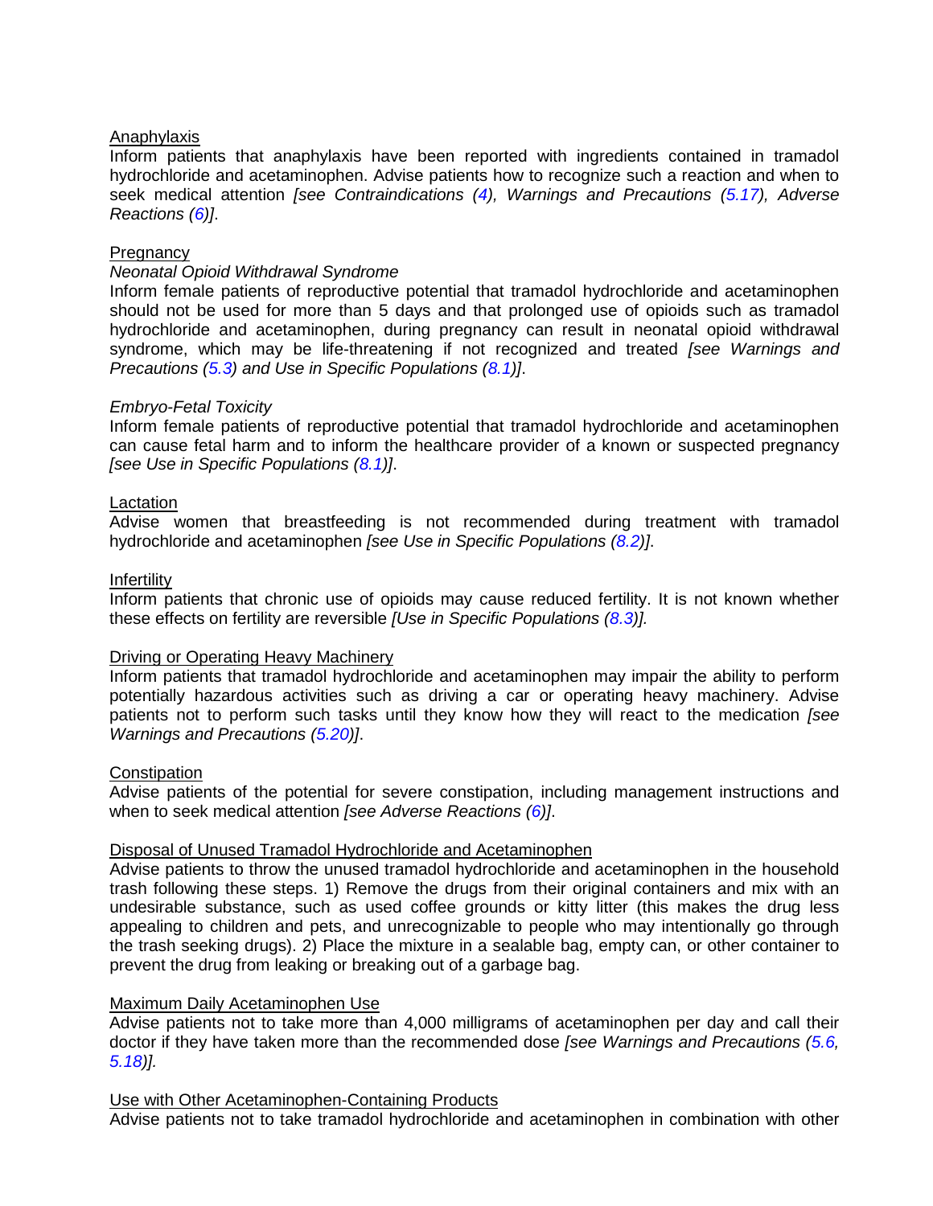Anaphylaxis

Inform patients that anaphylaxis have been reported with ingredients contained in tramadol hydrochloride and acetaminophen. Advise patients how to recognize such a reaction and when to seek medical attention *[see Contraindications (4), Warnings and Precautions (5.17), Adverse Reactions (6)]*.

Pregnancy

*Neonatal Opioid Withdrawal Syndrome*

Inform female patients of reproductive potential that tramadol hydrochloride and acetaminophen should not be used for more than 5 days and that prolonged use of opioids such as tramadol hydrochloride and acetaminophen, during pregnancy can result in neonatal opioid withdrawal syndrome, which may be life-threatening if not recognized and treated *[see Warnings and Precautions (5.3) and Use in Specific Populations (8.1)]*.

*Embryo-Fetal Toxicity*

Inform female patients of reproductive potential that tramadol hydrochloride and acetaminophen can cause fetal harm and to inform the healthcare provider of a known or suspected pregnancy *[see Use in Specific Populations (8.1)]*.

Lactation

Advise women that breastfeeding is not recommended during treatment with tramadol hydrochloride and acetaminophen *[see Use in Specific Populations (8.2)]*.

Infertility

Inform patients that chronic use of opioids may cause reduced fertility. It is not known whether these effects on fertility are reversible *[Use in Specific Populations (8.3)].*

Driving or Operating Heavy Machinery

Inform patients that tramadol hydrochloride and acetaminophen may impair the ability to perform potentially hazardous activities such as driving a car or operating heavy machinery. Advise patients not to perform such tasks until they know how they will react to the medication *[see Warnings and Precautions (5.20)]*.

Constipation

Advise patients of the potential for severe constipation, including management instructions and when to seek medical attention *[see Adverse Reactions (6)]*.

Disposal of Unused Tramadol Hydrochloride and Acetaminophen

Advise patients to throw the unused tramadol hydrochloride and acetaminophen in the household trash following these steps. 1) Remove the drugs from their original containers and mix with an undesirable substance, such as used coffee grounds or kitty litter (this makes the drug less appealing to children and pets, and unrecognizable to people who may intentionally go through the trash seeking drugs). 2) Place the mixture in a sealable bag, empty can, or other container to prevent the drug from leaking or breaking out of a garbage bag.

Maximum Daily Acetaminophen Use

Advise patients not to take more than 4,000 milligrams of acetaminophen per day and call their doctor if they have taken more than the recommended dose *[see Warnings and Precautions (5.6, 5.18)].*

Use with Other Acetaminophen-Containing Products

Advise patients not to take tramadol hydrochloride and acetaminophen in combination with other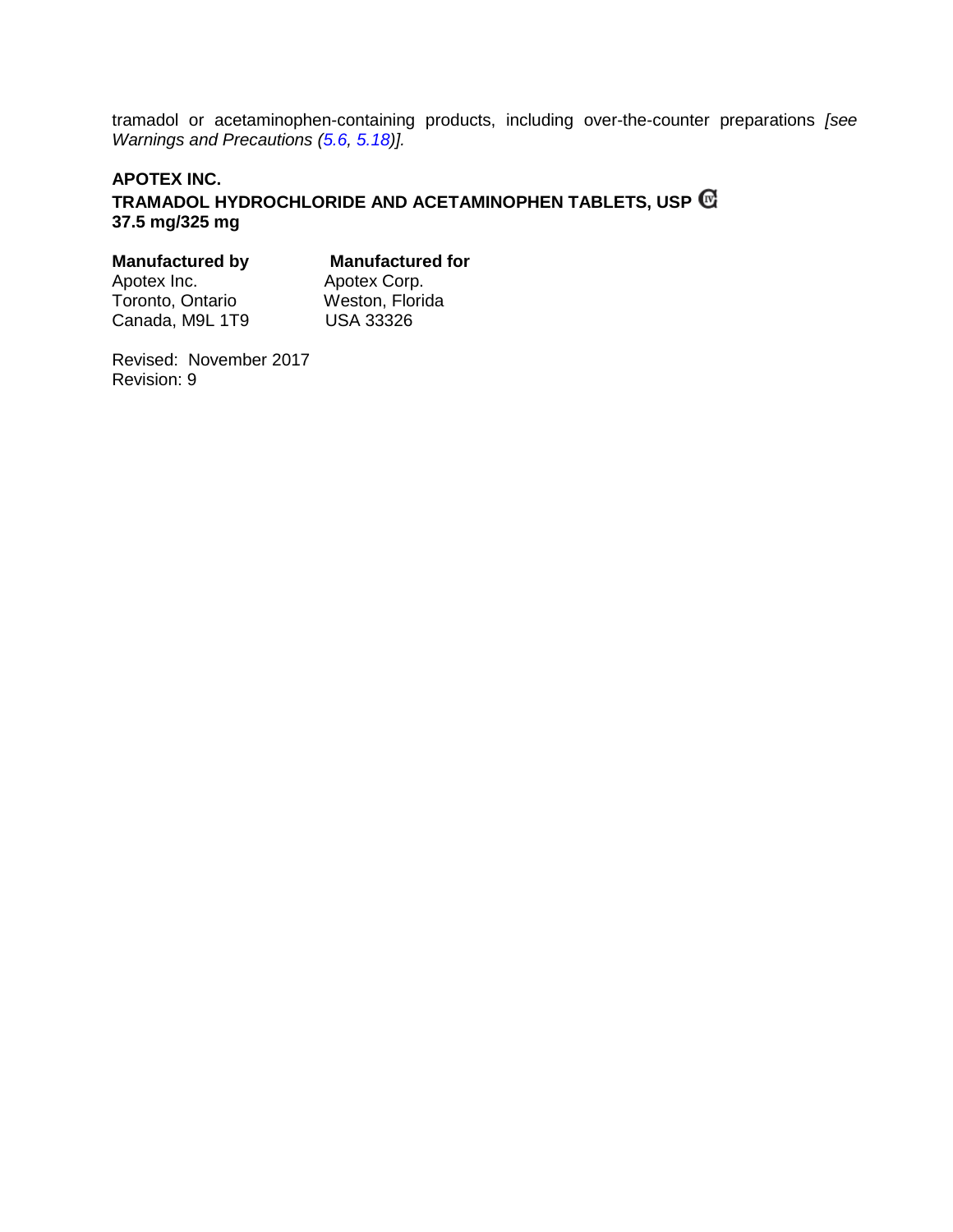tramadol or acetaminophen-containing products, including over-the-counter preparations *[see Warnings and Precautions (5.6, 5.18)].*

**APOTEX INC.**
**TRAMADOL HYDROCHLORIDE AND ACETAMINOPHEN TABLETS, USP CIV**
**37.5 mg/325 mg**

| **Manufactured by** | **Manufactured for** |
|---|---|
| Apotex Inc. | Apotex Corp. |
| Toronto, Ontario | Weston, Florida |
| Canada, M9L 1T9 | USA 33326 |

Revised: November 2017
Revision: 9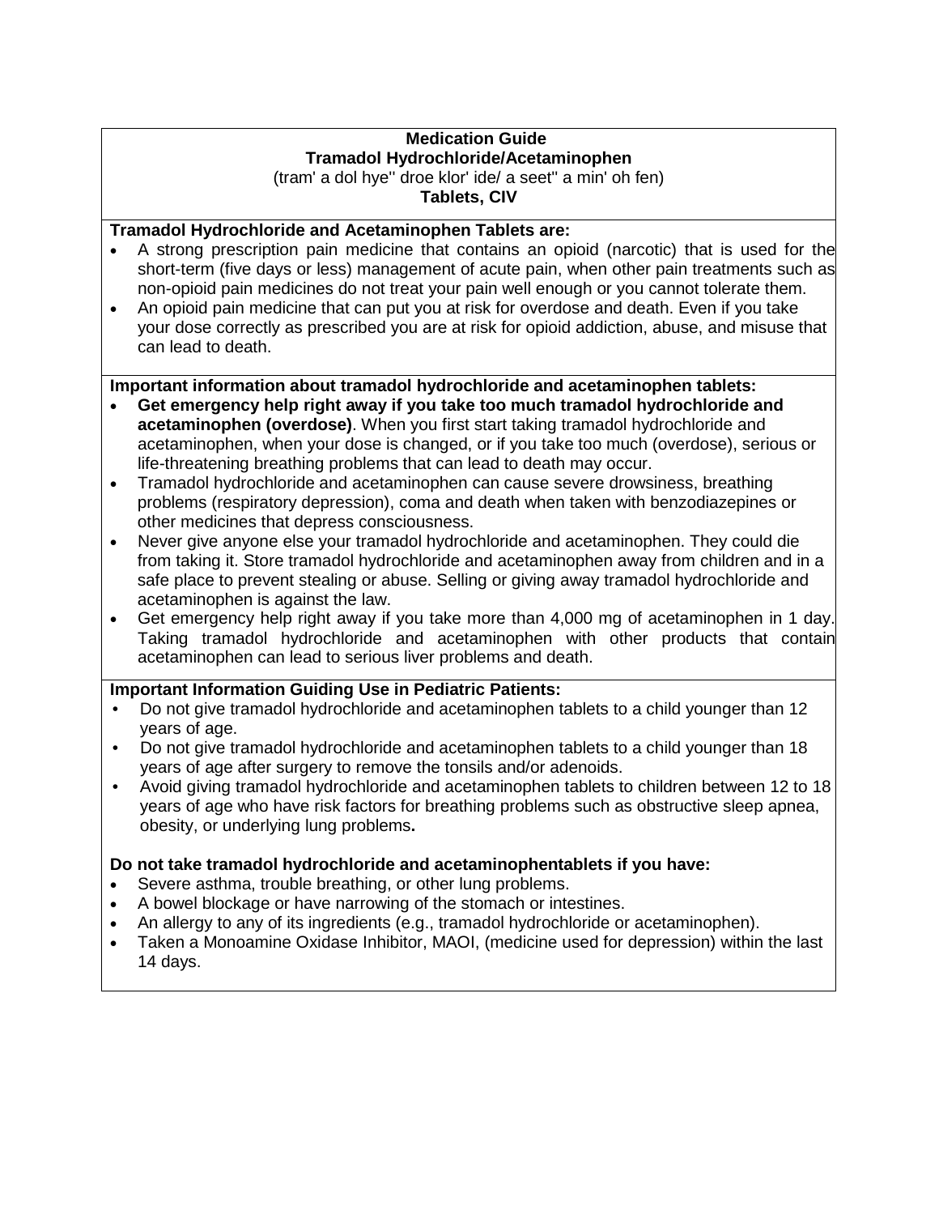**Medication Guide**
**Tramadol Hydrochloride/Acetaminophen**
(tram' a dol hye'' droe klor' ide/ a seet'' a min' oh fen)
**Tablets, CIV**

**Tramadol Hydrochloride and Acetaminophen Tablets are:**

- A strong prescription pain medicine that contains an opioid (narcotic) that is used for the short-term (five days or less) management of acute pain, when other pain treatments such as non-opioid pain medicines do not treat your pain well enough or you cannot tolerate them.
- An opioid pain medicine that can put you at risk for overdose and death. Even if you take your dose correctly as prescribed you are at risk for opioid addiction, abuse, and misuse that can lead to death.

**Important information about tramadol hydrochloride and acetaminophen tablets:**

- **Get emergency help right away if you take too much tramadol hydrochloride and acetaminophen (overdose)**. When you first start taking tramadol hydrochloride and acetaminophen, when your dose is changed, or if you take too much (overdose), serious or life-threatening breathing problems that can lead to death may occur.
- Tramadol hydrochloride and acetaminophen can cause severe drowsiness, breathing problems (respiratory depression), coma and death when taken with benzodiazepines or other medicines that depress consciousness.
- Never give anyone else your tramadol hydrochloride and acetaminophen. They could die from taking it. Store tramadol hydrochloride and acetaminophen away from children and in a safe place to prevent stealing or abuse. Selling or giving away tramadol hydrochloride and acetaminophen is against the law.
- Get emergency help right away if you take more than 4,000 mg of acetaminophen in 1 day. Taking tramadol hydrochloride and acetaminophen with other products that contain acetaminophen can lead to serious liver problems and death.

**Important Information Guiding Use in Pediatric Patients:**

- Do not give tramadol hydrochloride and acetaminophen tablets to a child younger than 12 years of age.
- Do not give tramadol hydrochloride and acetaminophen tablets to a child younger than 18 years of age after surgery to remove the tonsils and/or adenoids.
- Avoid giving tramadol hydrochloride and acetaminophen tablets to children between 12 to 18 years of age who have risk factors for breathing problems such as obstructive sleep apnea, obesity, or underlying lung problems**.**

**Do not take tramadol hydrochloride and acetaminophentablets if you have:**

- Severe asthma, trouble breathing, or other lung problems.
- A bowel blockage or have narrowing of the stomach or intestines.
- An allergy to any of its ingredients (e.g., tramadol hydrochloride or acetaminophen).
- Taken a Monoamine Oxidase Inhibitor, MAOI, (medicine used for depression) within the last 14 days.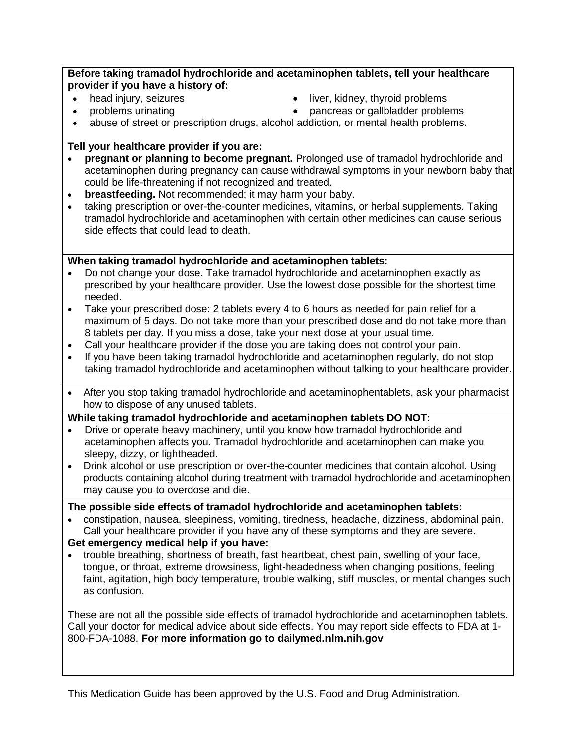**Before taking tramadol hydrochloride and acetaminophen tablets, tell your healthcare provider if you have a history of:**

- head injury, seizures
- liver, kidney, thyroid problems
- problems urinating
- pancreas or gallbladder problems
- abuse of street or prescription drugs, alcohol addiction, or mental health problems.

**Tell your healthcare provider if you are:**

- **pregnant or planning to become pregnant.** Prolonged use of tramadol hydrochloride and acetaminophen during pregnancy can cause withdrawal symptoms in your newborn baby that could be life-threatening if not recognized and treated.
- **breastfeeding.** Not recommended; it may harm your baby.
- taking prescription or over-the-counter medicines, vitamins, or herbal supplements. Taking tramadol hydrochloride and acetaminophen with certain other medicines can cause serious side effects that could lead to death.

**When taking tramadol hydrochloride and acetaminophen tablets:**

- Do not change your dose. Take tramadol hydrochloride and acetaminophen exactly as prescribed by your healthcare provider. Use the lowest dose possible for the shortest time needed.
- Take your prescribed dose: 2 tablets every 4 to 6 hours as needed for pain relief for a maximum of 5 days. Do not take more than your prescribed dose and do not take more than 8 tablets per day. If you miss a dose, take your next dose at your usual time.
- Call your healthcare provider if the dose you are taking does not control your pain.
- If you have been taking tramadol hydrochloride and acetaminophen regularly, do not stop taking tramadol hydrochloride and acetaminophen without talking to your healthcare provider.
- After you stop taking tramadol hydrochloride and acetaminophentablets, ask your pharmacist how to dispose of any unused tablets.

**While taking tramadol hydrochloride and acetaminophen tablets DO NOT:**

- Drive or operate heavy machinery, until you know how tramadol hydrochloride and acetaminophen affects you. Tramadol hydrochloride and acetaminophen can make you sleepy, dizzy, or lightheaded.
- Drink alcohol or use prescription or over-the-counter medicines that contain alcohol. Using products containing alcohol during treatment with tramadol hydrochloride and acetaminophen may cause you to overdose and die.

**The possible side effects of tramadol hydrochloride and acetaminophen tablets:**

- constipation, nausea, sleepiness, vomiting, tiredness, headache, dizziness, abdominal pain. Call your healthcare provider if you have any of these symptoms and they are severe.

**Get emergency medical help if you have:**

- trouble breathing, shortness of breath, fast heartbeat, chest pain, swelling of your face, tongue, or throat, extreme drowsiness, light-headedness when changing positions, feeling faint, agitation, high body temperature, trouble walking, stiff muscles, or mental changes such as confusion.

These are not all the possible side effects of tramadol hydrochloride and acetaminophen tablets. Call your doctor for medical advice about side effects. You may report side effects to FDA at 1-800-FDA-1088. **For more information go to dailymed.nlm.nih.gov**

This Medication Guide has been approved by the U.S. Food and Drug Administration.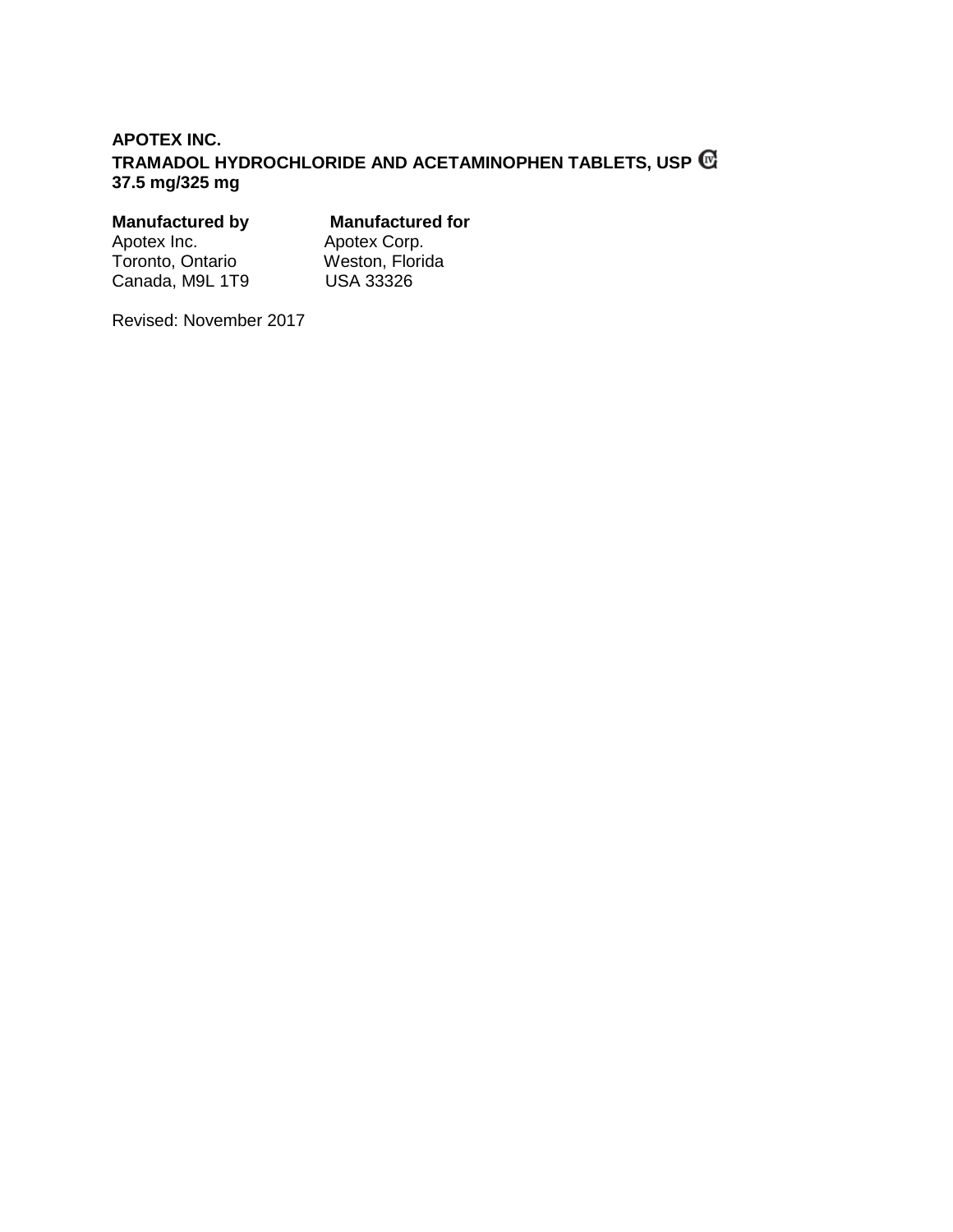**APOTEX INC.**
**TRAMADOL HYDROCHLORIDE AND ACETAMINOPHEN TABLETS, USP CIV**
**37.5 mg/325 mg**

| **Manufactured by** | **Manufactured for** |
|---|---|
| Apotex Inc. | Apotex Corp. |
| Toronto, Ontario | Weston, Florida |
| Canada, M9L 1T9 | USA 33326 |

Revised: November 2017